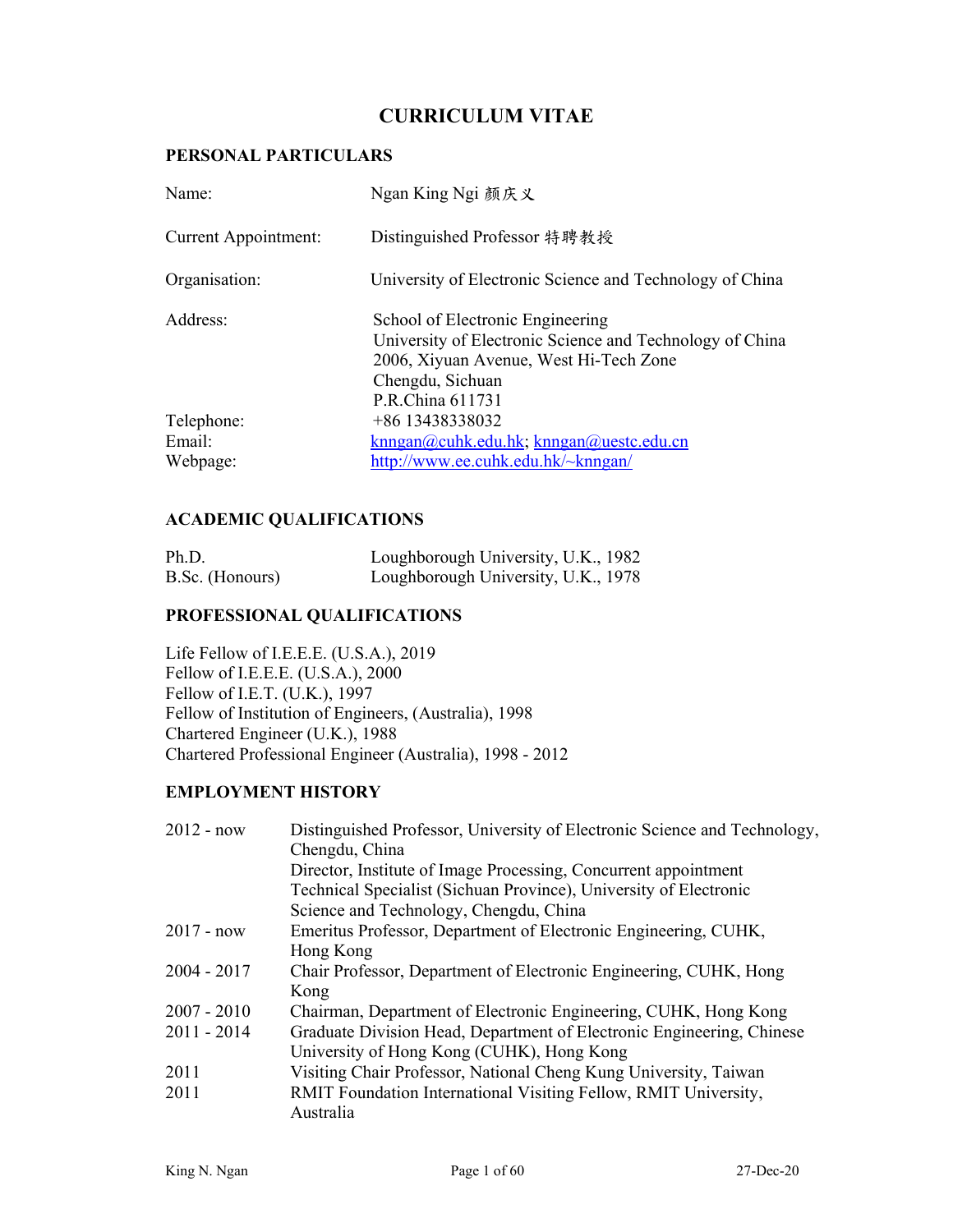# CURRICULUM VITAE

## PERSONAL PARTICULARS

| | |
|---|---|
| Name: | Ngan King Ngi 颜庆义 |
| Current Appointment: | Distinguished Professor 特聘教授 |
| Organisation: | University of Electronic Science and Technology of China |
| Address: | School of Electronic Engineering<br>University of Electronic Science and Technology of China<br>2006, Xiyuan Avenue, West Hi-Tech Zone<br>Chengdu, Sichuan<br>P.R.China 611731 |
| Telephone: | +86 13438338032 |
| Email: | knngan@cuhk.edu.hk; knngan@uestc.edu.cn |
| Webpage: | http://www.ee.cuhk.edu.hk/~knngan/ |

## ACADEMIC QUALIFICATIONS

| | |
|---|---|
| Ph.D. | Loughborough University, U.K., 1982 |
| B.Sc. (Honours) | Loughborough University, U.K., 1978 |

## PROFESSIONAL QUALIFICATIONS

Life Fellow of I.E.E.E. (U.S.A.), 2019
Fellow of I.E.E.E. (U.S.A.), 2000
Fellow of I.E.T. (U.K.), 1997
Fellow of Institution of Engineers, (Australia), 1998
Chartered Engineer (U.K.), 1988
Chartered Professional Engineer (Australia), 1998 - 2012

## EMPLOYMENT HISTORY

| | |
|---|---|
| 2012 - now | Distinguished Professor, University of Electronic Science and Technology, Chengdu, China<br>Director, Institute of Image Processing, Concurrent appointment Technical Specialist (Sichuan Province), University of Electronic Science and Technology, Chengdu, China |
| 2017 - now | Emeritus Professor, Department of Electronic Engineering, CUHK, Hong Kong |
| 2004 - 2017 | Chair Professor, Department of Electronic Engineering, CUHK, Hong Kong |
| 2007 - 2010 | Chairman, Department of Electronic Engineering, CUHK, Hong Kong |
| 2011 - 2014 | Graduate Division Head, Department of Electronic Engineering, Chinese University of Hong Kong (CUHK), Hong Kong |
| 2011 | Visiting Chair Professor, National Cheng Kung University, Taiwan |
| 2011 | RMIT Foundation International Visiting Fellow, RMIT University, Australia |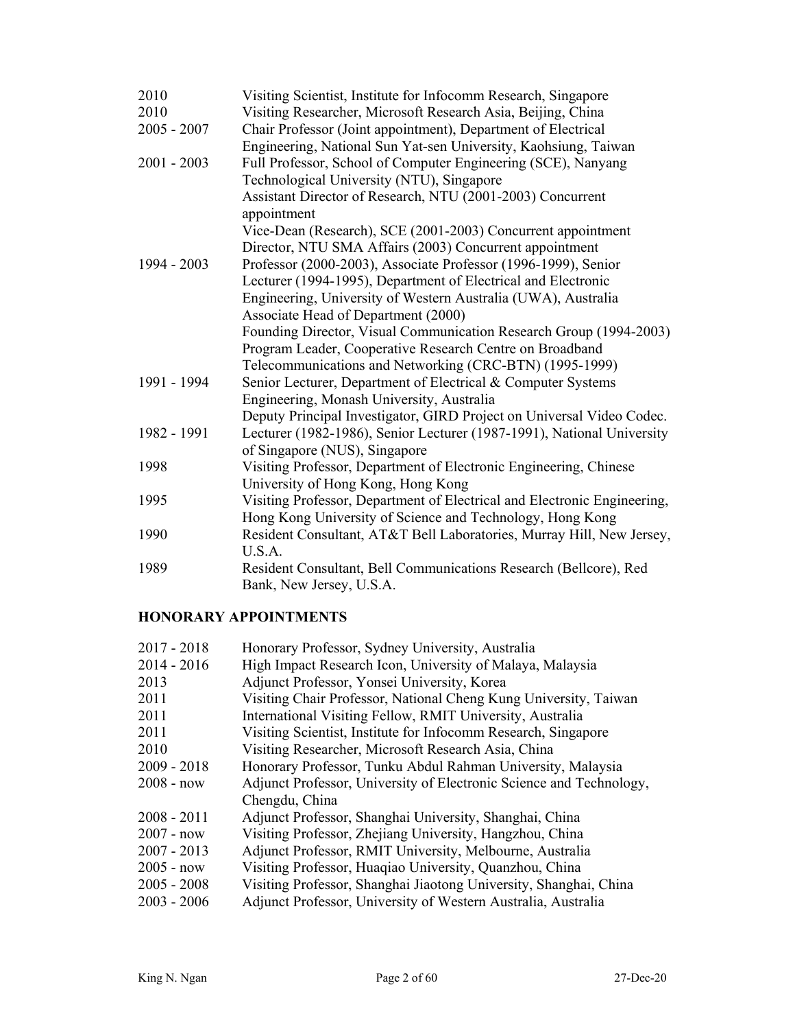| | |
|---|---|
| 2010 | Visiting Scientist, Institute for Infocomm Research, Singapore |
| 2010 | Visiting Researcher, Microsoft Research Asia, Beijing, China |
| 2005 - 2007 | Chair Professor (Joint appointment), Department of Electrical Engineering, National Sun Yat-sen University, Kaohsiung, Taiwan |
| 2001 - 2003 | Full Professor, School of Computer Engineering (SCE), Nanyang Technological University (NTU), Singapore<br>Assistant Director of Research, NTU (2001-2003) Concurrent appointment<br>Vice-Dean (Research), SCE (2001-2003) Concurrent appointment<br>Director, NTU SMA Affairs (2003) Concurrent appointment |
| 1994 - 2003 | Professor (2000-2003), Associate Professor (1996-1999), Senior Lecturer (1994-1995), Department of Electrical and Electronic Engineering, University of Western Australia (UWA), Australia<br>Associate Head of Department (2000)<br>Founding Director, Visual Communication Research Group (1994-2003)<br>Program Leader, Cooperative Research Centre on Broadband Telecommunications and Networking (CRC-BTN) (1995-1999) |
| 1991 - 1994 | Senior Lecturer, Department of Electrical & Computer Systems Engineering, Monash University, Australia<br>Deputy Principal Investigator, GIRD Project on Universal Video Codec. |
| 1982 - 1991 | Lecturer (1982-1986), Senior Lecturer (1987-1991), National University of Singapore (NUS), Singapore |
| 1998 | Visiting Professor, Department of Electronic Engineering, Chinese University of Hong Kong, Hong Kong |
| 1995 | Visiting Professor, Department of Electrical and Electronic Engineering, Hong Kong University of Science and Technology, Hong Kong |
| 1990 | Resident Consultant, AT&T Bell Laboratories, Murray Hill, New Jersey, U.S.A. |
| 1989 | Resident Consultant, Bell Communications Research (Bellcore), Red Bank, New Jersey, U.S.A. |

## HONORARY APPOINTMENTS

| | |
|---|---|
| 2017 - 2018 | Honorary Professor, Sydney University, Australia |
| 2014 - 2016 | High Impact Research Icon, University of Malaya, Malaysia |
| 2013 | Adjunct Professor, Yonsei University, Korea |
| 2011 | Visiting Chair Professor, National Cheng Kung University, Taiwan |
| 2011 | International Visiting Fellow, RMIT University, Australia |
| 2011 | Visiting Scientist, Institute for Infocomm Research, Singapore |
| 2010 | Visiting Researcher, Microsoft Research Asia, China |
| 2009 - 2018 | Honorary Professor, Tunku Abdul Rahman University, Malaysia |
| 2008 - now | Adjunct Professor, University of Electronic Science and Technology, Chengdu, China |
| 2008 - 2011 | Adjunct Professor, Shanghai University, Shanghai, China |
| 2007 - now | Visiting Professor, Zhejiang University, Hangzhou, China |
| 2007 - 2013 | Adjunct Professor, RMIT University, Melbourne, Australia |
| 2005 - now | Visiting Professor, Huaqiao University, Quanzhou, China |
| 2005 - 2008 | Visiting Professor, Shanghai Jiaotong University, Shanghai, China |
| 2003 - 2006 | Adjunct Professor, University of Western Australia, Australia |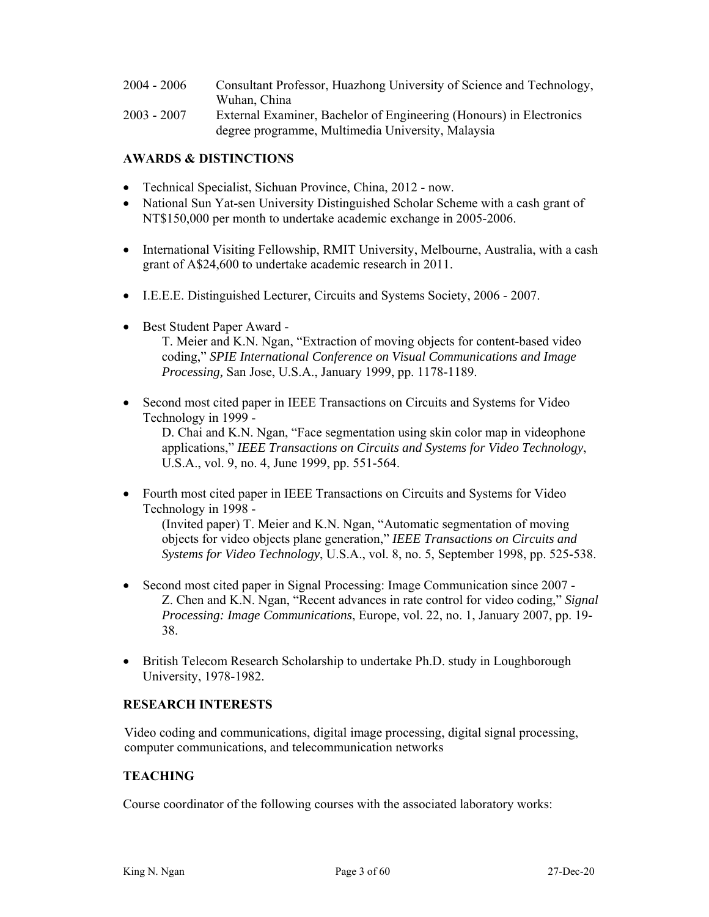| | |
|---|---|
| 2004 - 2006 | Consultant Professor, Huazhong University of Science and Technology, Wuhan, China |
| 2003 - 2007 | External Examiner, Bachelor of Engineering (Honours) in Electronics degree programme, Multimedia University, Malaysia |

## AWARDS & DISTINCTIONS

- Technical Specialist, Sichuan Province, China, 2012 - now.
- National Sun Yat-sen University Distinguished Scholar Scheme with a cash grant of NT$150,000 per month to undertake academic exchange in 2005-2006.
- International Visiting Fellowship, RMIT University, Melbourne, Australia, with a cash grant of A$24,600 to undertake academic research in 2011.
- I.E.E.E. Distinguished Lecturer, Circuits and Systems Society, 2006 - 2007.
- Best Student Paper Award -
  T. Meier and K.N. Ngan, "Extraction of moving objects for content-based video coding," *SPIE International Conference on Visual Communications and Image Processing,* San Jose, U.S.A., January 1999, pp. 1178-1189.
- Second most cited paper in IEEE Transactions on Circuits and Systems for Video Technology in 1999 -
  D. Chai and K.N. Ngan, "Face segmentation using skin color map in videophone applications," *IEEE Transactions on Circuits and Systems for Video Technology*, U.S.A., vol. 9, no. 4, June 1999, pp. 551-564.
- Fourth most cited paper in IEEE Transactions on Circuits and Systems for Video Technology in 1998 -
  (Invited paper) T. Meier and K.N. Ngan, "Automatic segmentation of moving objects for video objects plane generation," *IEEE Transactions on Circuits and Systems for Video Technology*, U.S.A., vol. 8, no. 5, September 1998, pp. 525-538.
- Second most cited paper in Signal Processing: Image Communication since 2007 -
  Z. Chen and K.N. Ngan, "Recent advances in rate control for video coding," *Signal Processing: Image Communications*, Europe, vol. 22, no. 1, January 2007, pp. 19-38.
- British Telecom Research Scholarship to undertake Ph.D. study in Loughborough University, 1978-1982.

## RESEARCH INTERESTS

Video coding and communications, digital image processing, digital signal processing, computer communications, and telecommunication networks

## TEACHING

Course coordinator of the following courses with the associated laboratory works: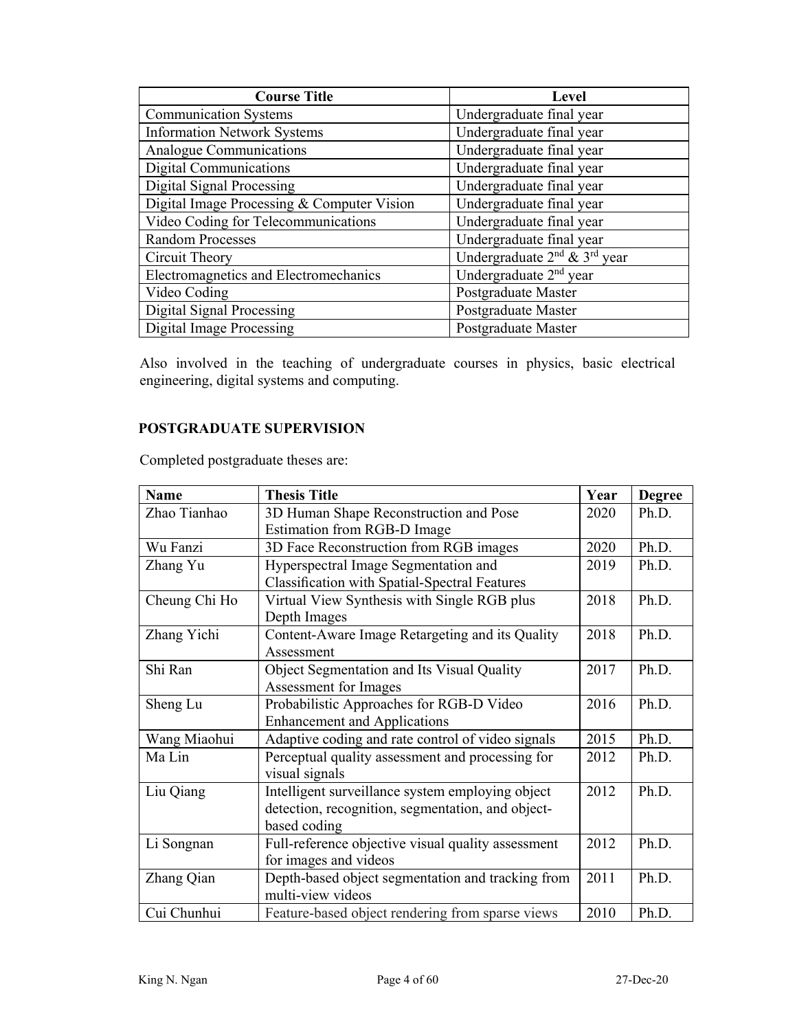| Course Title | Level |
|---|---|
| Communication Systems | Undergraduate final year |
| Information Network Systems | Undergraduate final year |
| Analogue Communications | Undergraduate final year |
| Digital Communications | Undergraduate final year |
| Digital Signal Processing | Undergraduate final year |
| Digital Image Processing & Computer Vision | Undergraduate final year |
| Video Coding for Telecommunications | Undergraduate final year |
| Random Processes | Undergraduate final year |
| Circuit Theory | Undergraduate $2^{nd}$ & $3^{rd}$ year |
| Electromagnetics and Electromechanics | Undergraduate $2^{nd}$ year |
| Video Coding | Postgraduate Master |
| Digital Signal Processing | Postgraduate Master |
| Digital Image Processing | Postgraduate Master |

Also involved in the teaching of undergraduate courses in physics, basic electrical engineering, digital systems and computing.

## POSTGRADUATE SUPERVISION

Completed postgraduate theses are:

| Name | Thesis Title | Year | Degree |
|---|---|---|---|
| Zhao Tianhao | 3D Human Shape Reconstruction and Pose Estimation from RGB-D Image | 2020 | Ph.D. |
| Wu Fanzi | 3D Face Reconstruction from RGB images | 2020 | Ph.D. |
| Zhang Yu | Hyperspectral Image Segmentation and Classification with Spatial-Spectral Features | 2019 | Ph.D. |
| Cheung Chi Ho | Virtual View Synthesis with Single RGB plus Depth Images | 2018 | Ph.D. |
| Zhang Yichi | Content-Aware Image Retargeting and its Quality Assessment | 2018 | Ph.D. |
| Shi Ran | Object Segmentation and Its Visual Quality Assessment for Images | 2017 | Ph.D. |
| Sheng Lu | Probabilistic Approaches for RGB-D Video Enhancement and Applications | 2016 | Ph.D. |
| Wang Miaohui | Adaptive coding and rate control of video signals | 2015 | Ph.D. |
| Ma Lin | Perceptual quality assessment and processing for visual signals | 2012 | Ph.D. |
| Liu Qiang | Intelligent surveillance system employing object detection, recognition, segmentation, and object-based coding | 2012 | Ph.D. |
| Li Songnan | Full-reference objective visual quality assessment for images and videos | 2012 | Ph.D. |
| Zhang Qian | Depth-based object segmentation and tracking from multi-view videos | 2011 | Ph.D. |
| Cui Chunhui | Feature-based object rendering from sparse views | 2010 | Ph.D. |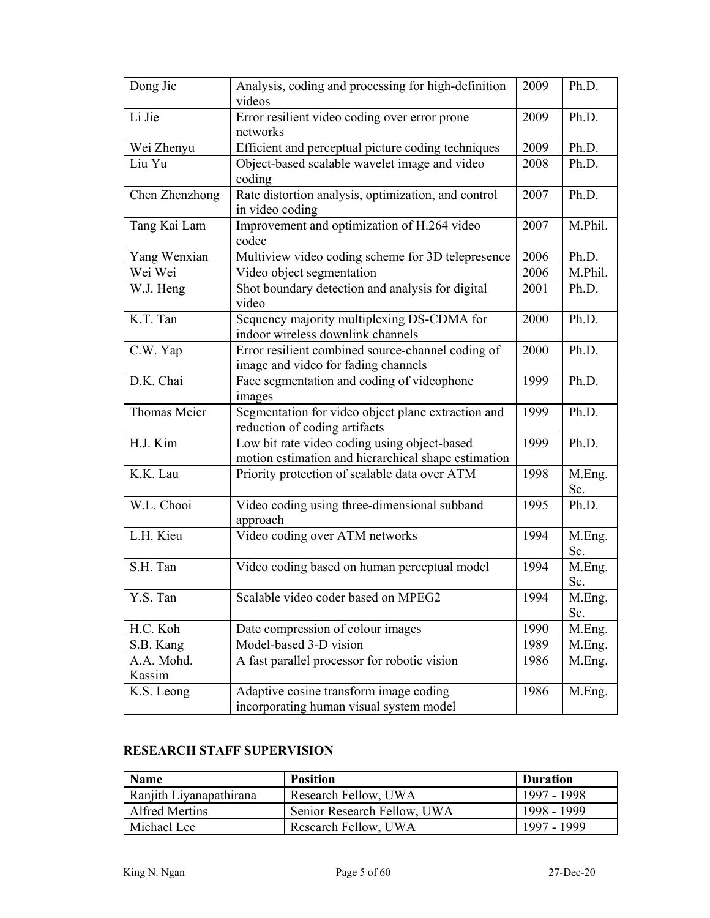| Dong Jie | Analysis, coding and processing for high-definition videos | 2009 | Ph.D. |
|---|---|---|---|
| Li Jie | Error resilient video coding over error prone networks | 2009 | Ph.D. |
| Wei Zhenyu | Efficient and perceptual picture coding techniques | 2009 | Ph.D. |
| Liu Yu | Object-based scalable wavelet image and video coding | 2008 | Ph.D. |
| Chen Zhenzhong | Rate distortion analysis, optimization, and control in video coding | 2007 | Ph.D. |
| Tang Kai Lam | Improvement and optimization of H.264 video codec | 2007 | M.Phil. |
| Yang Wenxian | Multiview video coding scheme for 3D telepresence | 2006 | Ph.D. |
| Wei Wei | Video object segmentation | 2006 | M.Phil. |
| W.J. Heng | Shot boundary detection and analysis for digital video | 2001 | Ph.D. |
| K.T. Tan | Sequency majority multiplexing DS-CDMA for indoor wireless downlink channels | 2000 | Ph.D. |
| C.W. Yap | Error resilient combined source-channel coding of image and video for fading channels | 2000 | Ph.D. |
| D.K. Chai | Face segmentation and coding of videophone images | 1999 | Ph.D. |
| Thomas Meier | Segmentation for video object plane extraction and reduction of coding artifacts | 1999 | Ph.D. |
| H.J. Kim | Low bit rate video coding using object-based motion estimation and hierarchical shape estimation | 1999 | Ph.D. |
| K.K. Lau | Priority protection of scalable data over ATM | 1998 | M.Eng. Sc. |
| W.L. Chooi | Video coding using three-dimensional subband approach | 1995 | Ph.D. |
| L.H. Kieu | Video coding over ATM networks | 1994 | M.Eng. Sc. |
| S.H. Tan | Video coding based on human perceptual model | 1994 | M.Eng. Sc. |
| Y.S. Tan | Scalable video coder based on MPEG2 | 1994 | M.Eng. Sc. |
| H.C. Koh | Date compression of colour images | 1990 | M.Eng. |
| S.B. Kang | Model-based 3-D vision | 1989 | M.Eng. |
| A.A. Mohd. Kassim | A fast parallel processor for robotic vision | 1986 | M.Eng. |
| K.S. Leong | Adaptive cosine transform image coding incorporating human visual system model | 1986 | M.Eng. |

## RESEARCH STAFF SUPERVISION

| Name | Position | Duration |
|---|---|---|
| Ranjith Liyanapathirana | Research Fellow, UWA | 1997 - 1998 |
| Alfred Mertins | Senior Research Fellow, UWA | 1998 - 1999 |
| Michael Lee | Research Fellow, UWA | 1997 - 1999 |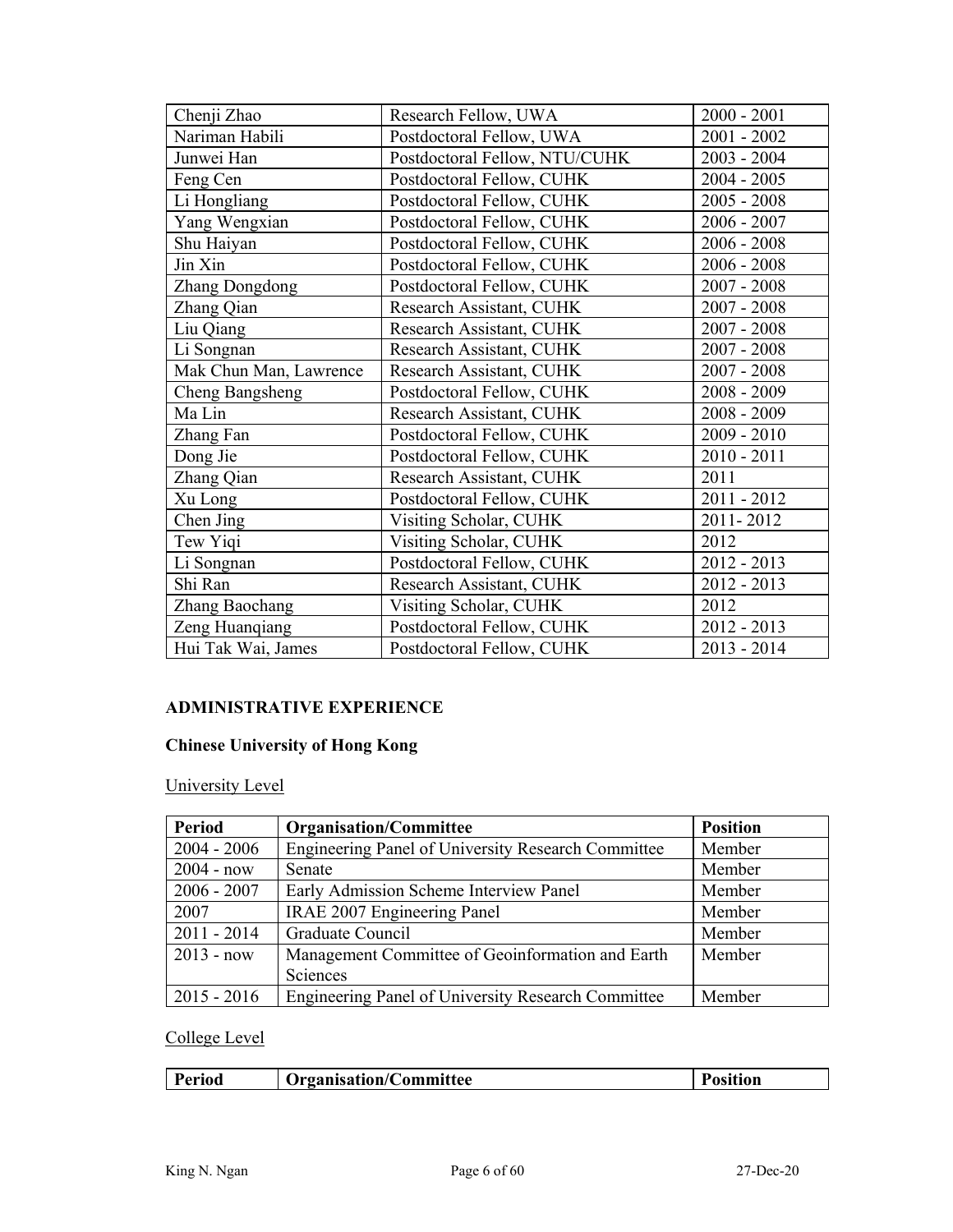| | | |
|---|---|---|
| Chenji Zhao | Research Fellow, UWA | 2000 - 2001 |
| Nariman Habili | Postdoctoral Fellow, UWA | 2001 - 2002 |
| Junwei Han | Postdoctoral Fellow, NTU/CUHK | 2003 - 2004 |
| Feng Cen | Postdoctoral Fellow, CUHK | 2004 - 2005 |
| Li Hongliang | Postdoctoral Fellow, CUHK | 2005 - 2008 |
| Yang Wengxian | Postdoctoral Fellow, CUHK | 2006 - 2007 |
| Shu Haiyan | Postdoctoral Fellow, CUHK | 2006 - 2008 |
| Jin Xin | Postdoctoral Fellow, CUHK | 2006 - 2008 |
| Zhang Dongdong | Postdoctoral Fellow, CUHK | 2007 - 2008 |
| Zhang Qian | Research Assistant, CUHK | 2007 - 2008 |
| Liu Qiang | Research Assistant, CUHK | 2007 - 2008 |
| Li Songnan | Research Assistant, CUHK | 2007 - 2008 |
| Mak Chun Man, Lawrence | Research Assistant, CUHK | 2007 - 2008 |
| Cheng Bangsheng | Postdoctoral Fellow, CUHK | 2008 - 2009 |
| Ma Lin | Research Assistant, CUHK | 2008 - 2009 |
| Zhang Fan | Postdoctoral Fellow, CUHK | 2009 - 2010 |
| Dong Jie | Postdoctoral Fellow, CUHK | 2010 - 2011 |
| Zhang Qian | Research Assistant, CUHK | 2011 |
| Xu Long | Postdoctoral Fellow, CUHK | 2011 - 2012 |
| Chen Jing | Visiting Scholar, CUHK | 2011- 2012 |
| Tew Yiqi | Visiting Scholar, CUHK | 2012 |
| Li Songnan | Postdoctoral Fellow, CUHK | 2012 - 2013 |
| Shi Ran | Research Assistant, CUHK | 2012 - 2013 |
| Zhang Baochang | Visiting Scholar, CUHK | 2012 |
| Zeng Huanqiang | Postdoctoral Fellow, CUHK | 2012 - 2013 |
| Hui Tak Wai, James | Postdoctoral Fellow, CUHK | 2013 - 2014 |

## ADMINISTRATIVE EXPERIENCE

### Chinese University of Hong Kong

University Level

| Period | Organisation/Committee | Position |
|---|---|---|
| 2004 - 2006 | Engineering Panel of University Research Committee | Member |
| 2004 - now | Senate | Member |
| 2006 - 2007 | Early Admission Scheme Interview Panel | Member |
| 2007 | IRAE 2007 Engineering Panel | Member |
| 2011 - 2014 | Graduate Council | Member |
| 2013 - now | Management Committee of Geoinformation and Earth Sciences | Member |
| 2015 - 2016 | Engineering Panel of University Research Committee | Member |

College Level

| Period | Organisation/Committee | Position |
|---|---|---|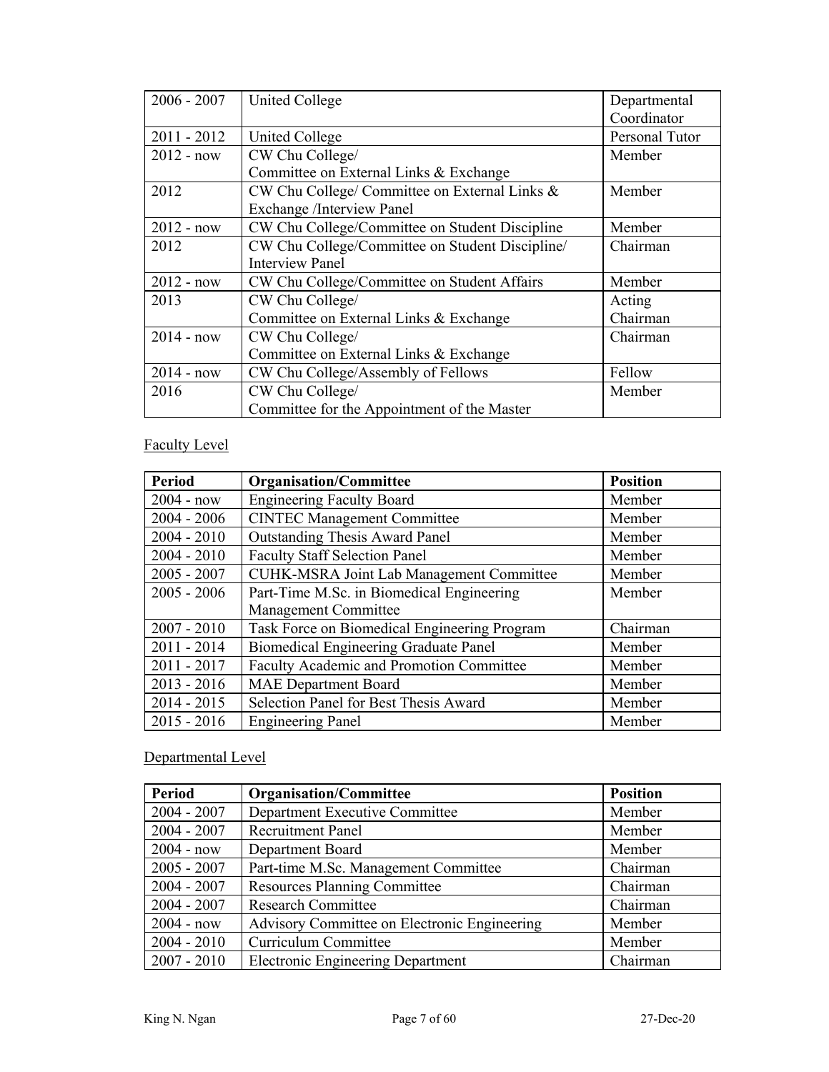| | | |
|---|---|---|
| 2006 - 2007 | United College | Departmental Coordinator |
| 2011 - 2012 | United College | Personal Tutor |
| 2012 - now | CW Chu College/ Committee on External Links & Exchange | Member |
| 2012 | CW Chu College/ Committee on External Links & Exchange /Interview Panel | Member |
| 2012 - now | CW Chu College/Committee on Student Discipline | Member |
| 2012 | CW Chu College/Committee on Student Discipline/ Interview Panel | Chairman |
| 2012 - now | CW Chu College/Committee on Student Affairs | Member |
| 2013 | CW Chu College/ Committee on External Links & Exchange | Acting Chairman |
| 2014 - now | CW Chu College/ Committee on External Links & Exchange | Chairman |
| 2014 - now | CW Chu College/Assembly of Fellows | Fellow |
| 2016 | CW Chu College/ Committee for the Appointment of the Master | Member |

Faculty Level

| Period | Organisation/Committee | Position |
|---|---|---|
| 2004 - now | Engineering Faculty Board | Member |
| 2004 - 2006 | CINTEC Management Committee | Member |
| 2004 - 2010 | Outstanding Thesis Award Panel | Member |
| 2004 - 2010 | Faculty Staff Selection Panel | Member |
| 2005 - 2007 | CUHK-MSRA Joint Lab Management Committee | Member |
| 2005 - 2006 | Part-Time M.Sc. in Biomedical Engineering Management Committee | Member |
| 2007 - 2010 | Task Force on Biomedical Engineering Program | Chairman |
| 2011 - 2014 | Biomedical Engineering Graduate Panel | Member |
| 2011 - 2017 | Faculty Academic and Promotion Committee | Member |
| 2013 - 2016 | MAE Department Board | Member |
| 2014 - 2015 | Selection Panel for Best Thesis Award | Member |
| 2015 - 2016 | Engineering Panel | Member |

Departmental Level

| Period | Organisation/Committee | Position |
|---|---|---|
| 2004 - 2007 | Department Executive Committee | Member |
| 2004 - 2007 | Recruitment Panel | Member |
| 2004 - now | Department Board | Member |
| 2005 - 2007 | Part-time M.Sc. Management Committee | Chairman |
| 2004 - 2007 | Resources Planning Committee | Chairman |
| 2004 - 2007 | Research Committee | Chairman |
| 2004 - now | Advisory Committee on Electronic Engineering | Member |
| 2004 - 2010 | Curriculum Committee | Member |
| 2007 - 2010 | Electronic Engineering Department | Chairman |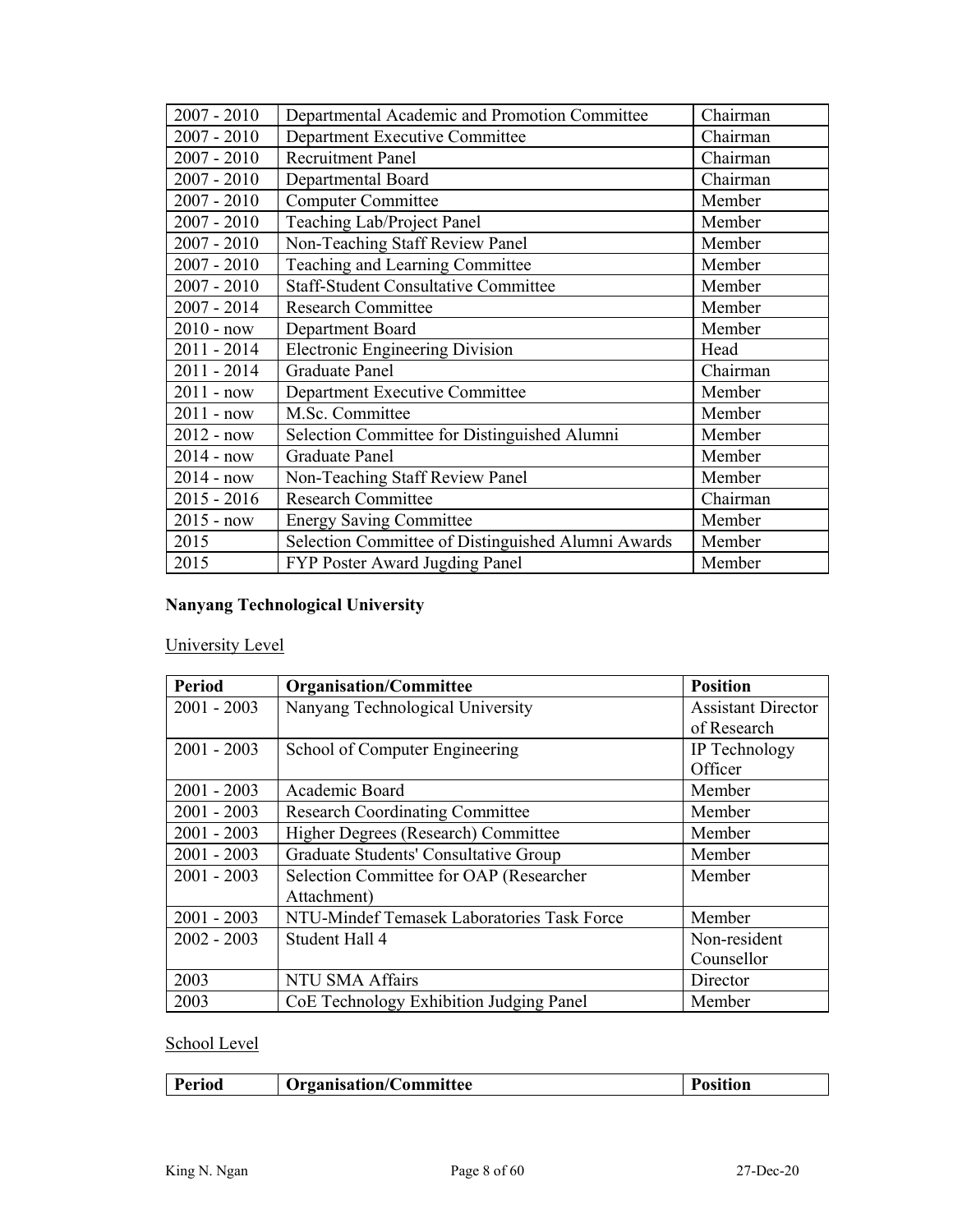| | | |
|---|---|---|
| 2007 - 2010 | Departmental Academic and Promotion Committee | Chairman |
| 2007 - 2010 | Department Executive Committee | Chairman |
| 2007 - 2010 | Recruitment Panel | Chairman |
| 2007 - 2010 | Departmental Board | Chairman |
| 2007 - 2010 | Computer Committee | Member |
| 2007 - 2010 | Teaching Lab/Project Panel | Member |
| 2007 - 2010 | Non-Teaching Staff Review Panel | Member |
| 2007 - 2010 | Teaching and Learning Committee | Member |
| 2007 - 2010 | Staff-Student Consultative Committee | Member |
| 2007 - 2014 | Research Committee | Member |
| 2010 - now | Department Board | Member |
| 2011 - 2014 | Electronic Engineering Division | Head |
| 2011 - 2014 | Graduate Panel | Chairman |
| 2011 - now | Department Executive Committee | Member |
| 2011 - now | M.Sc. Committee | Member |
| 2012 - now | Selection Committee for Distinguished Alumni | Member |
| 2014 - now | Graduate Panel | Member |
| 2014 - now | Non-Teaching Staff Review Panel | Member |
| 2015 - 2016 | Research Committee | Chairman |
| 2015 - now | Energy Saving Committee | Member |
| 2015 | Selection Committee of Distinguished Alumni Awards | Member |
| 2015 | FYP Poster Award Jugding Panel | Member |

**Nanyang Technological University**

University Level

| Period | Organisation/Committee | Position |
|---|---|---|
| 2001 - 2003 | Nanyang Technological University | Assistant Director of Research |
| 2001 - 2003 | School of Computer Engineering | IP Technology Officer |
| 2001 - 2003 | Academic Board | Member |
| 2001 - 2003 | Research Coordinating Committee | Member |
| 2001 - 2003 | Higher Degrees (Research) Committee | Member |
| 2001 - 2003 | Graduate Students' Consultative Group | Member |
| 2001 - 2003 | Selection Committee for OAP (Researcher Attachment) | Member |
| 2001 - 2003 | NTU-Mindef Temasek Laboratories Task Force | Member |
| 2002 - 2003 | Student Hall 4 | Non-resident Counsellor |
| 2003 | NTU SMA Affairs | Director |
| 2003 | CoE Technology Exhibition Judging Panel | Member |

School Level

| Period | Organisation/Committee | Position |
|---|---|---|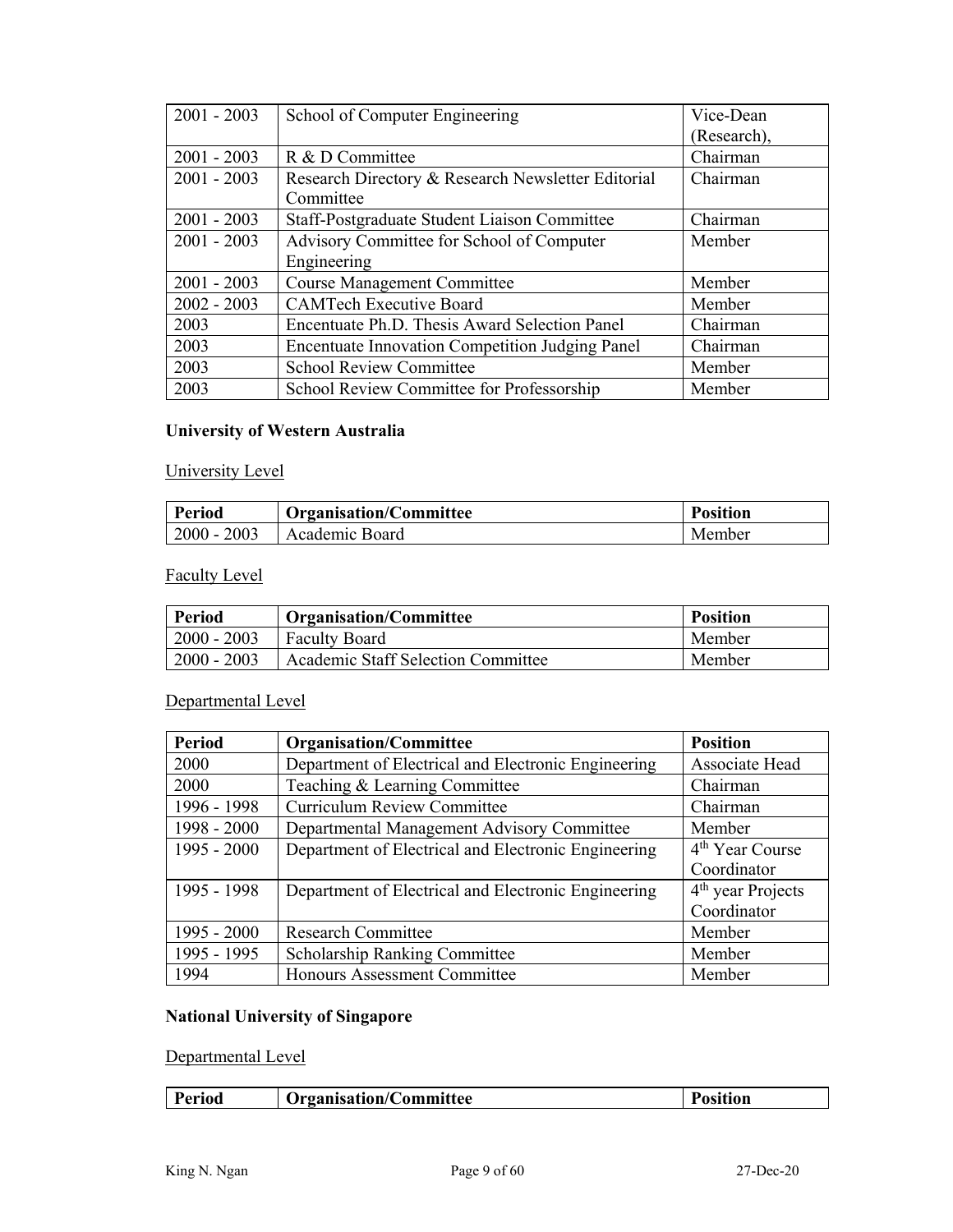| 2001 - 2003 | School of Computer Engineering | Vice-Dean (Research), |
|---|---|---|
| 2001 - 2003 | R & D Committee | Chairman |
| 2001 - 2003 | Research Directory & Research Newsletter Editorial Committee | Chairman |
| 2001 - 2003 | Staff-Postgraduate Student Liaison Committee | Chairman |
| 2001 - 2003 | Advisory Committee for School of Computer Engineering | Member |
| 2001 - 2003 | Course Management Committee | Member |
| 2002 - 2003 | CAMTech Executive Board | Member |
| 2003 | Encentuate Ph.D. Thesis Award Selection Panel | Chairman |
| 2003 | Encentuate Innovation Competition Judging Panel | Chairman |
| 2003 | School Review Committee | Member |
| 2003 | School Review Committee for Professorship | Member |

**University of Western Australia**

University Level

| **Period** | **Organisation/Committee** | **Position** |
|---|---|---|
| 2000 - 2003 | Academic Board | Member |

Faculty Level

| **Period** | **Organisation/Committee** | **Position** |
|---|---|---|
| 2000 - 2003 | Faculty Board | Member |
| 2000 - 2003 | Academic Staff Selection Committee | Member |

Departmental Level

| **Period** | **Organisation/Committee** | **Position** |
|---|---|---|
| 2000 | Department of Electrical and Electronic Engineering | Associate Head |
| 2000 | Teaching & Learning Committee | Chairman |
| 1996 - 1998 | Curriculum Review Committee | Chairman |
| 1998 - 2000 | Departmental Management Advisory Committee | Member |
| 1995 - 2000 | Department of Electrical and Electronic Engineering | 4th Year Course Coordinator |
| 1995 - 1998 | Department of Electrical and Electronic Engineering | 4th year Projects Coordinator |
| 1995 - 2000 | Research Committee | Member |
| 1995 - 1995 | Scholarship Ranking Committee | Member |
| 1994 | Honours Assessment Committee | Member |

**National University of Singapore**

Departmental Level

| **Period** | **Organisation/Committee** | **Position** |
|---|---|---|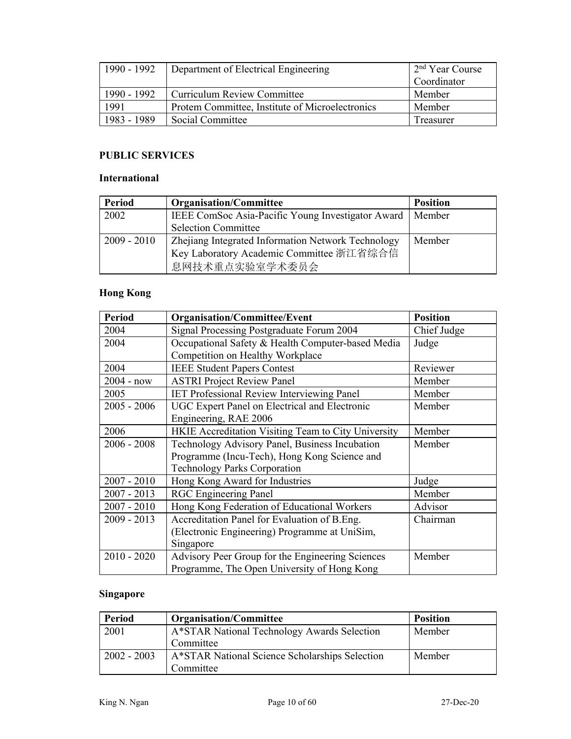| | | |
|---|---|---|
| 1990 - 1992 | Department of Electrical Engineering | 2nd Year Course Coordinator |
| 1990 - 1992 | Curriculum Review Committee | Member |
| 1991 | Protem Committee, Institute of Microelectronics | Member |
| 1983 - 1989 | Social Committee | Treasurer |

## PUBLIC SERVICES

### International

| Period | Organisation/Committee | Position |
|---|---|---|
| 2002 | IEEE ComSoc Asia-Pacific Young Investigator Award Selection Committee | Member |
| 2009 - 2010 | Zhejiang Integrated Information Network Technology Key Laboratory Academic Committee 浙江省综合信息网技术重点实验室学术委员会 | Member |

### Hong Kong

| Period | Organisation/Committee/Event | Position |
|---|---|---|
| 2004 | Signal Processing Postgraduate Forum 2004 | Chief Judge |
| 2004 | Occupational Safety & Health Computer-based Media Competition on Healthy Workplace | Judge |
| 2004 | IEEE Student Papers Contest | Reviewer |
| 2004 - now | ASTRI Project Review Panel | Member |
| 2005 | IET Professional Review Interviewing Panel | Member |
| 2005 - 2006 | UGC Expert Panel on Electrical and Electronic Engineering, RAE 2006 | Member |
| 2006 | HKIE Accreditation Visiting Team to City University | Member |
| 2006 - 2008 | Technology Advisory Panel, Business Incubation Programme (Incu-Tech), Hong Kong Science and Technology Parks Corporation | Member |
| 2007 - 2010 | Hong Kong Award for Industries | Judge |
| 2007 - 2013 | RGC Engineering Panel | Member |
| 2007 - 2010 | Hong Kong Federation of Educational Workers | Advisor |
| 2009 - 2013 | Accreditation Panel for Evaluation of B.Eng. (Electronic Engineering) Programme at UniSim, Singapore | Chairman |
| 2010 - 2020 | Advisory Peer Group for the Engineering Sciences Programme, The Open University of Hong Kong | Member |

### Singapore

| Period | Organisation/Committee | Position |
|---|---|---|
| 2001 | A*STAR National Technology Awards Selection Committee | Member |
| 2002 - 2003 | A*STAR National Science Scholarships Selection Committee | Member |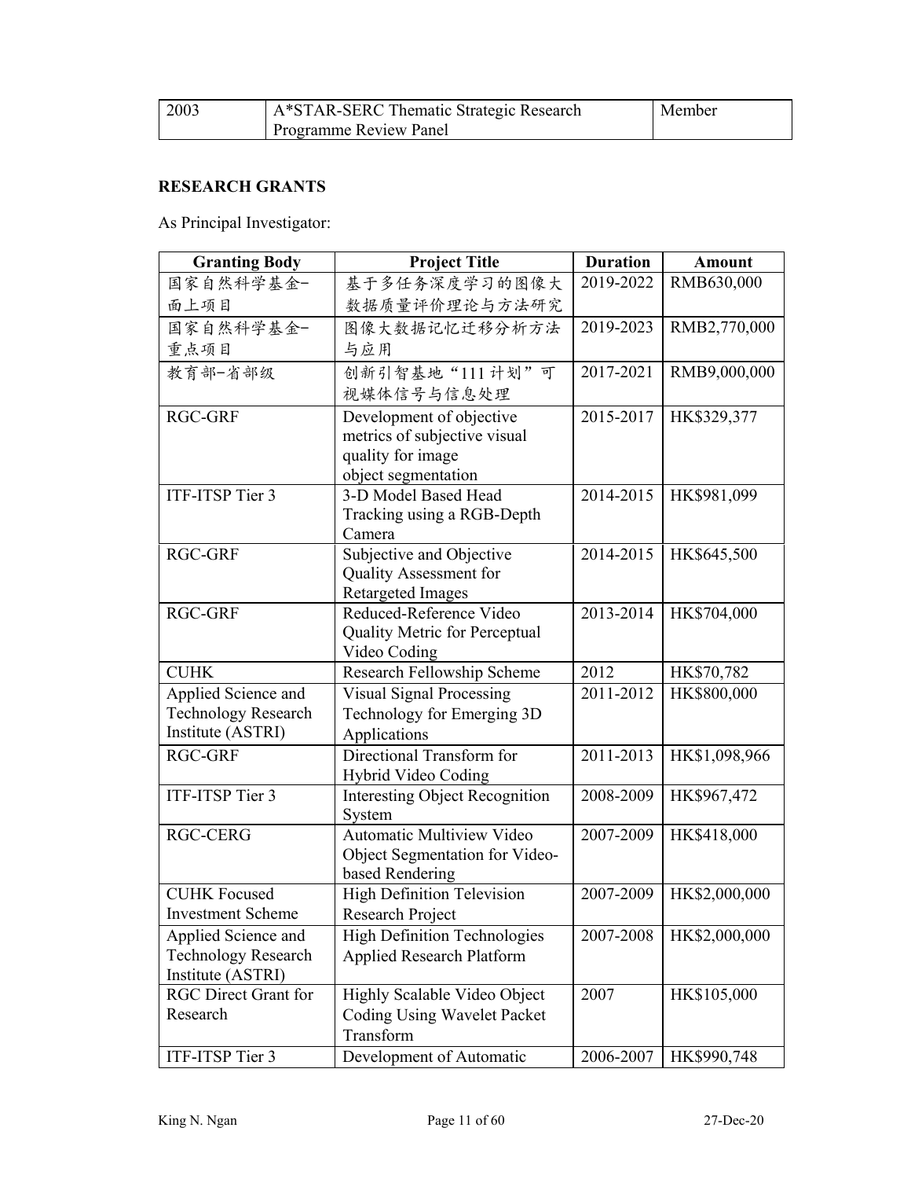| 2003 | A*STAR-SERC Thematic Strategic Research Programme Review Panel | Member |
|---|---|---|

**RESEARCH GRANTS**

As Principal Investigator:

| Granting Body | Project Title | Duration | Amount |
|---|---|---|---|
| 国家自然科学基金–面上项目 | 基于多任务深度学习的图像大数据质量评价理论与方法研究 | 2019-2022 | RMB630,000 |
| 国家自然科学基金–重点项目 | 图像大数据记忆迁移分析方法与应用 | 2019-2023 | RMB2,770,000 |
| 教育部–省部级 | 创新引智基地“111 计划”可视媒体信号与信息处理 | 2017-2021 | RMB9,000,000 |
| RGC-GRF | Development of objective metrics of subjective visual quality for image object segmentation | 2015-2017 | HK$329,377 |
| ITF-ITSP Tier 3 | 3-D Model Based Head Tracking using a RGB-Depth Camera | 2014-2015 | HK$981,099 |
| RGC-GRF | Subjective and Objective Quality Assessment for Retargeted Images | 2014-2015 | HK$645,500 |
| RGC-GRF | Reduced-Reference Video Quality Metric for Perceptual Video Coding | 2013-2014 | HK$704,000 |
| CUHK | Research Fellowship Scheme | 2012 | HK$70,782 |
| Applied Science and Technology Research Institute (ASTRI) | Visual Signal Processing Technology for Emerging 3D Applications | 2011-2012 | HK$800,000 |
| RGC-GRF | Directional Transform for Hybrid Video Coding | 2011-2013 | HK$1,098,966 |
| ITF-ITSP Tier 3 | Interesting Object Recognition System | 2008-2009 | HK$967,472 |
| RGC-CERG | Automatic Multiview Video Object Segmentation for Video-based Rendering | 2007-2009 | HK$418,000 |
| CUHK Focused Investment Scheme | High Definition Television Research Project | 2007-2009 | HK$2,000,000 |
| Applied Science and Technology Research Institute (ASTRI) | High Definition Technologies Applied Research Platform | 2007-2008 | HK$2,000,000 |
| RGC Direct Grant for Research | Highly Scalable Video Object Coding Using Wavelet Packet Transform | 2007 | HK$105,000 |
| ITF-ITSP Tier 3 | Development of Automatic | 2006-2007 | HK$990,748 |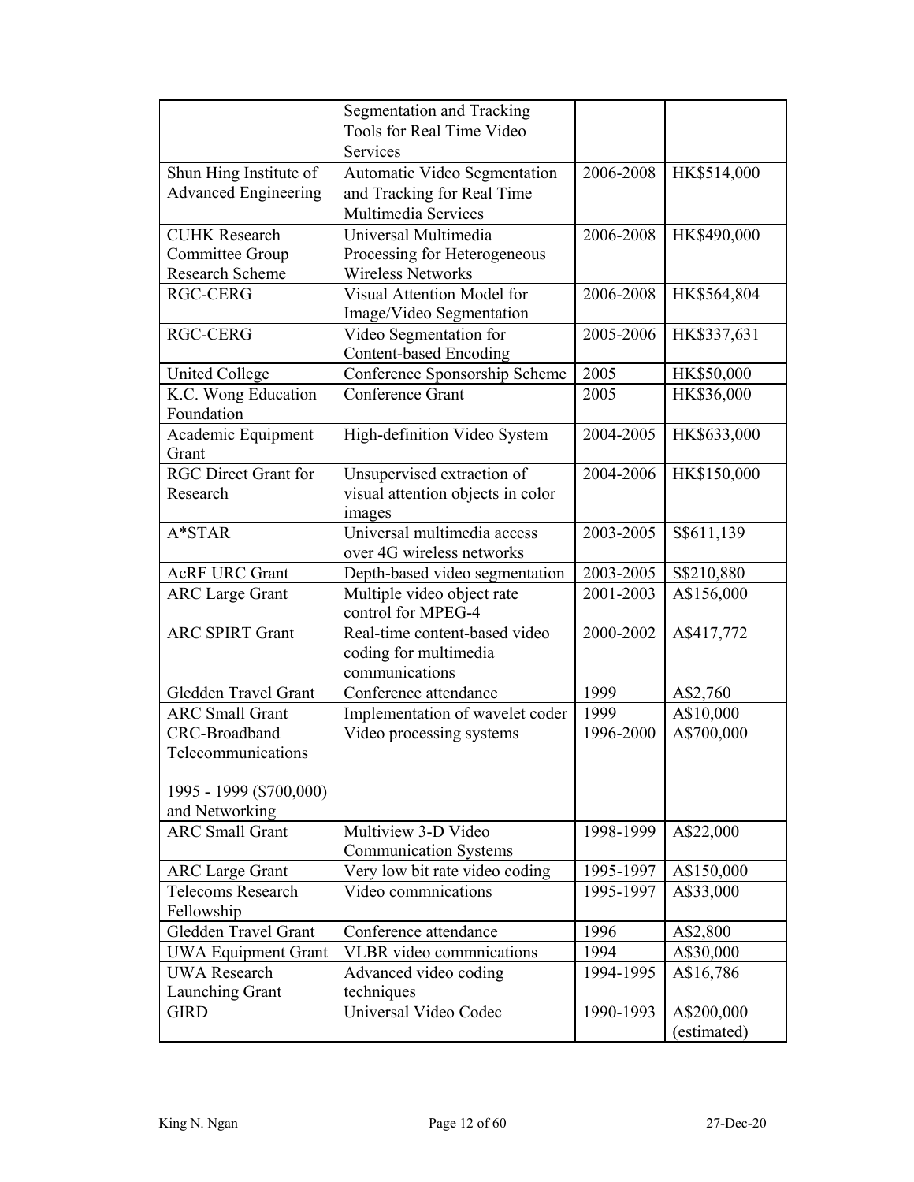|  | Segmentation and Tracking Tools for Real Time Video Services |  |  |
| --- | --- | --- | --- |
| Shun Hing Institute of Advanced Engineering | Automatic Video Segmentation and Tracking for Real Time Multimedia Services | 2006-2008 | HK$514,000 |
| CUHK Research Committee Group Research Scheme | Universal Multimedia Processing for Heterogeneous Wireless Networks | 2006-2008 | HK$490,000 |
| RGC-CERG | Visual Attention Model for Image/Video Segmentation | 2006-2008 | HK$564,804 |
| RGC-CERG | Video Segmentation for Content-based Encoding | 2005-2006 | HK$337,631 |
| United College | Conference Sponsorship Scheme | 2005 | HK$50,000 |
| K.C. Wong Education Foundation | Conference Grant | 2005 | HK$36,000 |
| Academic Equipment Grant | High-definition Video System | 2004-2005 | HK$633,000 |
| RGC Direct Grant for Research | Unsupervised extraction of visual attention objects in color images | 2004-2006 | HK$150,000 |
| A*STAR | Universal multimedia access over 4G wireless networks | 2003-2005 | S$611,139 |
| AcRF URC Grant | Depth-based video segmentation | 2003-2005 | S$210,880 |
| ARC Large Grant | Multiple video object rate control for MPEG-4 | 2001-2003 | A$156,000 |
| ARC SPIRT Grant | Real-time content-based video coding for multimedia communications | 2000-2002 | A$417,772 |
| Gledden Travel Grant | Conference attendance | 1999 | A$2,760 |
| ARC Small Grant | Implementation of wavelet coder | 1999 | A$10,000 |
| CRC-Broadband Telecommunications<br><br>1995 - 1999 ($700,000) and Networking | Video processing systems | 1996-2000 | A$700,000 |
| ARC Small Grant | Multiview 3-D Video Communication Systems | 1998-1999 | A$22,000 |
| ARC Large Grant | Very low bit rate video coding | 1995-1997 | A$150,000 |
| Telecoms Research Fellowship | Video commnications | 1995-1997 | A$33,000 |
| Gledden Travel Grant | Conference attendance | 1996 | A$2,800 |
| UWA Equipment Grant | VLBR video commnications | 1994 | A$30,000 |
| UWA Research Launching Grant | Advanced video coding techniques | 1994-1995 | A$16,786 |
| GIRD | Universal Video Codec | 1990-1993 | A$200,000 (estimated) |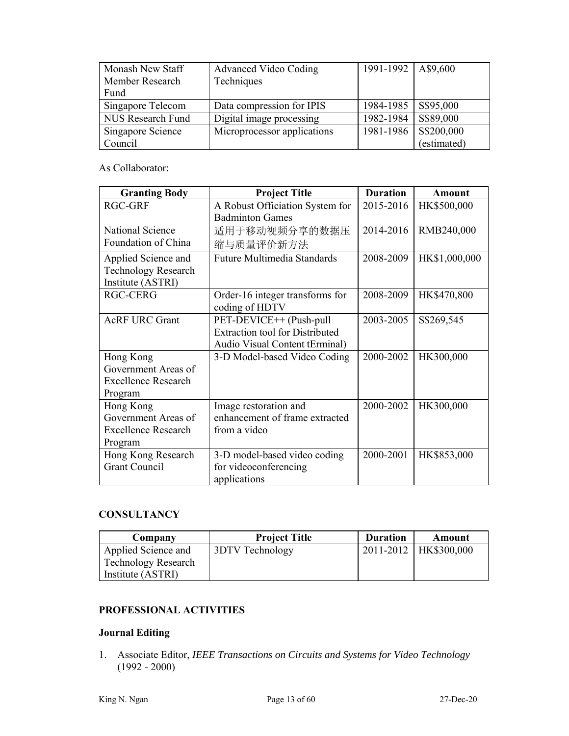| Monash New Staff Member Research Fund | Advanced Video Coding Techniques | 1991-1992 | A$9,600 |
|---|---|---|---|
| Singapore Telecom | Data compression for IPIS | 1984-1985 | S$95,000 |
| NUS Research Fund | Digital image processing | 1982-1984 | S$89,000 |
| Singapore Science Council | Microprocessor applications | 1981-1986 | S$200,000 (estimated) |

As Collaborator:

| Granting Body | Project Title | Duration | Amount |
|---|---|---|---|
| RGC-GRF | A Robust Officiation System for Badminton Games | 2015-2016 | HK$500,000 |
| National Science Foundation of China | 适用于移动视频分享的数据压缩与质量评价新方法 | 2014-2016 | RMB240,000 |
| Applied Science and Technology Research Institute (ASTRI) | Future Multimedia Standards | 2008-2009 | HK$1,000,000 |
| RGC-CERG | Order-16 integer transforms for coding of HDTV | 2008-2009 | HK$470,800 |
| AcRF URC Grant | PET-DEVICE++ (Push-pull Extraction tool for Distributed Audio Visual Content tErminal) | 2003-2005 | S$269,545 |
| Hong Kong Government Areas of Excellence Research Program | 3-D Model-based Video Coding | 2000-2002 | HK300,000 |
| Hong Kong Government Areas of Excellence Research Program | Image restoration and enhancement of frame extracted from a video | 2000-2002 | HK300,000 |
| Hong Kong Research Grant Council | 3-D model-based video coding for videoconferencing applications | 2000-2001 | HK$853,000 |

## CONSULTANCY

| Company | Project Title | Duration | Amount |
|---|---|---|---|
| Applied Science and Technology Research Institute (ASTRI) | 3DTV Technology | 2011-2012 | HK$300,000 |

## PROFESSIONAL ACTIVITIES

### Journal Editing

1. Associate Editor, *IEEE Transactions on Circuits and Systems for Video Technology* (1992 - 2000)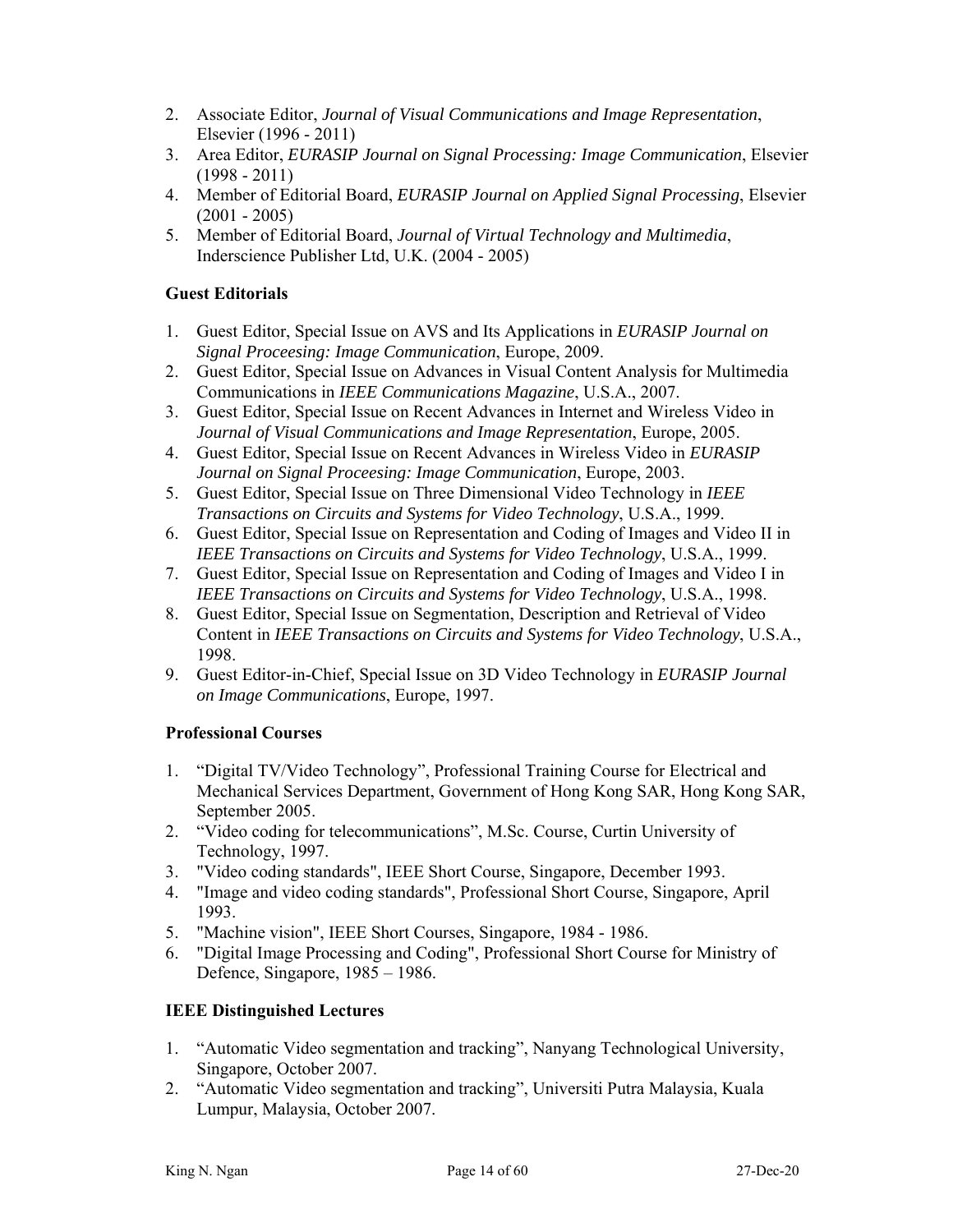2. Associate Editor, *Journal of Visual Communications and Image Representation*, Elsevier (1996 - 2011)
3. Area Editor, *EURASIP Journal on Signal Processing: Image Communication*, Elsevier (1998 - 2011)
4. Member of Editorial Board, *EURASIP Journal on Applied Signal Processing*, Elsevier (2001 - 2005)
5. Member of Editorial Board, *Journal of Virtual Technology and Multimedia*, Inderscience Publisher Ltd, U.K. (2004 - 2005)

### Guest Editorials

1. Guest Editor, Special Issue on AVS and Its Applications in *EURASIP Journal on Signal Proceesing: Image Communication*, Europe, 2009.
2. Guest Editor, Special Issue on Advances in Visual Content Analysis for Multimedia Communications in *IEEE Communications Magazine*, U.S.A., 2007.
3. Guest Editor, Special Issue on Recent Advances in Internet and Wireless Video in *Journal of Visual Communications and Image Representation*, Europe, 2005.
4. Guest Editor, Special Issue on Recent Advances in Wireless Video in *EURASIP Journal on Signal Proceesing: Image Communication*, Europe, 2003.
5. Guest Editor, Special Issue on Three Dimensional Video Technology in *IEEE Transactions on Circuits and Systems for Video Technology*, U.S.A., 1999.
6. Guest Editor, Special Issue on Representation and Coding of Images and Video II in *IEEE Transactions on Circuits and Systems for Video Technology*, U.S.A., 1999.
7. Guest Editor, Special Issue on Representation and Coding of Images and Video I in *IEEE Transactions on Circuits and Systems for Video Technology*, U.S.A., 1998.
8. Guest Editor, Special Issue on Segmentation, Description and Retrieval of Video Content in *IEEE Transactions on Circuits and Systems for Video Technology*, U.S.A., 1998.
9. Guest Editor-in-Chief, Special Issue on 3D Video Technology in *EURASIP Journal on Image Communications*, Europe, 1997.

### Professional Courses

1. "Digital TV/Video Technology", Professional Training Course for Electrical and Mechanical Services Department, Government of Hong Kong SAR, Hong Kong SAR, September 2005.
2. "Video coding for telecommunications", M.Sc. Course, Curtin University of Technology, 1997.
3. "Video coding standards", IEEE Short Course, Singapore, December 1993.
4. "Image and video coding standards", Professional Short Course, Singapore, April 1993.
5. "Machine vision", IEEE Short Courses, Singapore, 1984 - 1986.
6. "Digital Image Processing and Coding", Professional Short Course for Ministry of Defence, Singapore, 1985 – 1986.

### IEEE Distinguished Lectures

1. "Automatic Video segmentation and tracking", Nanyang Technological University, Singapore, October 2007.
2. "Automatic Video segmentation and tracking", Universiti Putra Malaysia, Kuala Lumpur, Malaysia, October 2007.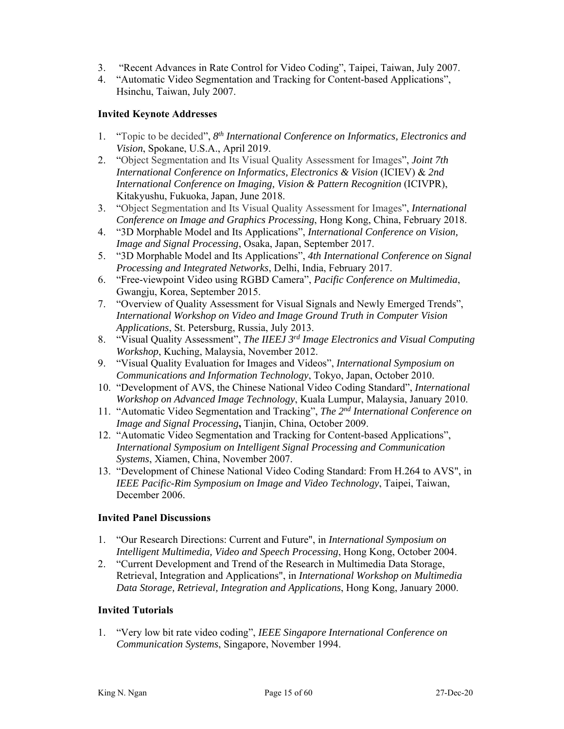3. "Recent Advances in Rate Control for Video Coding", Taipei, Taiwan, July 2007.
4. "Automatic Video Segmentation and Tracking for Content-based Applications", Hsinchu, Taiwan, July 2007.

### Invited Keynote Addresses

1. "Topic to be decided", *8th International Conference on Informatics, Electronics and Vision*, Spokane, U.S.A., April 2019.
2. "Object Segmentation and Its Visual Quality Assessment for Images", *Joint 7th International Conference on Informatics, Electronics & Vision* (ICIEV) & *2nd International Conference on Imaging, Vision & Pattern Recognition* (ICIVPR), Kitakyushu, Fukuoka, Japan, June 2018.
3. "Object Segmentation and Its Visual Quality Assessment for Images", *International Conference on Image and Graphics Processing*, Hong Kong, China, February 2018.
4. "3D Morphable Model and Its Applications", *International Conference on Vision, Image and Signal Processing*, Osaka, Japan, September 2017.
5. "3D Morphable Model and Its Applications", *4th International Conference on Signal Processing and Integrated Networks*, Delhi, India, February 2017.
6. "Free-viewpoint Video using RGBD Camera", *Pacific Conference on Multimedia*, Gwangju, Korea, September 2015.
7. "Overview of Quality Assessment for Visual Signals and Newly Emerged Trends", *International Workshop on Video and Image Ground Truth in Computer Vision Applications*, St. Petersburg, Russia, July 2013.
8. "Visual Quality Assessment", *The IIEEJ 3rd Image Electronics and Visual Computing Workshop*, Kuching, Malaysia, November 2012.
9. "Visual Quality Evaluation for Images and Videos", *International Symposium on Communications and Information Technology*, Tokyo, Japan, October 2010.
10. "Development of AVS, the Chinese National Video Coding Standard", *International Workshop on Advanced Image Technology*, Kuala Lumpur, Malaysia, January 2010.
11. "Automatic Video Segmentation and Tracking", *The 2nd International Conference on Image and Signal Processing*, Tianjin, China, October 2009.
12. "Automatic Video Segmentation and Tracking for Content-based Applications", *International Symposium on Intelligent Signal Processing and Communication Systems*, Xiamen, China, November 2007.
13. "Development of Chinese National Video Coding Standard: From H.264 to AVS", in *IEEE Pacific-Rim Symposium on Image and Video Technology*, Taipei, Taiwan, December 2006.

### Invited Panel Discussions

1. "Our Research Directions: Current and Future", in *International Symposium on Intelligent Multimedia, Video and Speech Processing*, Hong Kong, October 2004.
2. "Current Development and Trend of the Research in Multimedia Data Storage, Retrieval, Integration and Applications", in *International Workshop on Multimedia Data Storage, Retrieval, Integration and Applications*, Hong Kong, January 2000.

### Invited Tutorials

1. "Very low bit rate video coding", *IEEE Singapore International Conference on Communication Systems*, Singapore, November 1994.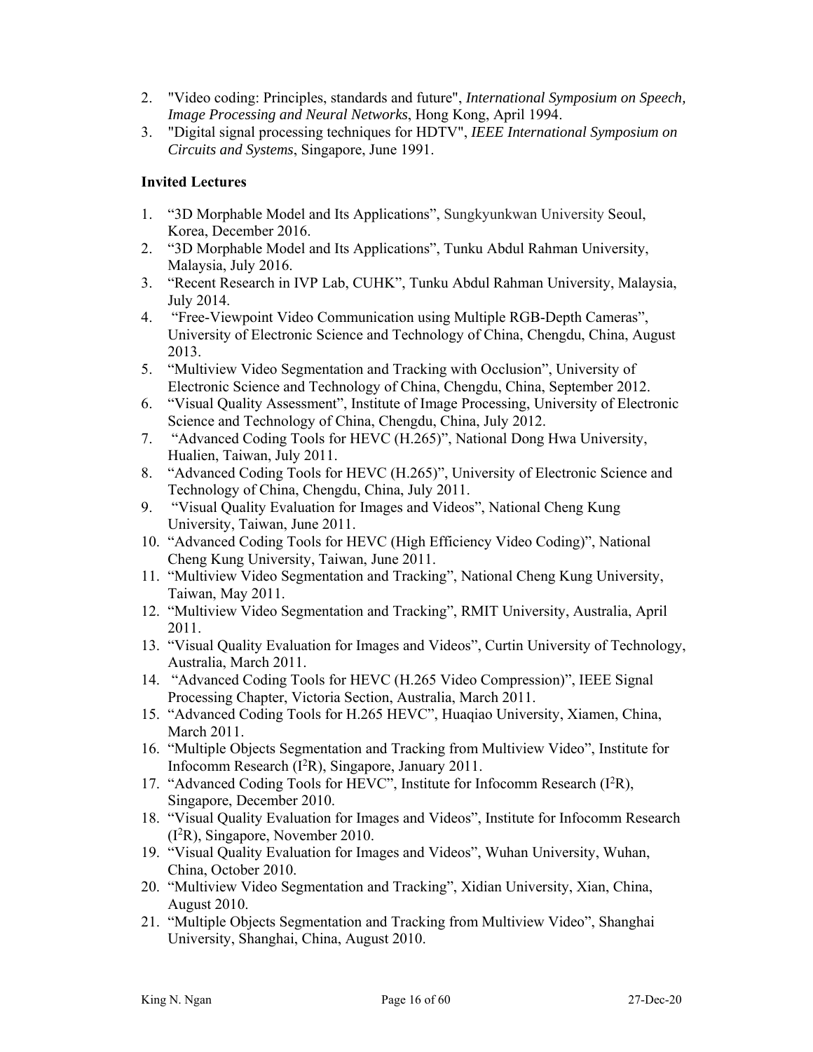2. "Video coding: Principles, standards and future", *International Symposium on Speech, Image Processing and Neural Networks*, Hong Kong, April 1994.
3. "Digital signal processing techniques for HDTV", *IEEE International Symposium on Circuits and Systems*, Singapore, June 1991.

**Invited Lectures**

1. "3D Morphable Model and Its Applications", Sungkyunkwan University Seoul, Korea, December 2016.
2. "3D Morphable Model and Its Applications", Tunku Abdul Rahman University, Malaysia, July 2016.
3. "Recent Research in IVP Lab, CUHK", Tunku Abdul Rahman University, Malaysia, July 2014.
4. "Free-Viewpoint Video Communication using Multiple RGB-Depth Cameras", University of Electronic Science and Technology of China, Chengdu, China, August 2013.
5. "Multiview Video Segmentation and Tracking with Occlusion", University of Electronic Science and Technology of China, Chengdu, China, September 2012.
6. "Visual Quality Assessment", Institute of Image Processing, University of Electronic Science and Technology of China, Chengdu, China, July 2012.
7. "Advanced Coding Tools for HEVC (H.265)", National Dong Hwa University, Hualien, Taiwan, July 2011.
8. "Advanced Coding Tools for HEVC (H.265)", University of Electronic Science and Technology of China, Chengdu, China, July 2011.
9. "Visual Quality Evaluation for Images and Videos", National Cheng Kung University, Taiwan, June 2011.
10. "Advanced Coding Tools for HEVC (High Efficiency Video Coding)", National Cheng Kung University, Taiwan, June 2011.
11. "Multiview Video Segmentation and Tracking", National Cheng Kung University, Taiwan, May 2011.
12. "Multiview Video Segmentation and Tracking", RMIT University, Australia, April 2011.
13. "Visual Quality Evaluation for Images and Videos", Curtin University of Technology, Australia, March 2011.
14. "Advanced Coding Tools for HEVC (H.265 Video Compression)", IEEE Signal Processing Chapter, Victoria Section, Australia, March 2011.
15. "Advanced Coding Tools for H.265 HEVC", Huaqiao University, Xiamen, China, March 2011.
16. "Multiple Objects Segmentation and Tracking from Multiview Video", Institute for Infocomm Research ($I^2R$), Singapore, January 2011.
17. "Advanced Coding Tools for HEVC", Institute for Infocomm Research ($I^2R$), Singapore, December 2010.
18. "Visual Quality Evaluation for Images and Videos", Institute for Infocomm Research ($I^2R$), Singapore, November 2010.
19. "Visual Quality Evaluation for Images and Videos", Wuhan University, Wuhan, China, October 2010.
20. "Multiview Video Segmentation and Tracking", Xidian University, Xian, China, August 2010.
21. "Multiple Objects Segmentation and Tracking from Multiview Video", Shanghai University, Shanghai, China, August 2010.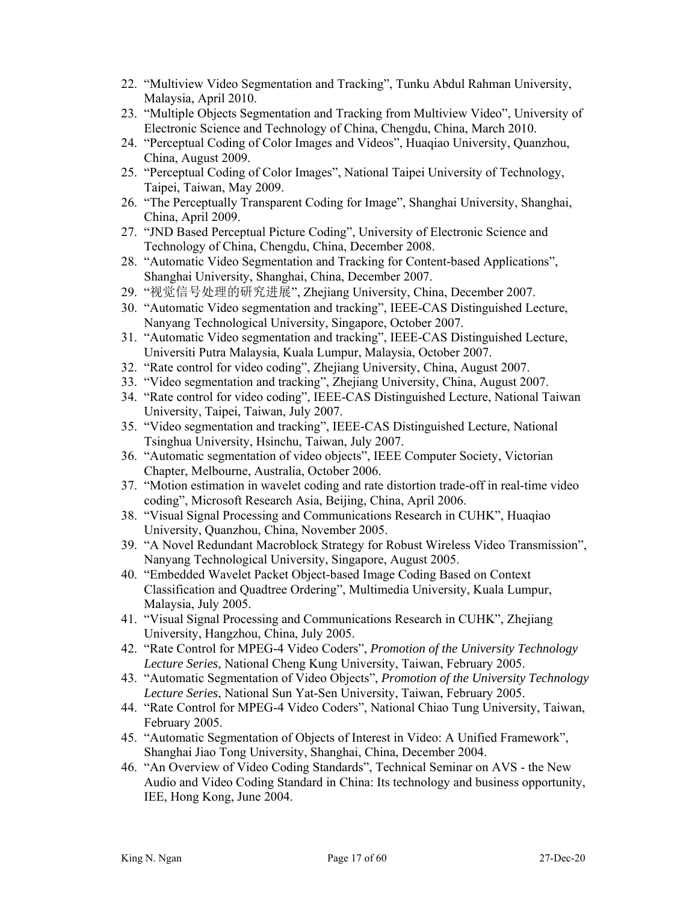22. "Multiview Video Segmentation and Tracking", Tunku Abdul Rahman University, Malaysia, April 2010.
23. "Multiple Objects Segmentation and Tracking from Multiview Video", University of Electronic Science and Technology of China, Chengdu, China, March 2010.
24. "Perceptual Coding of Color Images and Videos", Huaqiao University, Quanzhou, China, August 2009.
25. "Perceptual Coding of Color Images", National Taipei University of Technology, Taipei, Taiwan, May 2009.
26. "The Perceptually Transparent Coding for Image", Shanghai University, Shanghai, China, April 2009.
27. "JND Based Perceptual Picture Coding", University of Electronic Science and Technology of China, Chengdu, China, December 2008.
28. "Automatic Video Segmentation and Tracking for Content-based Applications", Shanghai University, Shanghai, China, December 2007.
29. "视觉信号处理的研究进展", Zhejiang University, China, December 2007.
30. "Automatic Video segmentation and tracking", IEEE-CAS Distinguished Lecture, Nanyang Technological University, Singapore, October 2007.
31. "Automatic Video segmentation and tracking", IEEE-CAS Distinguished Lecture, Universiti Putra Malaysia, Kuala Lumpur, Malaysia, October 2007.
32. "Rate control for video coding", Zhejiang University, China, August 2007.
33. "Video segmentation and tracking", Zhejiang University, China, August 2007.
34. "Rate control for video coding", IEEE-CAS Distinguished Lecture, National Taiwan University, Taipei, Taiwan, July 2007.
35. "Video segmentation and tracking", IEEE-CAS Distinguished Lecture, National Tsinghua University, Hsinchu, Taiwan, July 2007.
36. "Automatic segmentation of video objects", IEEE Computer Society, Victorian Chapter, Melbourne, Australia, October 2006.
37. "Motion estimation in wavelet coding and rate distortion trade-off in real-time video coding", Microsoft Research Asia, Beijing, China, April 2006.
38. "Visual Signal Processing and Communications Research in CUHK", Huaqiao University, Quanzhou, China, November 2005.
39. "A Novel Redundant Macroblock Strategy for Robust Wireless Video Transmission", Nanyang Technological University, Singapore, August 2005.
40. "Embedded Wavelet Packet Object-based Image Coding Based on Context Classification and Quadtree Ordering", Multimedia University, Kuala Lumpur, Malaysia, July 2005.
41. "Visual Signal Processing and Communications Research in CUHK", Zhejiang University, Hangzhou, China, July 2005.
42. "Rate Control for MPEG-4 Video Coders", *Promotion of the University Technology Lecture Series*, National Cheng Kung University, Taiwan, February 2005.
43. "Automatic Segmentation of Video Objects", *Promotion of the University Technology Lecture Series*, National Sun Yat-Sen University, Taiwan, February 2005.
44. "Rate Control for MPEG-4 Video Coders", National Chiao Tung University, Taiwan, February 2005.
45. "Automatic Segmentation of Objects of Interest in Video: A Unified Framework", Shanghai Jiao Tong University, Shanghai, China, December 2004.
46. "An Overview of Video Coding Standards", Technical Seminar on AVS - the New Audio and Video Coding Standard in China: Its technology and business opportunity, IEE, Hong Kong, June 2004.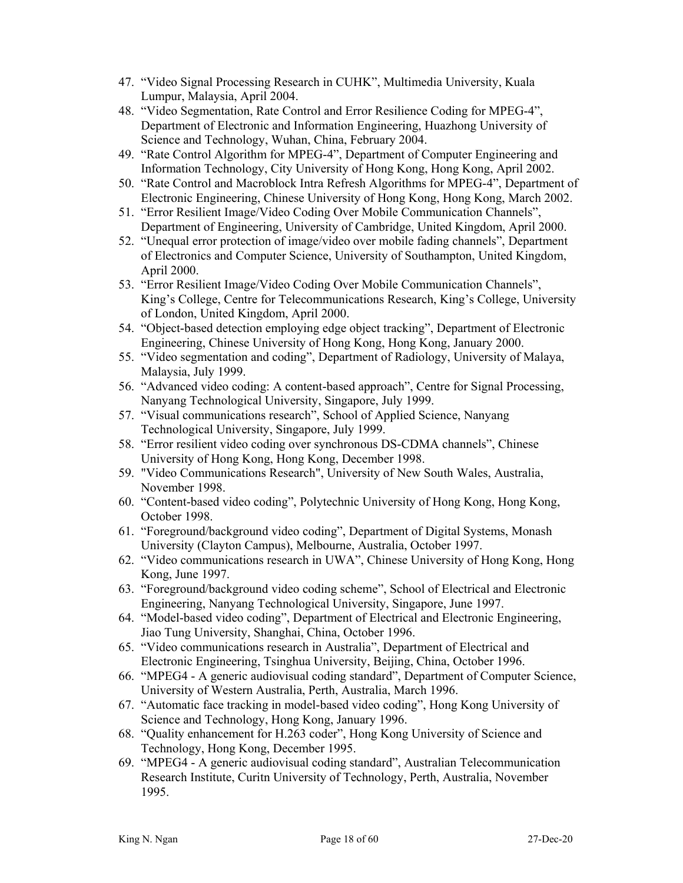47. "Video Signal Processing Research in CUHK", Multimedia University, Kuala Lumpur, Malaysia, April 2004.
48. "Video Segmentation, Rate Control and Error Resilience Coding for MPEG-4", Department of Electronic and Information Engineering, Huazhong University of Science and Technology, Wuhan, China, February 2004.
49. "Rate Control Algorithm for MPEG-4", Department of Computer Engineering and Information Technology, City University of Hong Kong, Hong Kong, April 2002.
50. "Rate Control and Macroblock Intra Refresh Algorithms for MPEG-4", Department of Electronic Engineering, Chinese University of Hong Kong, Hong Kong, March 2002.
51. "Error Resilient Image/Video Coding Over Mobile Communication Channels", Department of Engineering, University of Cambridge, United Kingdom, April 2000.
52. "Unequal error protection of image/video over mobile fading channels", Department of Electronics and Computer Science, University of Southampton, United Kingdom, April 2000.
53. "Error Resilient Image/Video Coding Over Mobile Communication Channels", King's College, Centre for Telecommunications Research, King's College, University of London, United Kingdom, April 2000.
54. "Object-based detection employing edge object tracking", Department of Electronic Engineering, Chinese University of Hong Kong, Hong Kong, January 2000.
55. "Video segmentation and coding", Department of Radiology, University of Malaya, Malaysia, July 1999.
56. "Advanced video coding: A content-based approach", Centre for Signal Processing, Nanyang Technological University, Singapore, July 1999.
57. "Visual communications research", School of Applied Science, Nanyang Technological University, Singapore, July 1999.
58. "Error resilient video coding over synchronous DS-CDMA channels", Chinese University of Hong Kong, Hong Kong, December 1998.
59. "Video Communications Research", University of New South Wales, Australia, November 1998.
60. "Content-based video coding", Polytechnic University of Hong Kong, Hong Kong, October 1998.
61. "Foreground/background video coding", Department of Digital Systems, Monash University (Clayton Campus), Melbourne, Australia, October 1997.
62. "Video communications research in UWA", Chinese University of Hong Kong, Hong Kong, June 1997.
63. "Foreground/background video coding scheme", School of Electrical and Electronic Engineering, Nanyang Technological University, Singapore, June 1997.
64. "Model-based video coding", Department of Electrical and Electronic Engineering, Jiao Tung University, Shanghai, China, October 1996.
65. "Video communications research in Australia", Department of Electrical and Electronic Engineering, Tsinghua University, Beijing, China, October 1996.
66. "MPEG4 - A generic audiovisual coding standard", Department of Computer Science, University of Western Australia, Perth, Australia, March 1996.
67. "Automatic face tracking in model-based video coding", Hong Kong University of Science and Technology, Hong Kong, January 1996.
68. "Quality enhancement for H.263 coder", Hong Kong University of Science and Technology, Hong Kong, December 1995.
69. "MPEG4 - A generic audiovisual coding standard", Australian Telecommunication Research Institute, Curitn University of Technology, Perth, Australia, November 1995.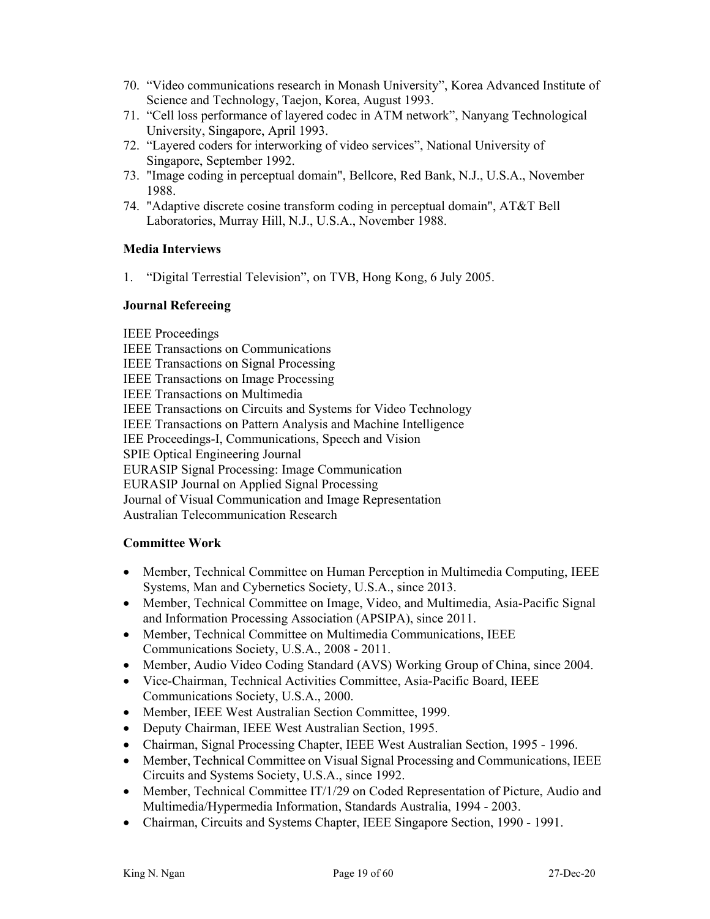70. "Video communications research in Monash University", Korea Advanced Institute of Science and Technology, Taejon, Korea, August 1993.
71. "Cell loss performance of layered codec in ATM network", Nanyang Technological University, Singapore, April 1993.
72. "Layered coders for interworking of video services", National University of Singapore, September 1992.
73. "Image coding in perceptual domain", Bellcore, Red Bank, N.J., U.S.A., November 1988.
74. "Adaptive discrete cosine transform coding in perceptual domain", AT&T Bell Laboratories, Murray Hill, N.J., U.S.A., November 1988.

**Media Interviews**

1. "Digital Terrestial Television", on TVB, Hong Kong, 6 July 2005.

**Journal Refereeing**

IEEE Proceedings
IEEE Transactions on Communications
IEEE Transactions on Signal Processing
IEEE Transactions on Image Processing
IEEE Transactions on Multimedia
IEEE Transactions on Circuits and Systems for Video Technology
IEEE Transactions on Pattern Analysis and Machine Intelligence
IEE Proceedings-I, Communications, Speech and Vision
SPIE Optical Engineering Journal
EURASIP Signal Processing: Image Communication
EURASIP Journal on Applied Signal Processing
Journal of Visual Communication and Image Representation
Australian Telecommunication Research

**Committee Work**

- Member, Technical Committee on Human Perception in Multimedia Computing, IEEE Systems, Man and Cybernetics Society, U.S.A., since 2013.
- Member, Technical Committee on Image, Video, and Multimedia, Asia-Pacific Signal and Information Processing Association (APSIPA), since 2011.
- Member, Technical Committee on Multimedia Communications, IEEE Communications Society, U.S.A., 2008 - 2011.
- Member, Audio Video Coding Standard (AVS) Working Group of China, since 2004.
- Vice-Chairman, Technical Activities Committee, Asia-Pacific Board, IEEE Communications Society, U.S.A., 2000.
- Member, IEEE West Australian Section Committee, 1999.
- Deputy Chairman, IEEE West Australian Section, 1995.
- Chairman, Signal Processing Chapter, IEEE West Australian Section, 1995 - 1996.
- Member, Technical Committee on Visual Signal Processing and Communications, IEEE Circuits and Systems Society, U.S.A., since 1992.
- Member, Technical Committee IT/1/29 on Coded Representation of Picture, Audio and Multimedia/Hypermedia Information, Standards Australia, 1994 - 2003.
- Chairman, Circuits and Systems Chapter, IEEE Singapore Section, 1990 - 1991.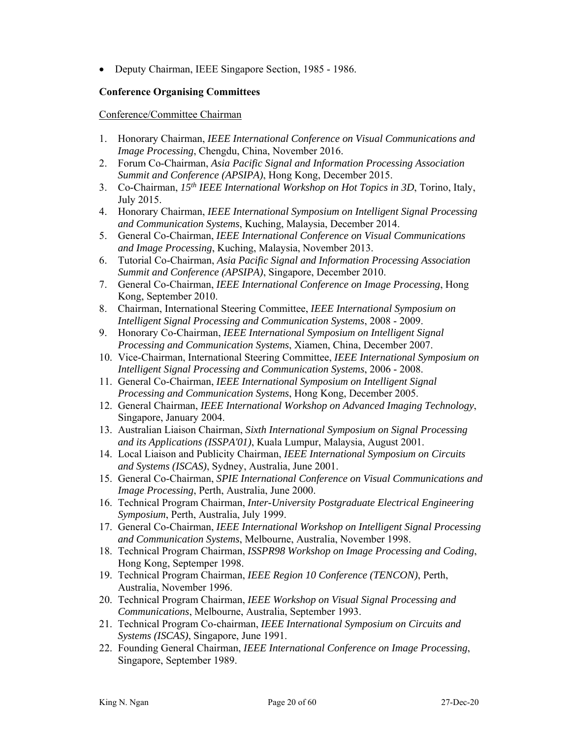- Deputy Chairman, IEEE Singapore Section, 1985 - 1986.

### Conference Organising Committees

Conference/Committee Chairman

1. Honorary Chairman, *IEEE International Conference on Visual Communications and Image Processing*, Chengdu, China, November 2016.
2. Forum Co-Chairman, *Asia Pacific Signal and Information Processing Association Summit and Conference (APSIPA)*, Hong Kong, December 2015.
3. Co-Chairman, *15th IEEE International Workshop on Hot Topics in 3D*, Torino, Italy, July 2015.
4. Honorary Chairman, *IEEE International Symposium on Intelligent Signal Processing and Communication Systems*, Kuching, Malaysia, December 2014.
5. General Co-Chairman, *IEEE International Conference on Visual Communications and Image Processing*, Kuching, Malaysia, November 2013.
6. Tutorial Co-Chairman, *Asia Pacific Signal and Information Processing Association Summit and Conference (APSIPA)*, Singapore, December 2010.
7. General Co-Chairman, *IEEE International Conference on Image Processing*, Hong Kong, September 2010.
8. Chairman, International Steering Committee, *IEEE International Symposium on Intelligent Signal Processing and Communication Systems*, 2008 - 2009.
9. Honorary Co-Chairman, *IEEE International Symposium on Intelligent Signal Processing and Communication Systems*, Xiamen, China, December 2007.
10. Vice-Chairman, International Steering Committee, *IEEE International Symposium on Intelligent Signal Processing and Communication Systems*, 2006 - 2008.
11. General Co-Chairman, *IEEE International Symposium on Intelligent Signal Processing and Communication Systems*, Hong Kong, December 2005.
12. General Chairman, *IEEE International Workshop on Advanced Imaging Technology*, Singapore, January 2004.
13. Australian Liaison Chairman, *Sixth International Symposium on Signal Processing and its Applications (ISSPA'01)*, Kuala Lumpur, Malaysia, August 2001.
14. Local Liaison and Publicity Chairman, *IEEE International Symposium on Circuits and Systems (ISCAS)*, Sydney, Australia, June 2001.
15. General Co-Chairman, *SPIE International Conference on Visual Communications and Image Processing*, Perth, Australia, June 2000.
16. Technical Program Chairman, *Inter-University Postgraduate Electrical Engineering Symposium*, Perth, Australia, July 1999.
17. General Co-Chairman, *IEEE International Workshop on Intelligent Signal Processing and Communication Systems*, Melbourne, Australia, November 1998.
18. Technical Program Chairman, *ISSPR98 Workshop on Image Processing and Coding*, Hong Kong, Septemper 1998.
19. Technical Program Chairman, *IEEE Region 10 Conference (TENCON)*, Perth, Australia, November 1996.
20. Technical Program Chairman, *IEEE Workshop on Visual Signal Processing and Communications*, Melbourne, Australia, September 1993.
21. Technical Program Co-chairman, *IEEE International Symposium on Circuits and Systems (ISCAS)*, Singapore, June 1991.
22. Founding General Chairman, *IEEE International Conference on Image Processing*, Singapore, September 1989.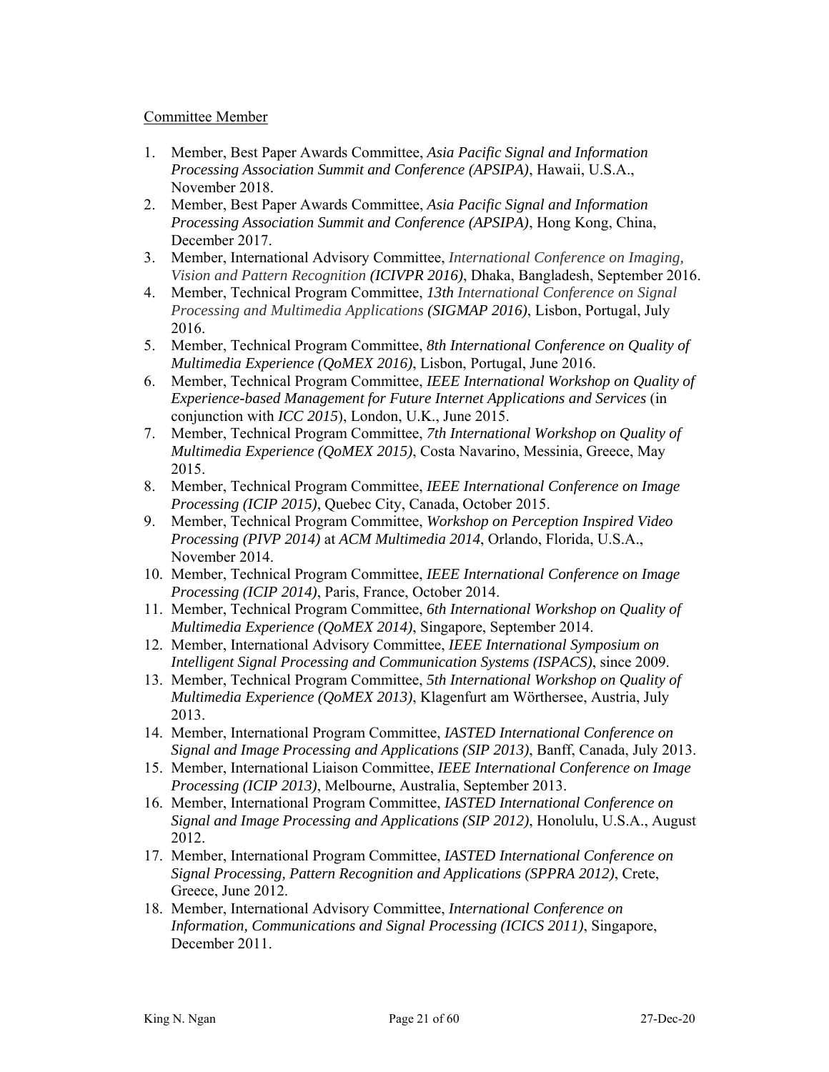Committee Member

1. Member, Best Paper Awards Committee, *Asia Pacific Signal and Information Processing Association Summit and Conference (APSIPA)*, Hawaii, U.S.A., November 2018.
2. Member, Best Paper Awards Committee, *Asia Pacific Signal and Information Processing Association Summit and Conference (APSIPA)*, Hong Kong, China, December 2017.
3. Member, International Advisory Committee, *International Conference on Imaging, Vision and Pattern Recognition (ICIVPR 2016)*, Dhaka, Bangladesh, September 2016.
4. Member, Technical Program Committee, *13th International Conference on Signal Processing and Multimedia Applications (SIGMAP 2016)*, Lisbon, Portugal, July 2016.
5. Member, Technical Program Committee, *8th International Conference on Quality of Multimedia Experience (QoMEX 2016)*, Lisbon, Portugal, June 2016.
6. Member, Technical Program Committee, *IEEE International Workshop on Quality of Experience-based Management for Future Internet Applications and Services* (in conjunction with *ICC 2015*), London, U.K., June 2015.
7. Member, Technical Program Committee, *7th International Workshop on Quality of Multimedia Experience (QoMEX 2015)*, Costa Navarino, Messinia, Greece, May 2015.
8. Member, Technical Program Committee, *IEEE International Conference on Image Processing (ICIP 2015)*, Quebec City, Canada, October 2015.
9. Member, Technical Program Committee, *Workshop on Perception Inspired Video Processing (PIVP 2014)* at *ACM Multimedia 2014*, Orlando, Florida, U.S.A., November 2014.
10. Member, Technical Program Committee, *IEEE International Conference on Image Processing (ICIP 2014)*, Paris, France, October 2014.
11. Member, Technical Program Committee, *6th International Workshop on Quality of Multimedia Experience (QoMEX 2014)*, Singapore, September 2014.
12. Member, International Advisory Committee, *IEEE International Symposium on Intelligent Signal Processing and Communication Systems (ISPACS)*, since 2009.
13. Member, Technical Program Committee, *5th International Workshop on Quality of Multimedia Experience (QoMEX 2013)*, Klagenfurt am Wörthersee, Austria, July 2013.
14. Member, International Program Committee, *IASTED International Conference on Signal and Image Processing and Applications (SIP 2013)*, Banff, Canada, July 2013.
15. Member, International Liaison Committee, *IEEE International Conference on Image Processing (ICIP 2013)*, Melbourne, Australia, September 2013.
16. Member, International Program Committee, *IASTED International Conference on Signal and Image Processing and Applications (SIP 2012)*, Honolulu, U.S.A., August 2012.
17. Member, International Program Committee, *IASTED International Conference on Signal Processing, Pattern Recognition and Applications (SPPRA 2012)*, Crete, Greece, June 2012.
18. Member, International Advisory Committee, *International Conference on Information, Communications and Signal Processing (ICICS 2011)*, Singapore, December 2011.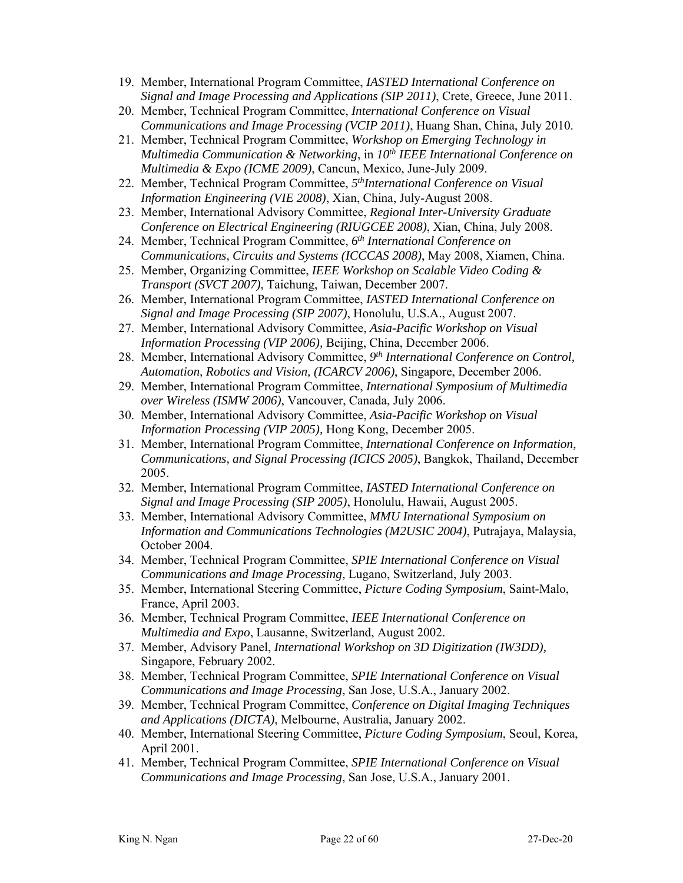19. Member, International Program Committee, *IASTED International Conference on Signal and Image Processing and Applications (SIP 2011)*, Crete, Greece, June 2011.
20. Member, Technical Program Committee, *International Conference on Visual Communications and Image Processing (VCIP 2011)*, Huang Shan, China, July 2010.
21. Member, Technical Program Committee, *Workshop on Emerging Technology in Multimedia Communication & Networking*, in *10th IEEE International Conference on Multimedia & Expo (ICME 2009)*, Cancun, Mexico, June-July 2009.
22. Member, Technical Program Committee, *5thInternational Conference on Visual Information Engineering (VIE 2008)*, Xian, China, July-August 2008.
23. Member, International Advisory Committee, *Regional Inter-University Graduate Conference on Electrical Engineering (RIUGCEE 2008)*, Xian, China, July 2008.
24. Member, Technical Program Committee, *6th International Conference on Communications, Circuits and Systems (ICCCAS 2008)*, May 2008, Xiamen, China.
25. Member, Organizing Committee, *IEEE Workshop on Scalable Video Coding & Transport (SVCT 2007)*, Taichung, Taiwan, December 2007.
26. Member, International Program Committee, *IASTED International Conference on Signal and Image Processing (SIP 2007)*, Honolulu, U.S.A., August 2007.
27. Member, International Advisory Committee, *Asia-Pacific Workshop on Visual Information Processing (VIP 2006),* Beijing, China, December 2006.
28. Member, International Advisory Committee, *9th International Conference on Control, Automation, Robotics and Vision, (ICARCV 2006)*, Singapore, December 2006.
29. Member, International Program Committee, *International Symposium of Multimedia over Wireless (ISMW 2006)*, Vancouver, Canada, July 2006.
30. Member, International Advisory Committee, *Asia-Pacific Workshop on Visual Information Processing (VIP 2005),* Hong Kong, December 2005.
31. Member, International Program Committee, *International Conference on Information, Communications, and Signal Processing (ICICS 2005)*, Bangkok, Thailand, December 2005.
32. Member, International Program Committee, *IASTED International Conference on Signal and Image Processing (SIP 2005)*, Honolulu, Hawaii, August 2005.
33. Member, International Advisory Committee, *MMU International Symposium on Information and Communications Technologies (M2USIC 2004)*, Putrajaya, Malaysia, October 2004.
34. Member, Technical Program Committee, *SPIE International Conference on Visual Communications and Image Processing*, Lugano, Switzerland, July 2003.
35. Member, International Steering Committee, *Picture Coding Symposium*, Saint-Malo, France, April 2003.
36. Member, Technical Program Committee, *IEEE International Conference on Multimedia and Expo*, Lausanne, Switzerland, August 2002.
37. Member, Advisory Panel, *International Workshop on 3D Digitization (IW3DD),* Singapore, February 2002.
38. Member, Technical Program Committee, *SPIE International Conference on Visual Communications and Image Processing*, San Jose, U.S.A., January 2002.
39. Member, Technical Program Committee, *Conference on Digital Imaging Techniques and Applications (DICTA)*, Melbourne, Australia, January 2002.
40. Member, International Steering Committee, *Picture Coding Symposium*, Seoul, Korea, April 2001.
41. Member, Technical Program Committee, *SPIE International Conference on Visual Communications and Image Processing*, San Jose, U.S.A., January 2001.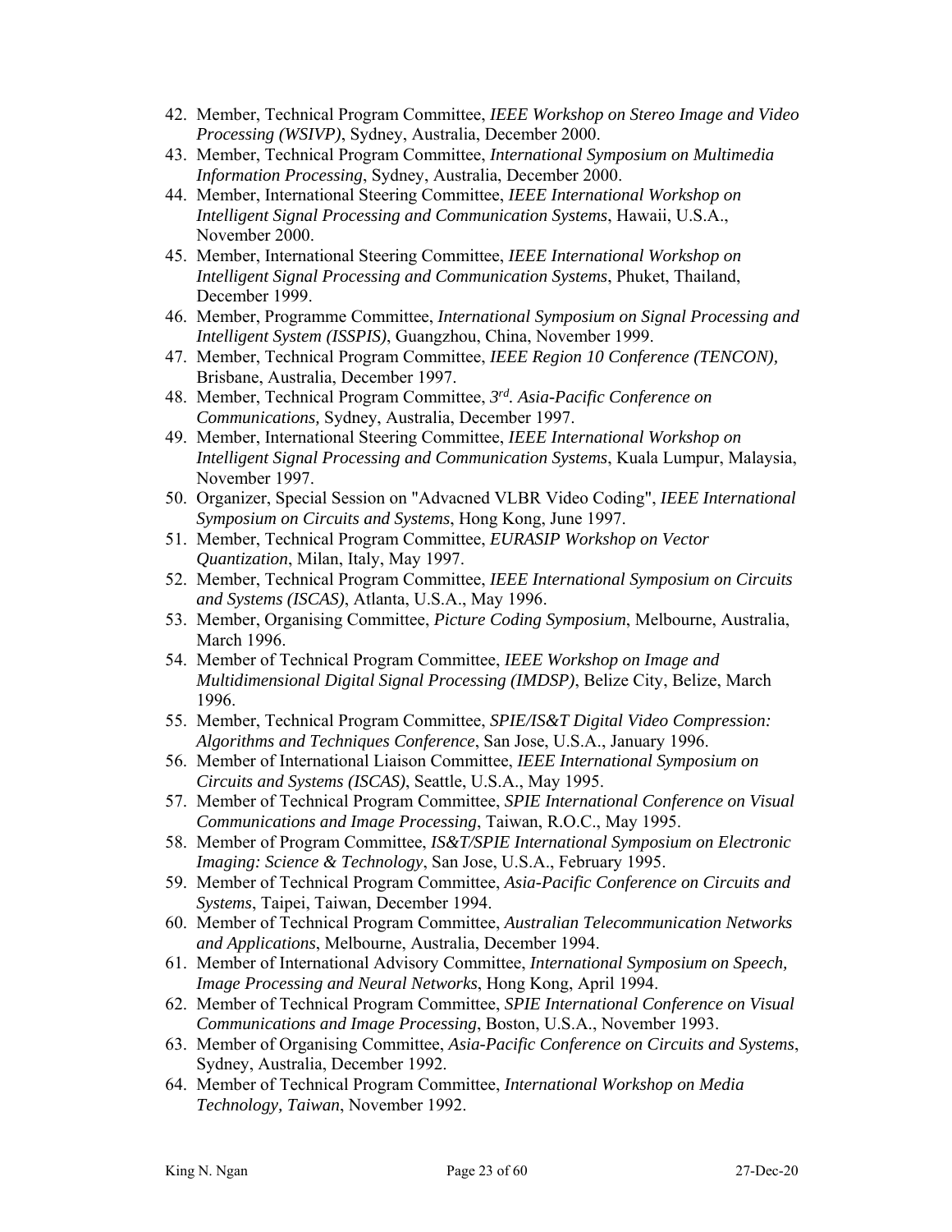42. Member, Technical Program Committee, *IEEE Workshop on Stereo Image and Video Processing (WSIVP)*, Sydney, Australia, December 2000.
43. Member, Technical Program Committee, *International Symposium on Multimedia Information Processing*, Sydney, Australia, December 2000.
44. Member, International Steering Committee, *IEEE International Workshop on Intelligent Signal Processing and Communication Systems*, Hawaii, U.S.A., November 2000.
45. Member, International Steering Committee, *IEEE International Workshop on Intelligent Signal Processing and Communication Systems*, Phuket, Thailand, December 1999.
46. Member, Programme Committee, *International Symposium on Signal Processing and Intelligent System (ISSPIS)*, Guangzhou, China, November 1999.
47. Member, Technical Program Committee, *IEEE Region 10 Conference (TENCON),* Brisbane, Australia, December 1997.
48. Member, Technical Program Committee, *3rd. Asia-Pacific Conference on Communications,* Sydney, Australia, December 1997.
49. Member, International Steering Committee, *IEEE International Workshop on Intelligent Signal Processing and Communication Systems*, Kuala Lumpur, Malaysia, November 1997.
50. Organizer, Special Session on "Advacned VLBR Video Coding", *IEEE International Symposium on Circuits and Systems*, Hong Kong, June 1997.
51. Member, Technical Program Committee, *EURASIP Workshop on Vector Quantization*, Milan, Italy, May 1997.
52. Member, Technical Program Committee, *IEEE International Symposium on Circuits and Systems (ISCAS)*, Atlanta, U.S.A., May 1996.
53. Member, Organising Committee, *Picture Coding Symposium*, Melbourne, Australia, March 1996.
54. Member of Technical Program Committee, *IEEE Workshop on Image and Multidimensional Digital Signal Processing (IMDSP)*, Belize City, Belize, March 1996.
55. Member, Technical Program Committee, *SPIE/IS&T Digital Video Compression: Algorithms and Techniques Conference*, San Jose, U.S.A., January 1996.
56. Member of International Liaison Committee, *IEEE International Symposium on Circuits and Systems (ISCAS)*, Seattle, U.S.A., May 1995.
57. Member of Technical Program Committee, *SPIE International Conference on Visual Communications and Image Processing*, Taiwan, R.O.C., May 1995.
58. Member of Program Committee, *IS&T/SPIE International Symposium on Electronic Imaging: Science & Technology*, San Jose, U.S.A., February 1995.
59. Member of Technical Program Committee, *Asia-Pacific Conference on Circuits and Systems*, Taipei, Taiwan, December 1994.
60. Member of Technical Program Committee, *Australian Telecommunication Networks and Applications*, Melbourne, Australia, December 1994.
61. Member of International Advisory Committee, *International Symposium on Speech, Image Processing and Neural Networks*, Hong Kong, April 1994.
62. Member of Technical Program Committee, *SPIE International Conference on Visual Communications and Image Processing*, Boston, U.S.A., November 1993.
63. Member of Organising Committee, *Asia-Pacific Conference on Circuits and Systems*, Sydney, Australia, December 1992.
64. Member of Technical Program Committee, *International Workshop on Media Technology, Taiwan*, November 1992.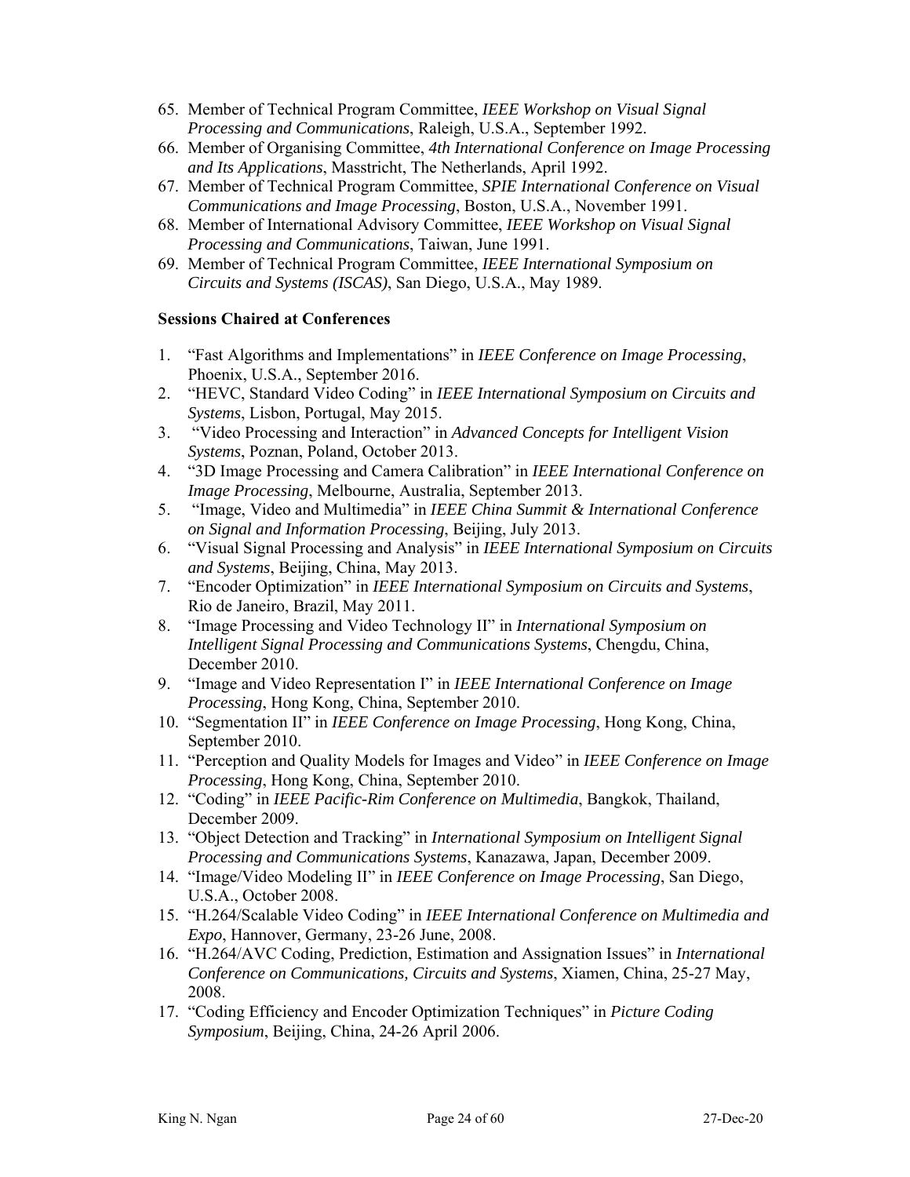65. Member of Technical Program Committee, *IEEE Workshop on Visual Signal Processing and Communications*, Raleigh, U.S.A., September 1992.
66. Member of Organising Committee, *4th International Conference on Image Processing and Its Applications*, Masstricht, The Netherlands, April 1992.
67. Member of Technical Program Committee, *SPIE International Conference on Visual Communications and Image Processing*, Boston, U.S.A., November 1991.
68. Member of International Advisory Committee, *IEEE Workshop on Visual Signal Processing and Communications*, Taiwan, June 1991.
69. Member of Technical Program Committee, *IEEE International Symposium on Circuits and Systems (ISCAS)*, San Diego, U.S.A., May 1989.

**Sessions Chaired at Conferences**

1. "Fast Algorithms and Implementations" in *IEEE Conference on Image Processing*, Phoenix, U.S.A., September 2016.
2. "HEVC, Standard Video Coding" in *IEEE International Symposium on Circuits and Systems*, Lisbon, Portugal, May 2015.
3. "Video Processing and Interaction" in *Advanced Concepts for Intelligent Vision Systems*, Poznan, Poland, October 2013.
4. "3D Image Processing and Camera Calibration" in *IEEE International Conference on Image Processing*, Melbourne, Australia, September 2013.
5. "Image, Video and Multimedia" in *IEEE China Summit & International Conference on Signal and Information Processing*, Beijing, July 2013.
6. "Visual Signal Processing and Analysis" in *IEEE International Symposium on Circuits and Systems*, Beijing, China, May 2013.
7. "Encoder Optimization" in *IEEE International Symposium on Circuits and Systems*, Rio de Janeiro, Brazil, May 2011.
8. "Image Processing and Video Technology II" in *International Symposium on Intelligent Signal Processing and Communications Systems*, Chengdu, China, December 2010.
9. "Image and Video Representation I" in *IEEE International Conference on Image Processing*, Hong Kong, China, September 2010.
10. "Segmentation II" in *IEEE Conference on Image Processing*, Hong Kong, China, September 2010.
11. "Perception and Quality Models for Images and Video" in *IEEE Conference on Image Processing*, Hong Kong, China, September 2010.
12. "Coding" in *IEEE Pacific-Rim Conference on Multimedia*, Bangkok, Thailand, December 2009.
13. "Object Detection and Tracking" in *International Symposium on Intelligent Signal Processing and Communications Systems*, Kanazawa, Japan, December 2009.
14. "Image/Video Modeling II" in *IEEE Conference on Image Processing*, San Diego, U.S.A., October 2008.
15. "H.264/Scalable Video Coding" in *IEEE International Conference on Multimedia and Expo*, Hannover, Germany, 23-26 June, 2008.
16. "H.264/AVC Coding, Prediction, Estimation and Assignation Issues" in *International Conference on Communications, Circuits and Systems*, Xiamen, China, 25-27 May, 2008.
17. "Coding Efficiency and Encoder Optimization Techniques" in *Picture Coding Symposium*, Beijing, China, 24-26 April 2006.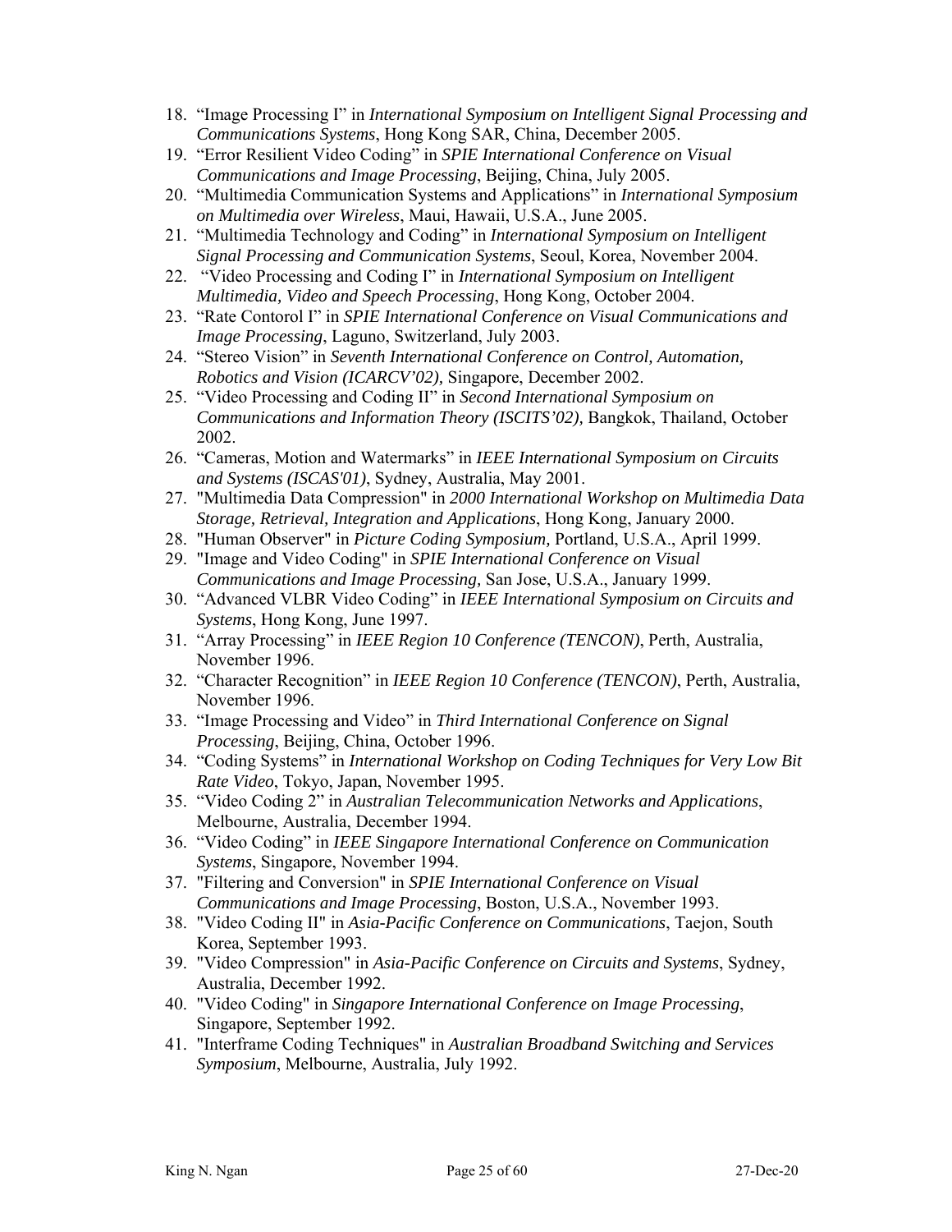18. "Image Processing I" in *International Symposium on Intelligent Signal Processing and Communications Systems*, Hong Kong SAR, China, December 2005.
19. "Error Resilient Video Coding" in *SPIE International Conference on Visual Communications and Image Processing*, Beijing, China, July 2005.
20. "Multimedia Communication Systems and Applications" in *International Symposium on Multimedia over Wireless*, Maui, Hawaii, U.S.A., June 2005.
21. "Multimedia Technology and Coding" in *International Symposium on Intelligent Signal Processing and Communication Systems*, Seoul, Korea, November 2004.
22. "Video Processing and Coding I" in *International Symposium on Intelligent Multimedia, Video and Speech Processing*, Hong Kong, October 2004.
23. "Rate Contorol I" in *SPIE International Conference on Visual Communications and Image Processing*, Laguno, Switzerland, July 2003.
24. "Stereo Vision" in *Seventh International Conference on Control, Automation, Robotics and Vision (ICARCV'02),* Singapore, December 2002.
25. "Video Processing and Coding II" in *Second International Symposium on Communications and Information Theory (ISCITS'02),* Bangkok, Thailand, October 2002.
26. "Cameras, Motion and Watermarks" in *IEEE International Symposium on Circuits and Systems (ISCAS'01)*, Sydney, Australia, May 2001.
27. "Multimedia Data Compression" in *2000 International Workshop on Multimedia Data Storage, Retrieval, Integration and Applications*, Hong Kong, January 2000.
28. "Human Observer" in *Picture Coding Symposium,* Portland, U.S.A., April 1999.
29. "Image and Video Coding" in *SPIE International Conference on Visual Communications and Image Processing,* San Jose, U.S.A., January 1999.
30. "Advanced VLBR Video Coding" in *IEEE International Symposium on Circuits and Systems*, Hong Kong, June 1997.
31. "Array Processing" in *IEEE Region 10 Conference (TENCON)*, Perth, Australia, November 1996.
32. "Character Recognition" in *IEEE Region 10 Conference (TENCON)*, Perth, Australia, November 1996.
33. "Image Processing and Video" in *Third International Conference on Signal Processing*, Beijing, China, October 1996.
34. "Coding Systems" in *International Workshop on Coding Techniques for Very Low Bit Rate Video*, Tokyo, Japan, November 1995.
35. "Video Coding 2" in *Australian Telecommunication Networks and Applications*, Melbourne, Australia, December 1994.
36. "Video Coding" in *IEEE Singapore International Conference on Communication Systems*, Singapore, November 1994.
37. "Filtering and Conversion" in *SPIE International Conference on Visual Communications and Image Processing*, Boston, U.S.A., November 1993.
38. "Video Coding II" in *Asia-Pacific Conference on Communications*, Taejon, South Korea, September 1993.
39. "Video Compression" in *Asia-Pacific Conference on Circuits and Systems*, Sydney, Australia, December 1992.
40. "Video Coding" in *Singapore International Conference on Image Processing*, Singapore, September 1992.
41. "Interframe Coding Techniques" in *Australian Broadband Switching and Services Symposium*, Melbourne, Australia, July 1992.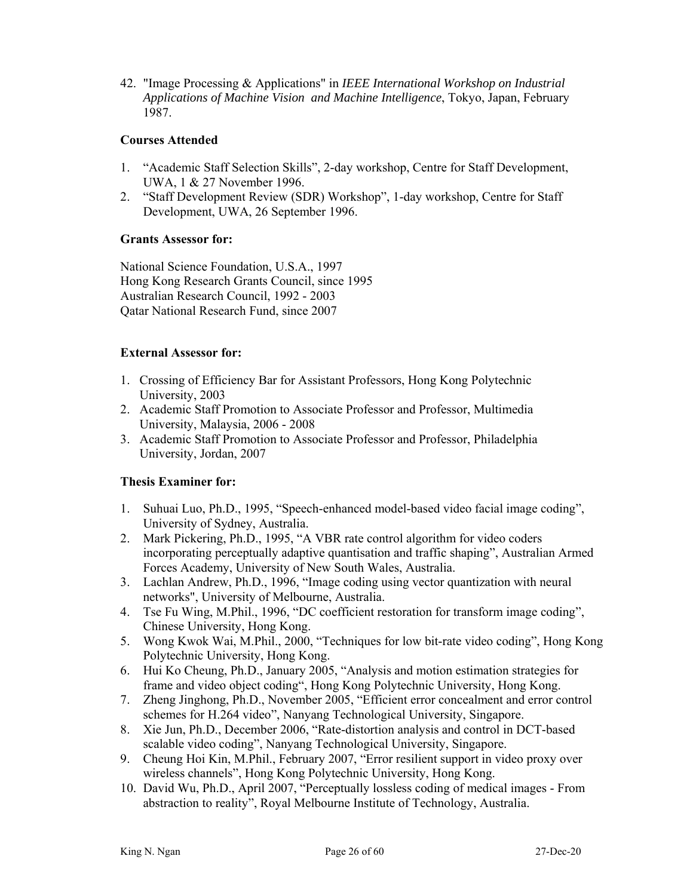42. "Image Processing & Applications" in *IEEE International Workshop on Industrial Applications of Machine Vision and Machine Intelligence*, Tokyo, Japan, February 1987.

**Courses Attended**

1. "Academic Staff Selection Skills", 2-day workshop, Centre for Staff Development, UWA, 1 & 27 November 1996.
2. "Staff Development Review (SDR) Workshop", 1-day workshop, Centre for Staff Development, UWA, 26 September 1996.

**Grants Assessor for:**

National Science Foundation, U.S.A., 1997
Hong Kong Research Grants Council, since 1995
Australian Research Council, 1992 - 2003
Qatar National Research Fund, since 2007

**External Assessor for:**

1. Crossing of Efficiency Bar for Assistant Professors, Hong Kong Polytechnic University, 2003
2. Academic Staff Promotion to Associate Professor and Professor, Multimedia University, Malaysia, 2006 - 2008
3. Academic Staff Promotion to Associate Professor and Professor, Philadelphia University, Jordan, 2007

**Thesis Examiner for:**

1. Suhuai Luo, Ph.D., 1995, "Speech-enhanced model-based video facial image coding", University of Sydney, Australia.
2. Mark Pickering, Ph.D., 1995, "A VBR rate control algorithm for video coders incorporating perceptually adaptive quantisation and traffic shaping", Australian Armed Forces Academy, University of New South Wales, Australia.
3. Lachlan Andrew, Ph.D., 1996, "Image coding using vector quantization with neural networks", University of Melbourne, Australia.
4. Tse Fu Wing, M.Phil., 1996, "DC coefficient restoration for transform image coding", Chinese University, Hong Kong.
5. Wong Kwok Wai, M.Phil., 2000, "Techniques for low bit-rate video coding", Hong Kong Polytechnic University, Hong Kong.
6. Hui Ko Cheung, Ph.D., January 2005, "Analysis and motion estimation strategies for frame and video object coding", Hong Kong Polytechnic University, Hong Kong.
7. Zheng Jinghong, Ph.D., November 2005, "Efficient error concealment and error control schemes for H.264 video", Nanyang Technological University, Singapore.
8. Xie Jun, Ph.D., December 2006, "Rate-distortion analysis and control in DCT-based scalable video coding", Nanyang Technological University, Singapore.
9. Cheung Hoi Kin, M.Phil., February 2007, "Error resilient support in video proxy over wireless channels", Hong Kong Polytechnic University, Hong Kong.
10. David Wu, Ph.D., April 2007, "Perceptually lossless coding of medical images - From abstraction to reality", Royal Melbourne Institute of Technology, Australia.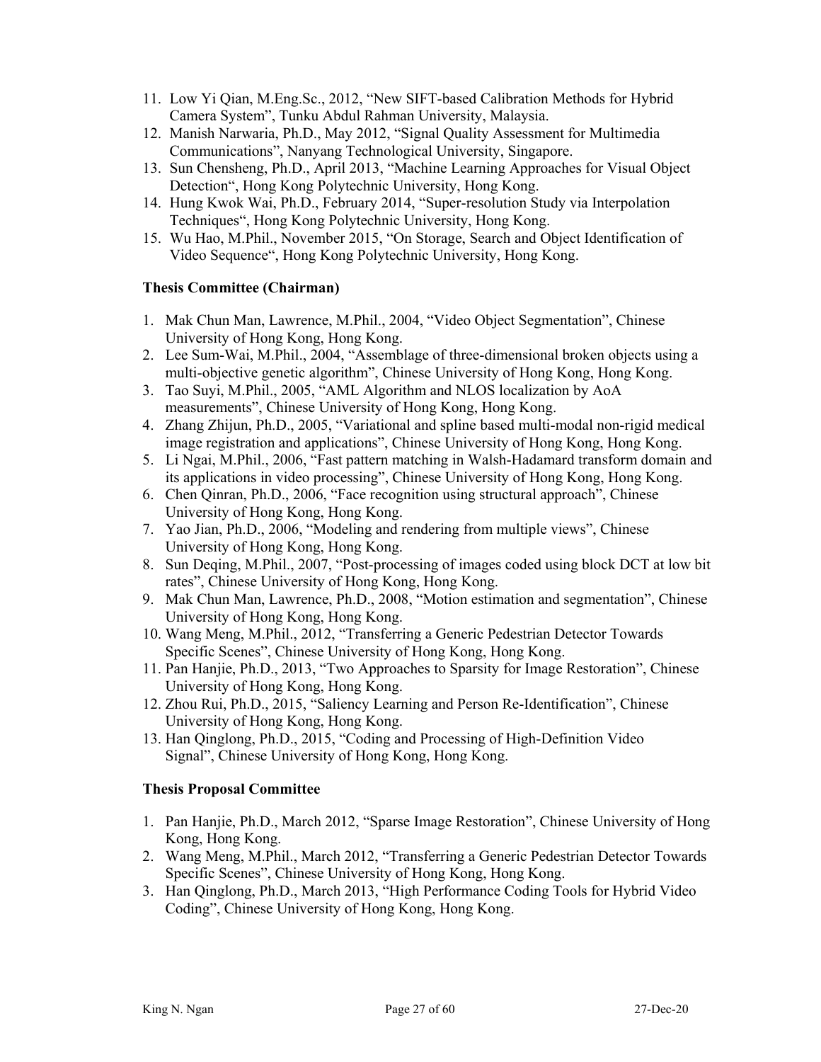11. Low Yi Qian, M.Eng.Sc., 2012, "New SIFT-based Calibration Methods for Hybrid Camera System", Tunku Abdul Rahman University, Malaysia.
12. Manish Narwaria, Ph.D., May 2012, "Signal Quality Assessment for Multimedia Communications", Nanyang Technological University, Singapore.
13. Sun Chensheng, Ph.D., April 2013, "Machine Learning Approaches for Visual Object Detection", Hong Kong Polytechnic University, Hong Kong.
14. Hung Kwok Wai, Ph.D., February 2014, "Super-resolution Study via Interpolation Techniques", Hong Kong Polytechnic University, Hong Kong.
15. Wu Hao, M.Phil., November 2015, "On Storage, Search and Object Identification of Video Sequence", Hong Kong Polytechnic University, Hong Kong.

**Thesis Committee (Chairman)**

1. Mak Chun Man, Lawrence, M.Phil., 2004, "Video Object Segmentation", Chinese University of Hong Kong, Hong Kong.
2. Lee Sum-Wai, M.Phil., 2004, "Assemblage of three-dimensional broken objects using a multi-objective genetic algorithm", Chinese University of Hong Kong, Hong Kong.
3. Tao Suyi, M.Phil., 2005, "AML Algorithm and NLOS localization by AoA measurements", Chinese University of Hong Kong, Hong Kong.
4. Zhang Zhijun, Ph.D., 2005, "Variational and spline based multi-modal non-rigid medical image registration and applications", Chinese University of Hong Kong, Hong Kong.
5. Li Ngai, M.Phil., 2006, "Fast pattern matching in Walsh-Hadamard transform domain and its applications in video processing", Chinese University of Hong Kong, Hong Kong.
6. Chen Qinran, Ph.D., 2006, "Face recognition using structural approach", Chinese University of Hong Kong, Hong Kong.
7. Yao Jian, Ph.D., 2006, "Modeling and rendering from multiple views", Chinese University of Hong Kong, Hong Kong.
8. Sun Deqing, M.Phil., 2007, "Post-processing of images coded using block DCT at low bit rates", Chinese University of Hong Kong, Hong Kong.
9. Mak Chun Man, Lawrence, Ph.D., 2008, "Motion estimation and segmentation", Chinese University of Hong Kong, Hong Kong.
10. Wang Meng, M.Phil., 2012, "Transferring a Generic Pedestrian Detector Towards Specific Scenes", Chinese University of Hong Kong, Hong Kong.
11. Pan Hanjie, Ph.D., 2013, "Two Approaches to Sparsity for Image Restoration", Chinese University of Hong Kong, Hong Kong.
12. Zhou Rui, Ph.D., 2015, "Saliency Learning and Person Re-Identification", Chinese University of Hong Kong, Hong Kong.
13. Han Qinglong, Ph.D., 2015, "Coding and Processing of High-Definition Video Signal", Chinese University of Hong Kong, Hong Kong.

**Thesis Proposal Committee**

1. Pan Hanjie, Ph.D., March 2012, "Sparse Image Restoration", Chinese University of Hong Kong, Hong Kong.
2. Wang Meng, M.Phil., March 2012, "Transferring a Generic Pedestrian Detector Towards Specific Scenes", Chinese University of Hong Kong, Hong Kong.
3. Han Qinglong, Ph.D., March 2013, "High Performance Coding Tools for Hybrid Video Coding", Chinese University of Hong Kong, Hong Kong.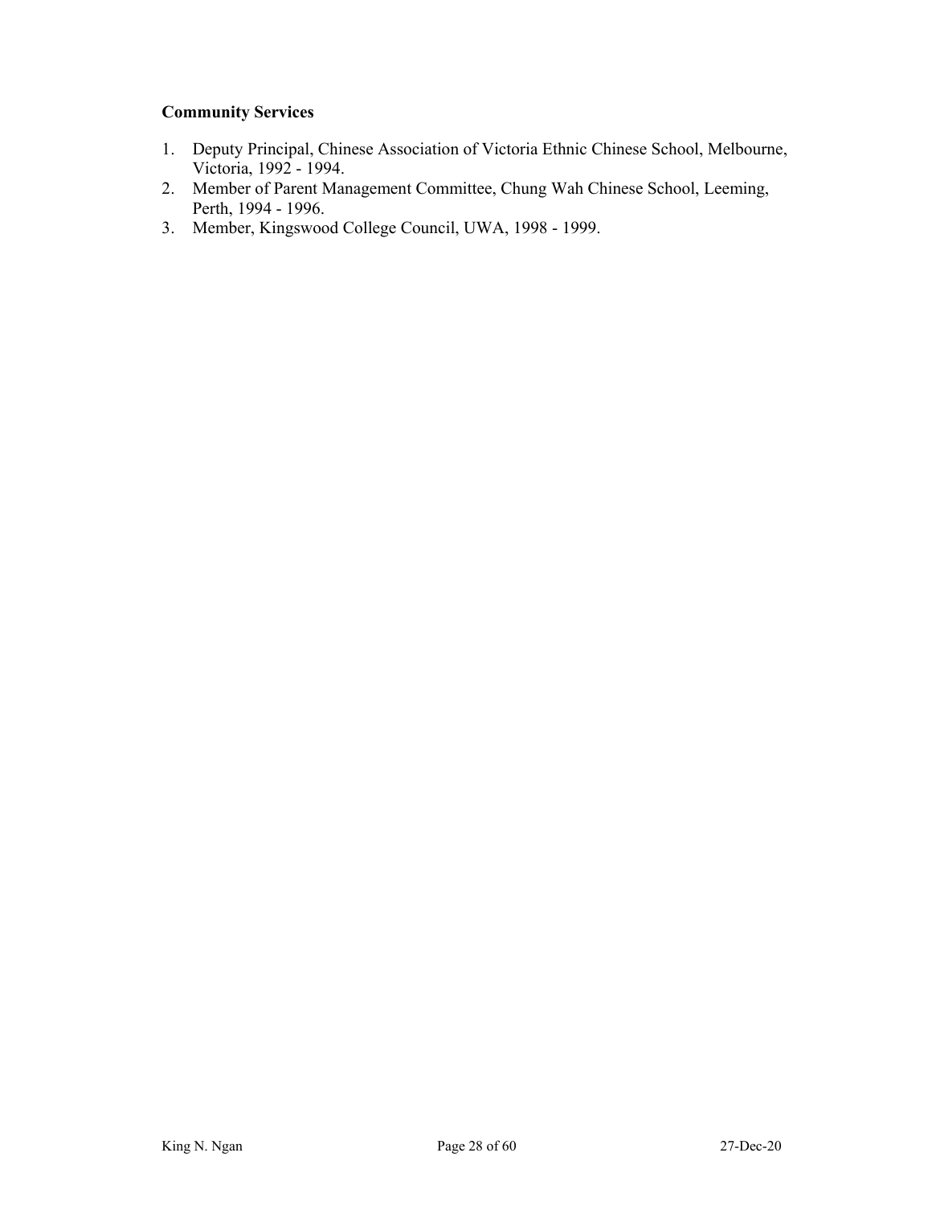**Community Services**

1. Deputy Principal, Chinese Association of Victoria Ethnic Chinese School, Melbourne, Victoria, 1992 - 1994.
2. Member of Parent Management Committee, Chung Wah Chinese School, Leeming, Perth, 1994 - 1996.
3. Member, Kingswood College Council, UWA, 1998 - 1999.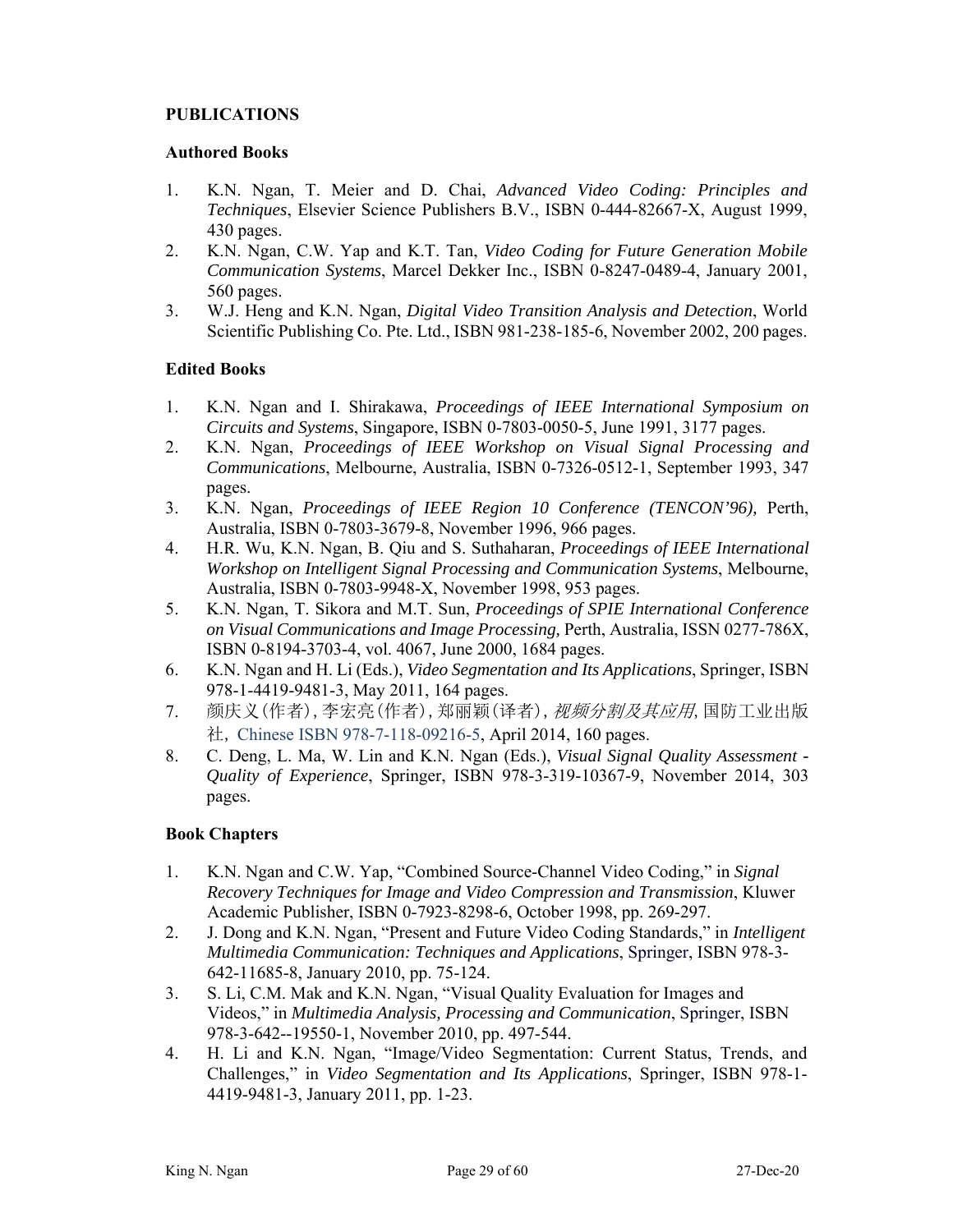# PUBLICATIONS

## Authored Books

1. K.N. Ngan, T. Meier and D. Chai, *Advanced Video Coding: Principles and Techniques*, Elsevier Science Publishers B.V., ISBN 0-444-82667-X, August 1999, 430 pages.
2. K.N. Ngan, C.W. Yap and K.T. Tan, *Video Coding for Future Generation Mobile Communication Systems*, Marcel Dekker Inc., ISBN 0-8247-0489-4, January 2001, 560 pages.
3. W.J. Heng and K.N. Ngan, *Digital Video Transition Analysis and Detection*, World Scientific Publishing Co. Pte. Ltd., ISBN 981-238-185-6, November 2002, 200 pages.

## Edited Books

1. K.N. Ngan and I. Shirakawa, *Proceedings of IEEE International Symposium on Circuits and Systems*, Singapore, ISBN 0-7803-0050-5, June 1991, 3177 pages.
2. K.N. Ngan, *Proceedings of IEEE Workshop on Visual Signal Processing and Communications*, Melbourne, Australia, ISBN 0-7326-0512-1, September 1993, 347 pages.
3. K.N. Ngan, *Proceedings of IEEE Region 10 Conference (TENCON'96),* Perth, Australia, ISBN 0-7803-3679-8, November 1996, 966 pages.
4. H.R. Wu, K.N. Ngan, B. Qiu and S. Suthaharan, *Proceedings of IEEE International Workshop on Intelligent Signal Processing and Communication Systems*, Melbourne, Australia, ISBN 0-7803-9948-X, November 1998, 953 pages.
5. K.N. Ngan, T. Sikora and M.T. Sun, *Proceedings of SPIE International Conference on Visual Communications and Image Processing,* Perth, Australia, ISSN 0277-786X, ISBN 0-8194-3703-4, vol. 4067, June 2000, 1684 pages.
6. K.N. Ngan and H. Li (Eds.), *Video Segmentation and Its Applications*, Springer, ISBN 978-1-4419-9481-3, May 2011, 164 pages.
7. 颜庆义(作者), 李宏亮(作者), 郑丽颖(译者), *视频分割及其应用*, 国防工业出版社, Chinese ISBN 978-7-118-09216-5, April 2014, 160 pages.
8. C. Deng, L. Ma, W. Lin and K.N. Ngan (Eds.), *Visual Signal Quality Assessment - Quality of Experience*, Springer, ISBN 978-3-319-10367-9, November 2014, 303 pages.

## Book Chapters

1. K.N. Ngan and C.W. Yap, "Combined Source-Channel Video Coding," in *Signal Recovery Techniques for Image and Video Compression and Transmission*, Kluwer Academic Publisher, ISBN 0-7923-8298-6, October 1998, pp. 269-297.
2. J. Dong and K.N. Ngan, "Present and Future Video Coding Standards," in *Intelligent Multimedia Communication: Techniques and Applications*, Springer, ISBN 978-3-642-11685-8, January 2010, pp. 75-124.
3. S. Li, C.M. Mak and K.N. Ngan, "Visual Quality Evaluation for Images and Videos," in *Multimedia Analysis, Processing and Communication*, Springer, ISBN 978-3-642--19550-1, November 2010, pp. 497-544.
4. H. Li and K.N. Ngan, "Image/Video Segmentation: Current Status, Trends, and Challenges," in *Video Segmentation and Its Applications*, Springer, ISBN 978-1-4419-9481-3, January 2011, pp. 1-23.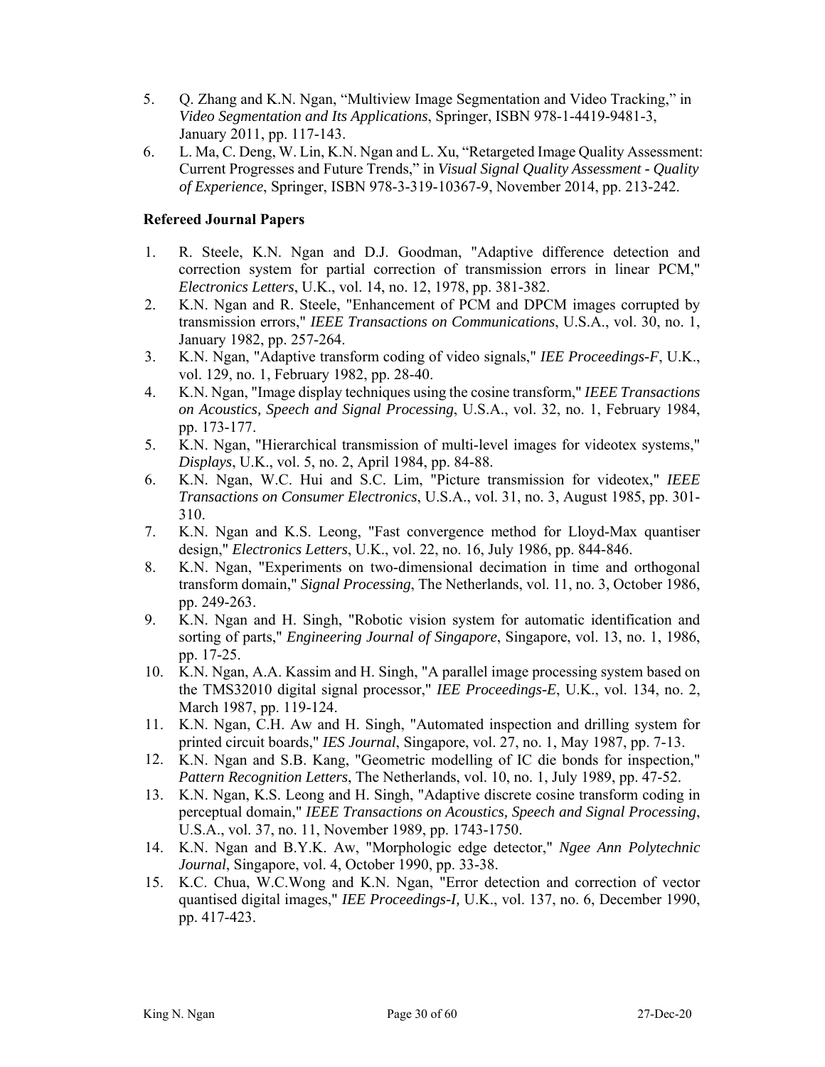5. Q. Zhang and K.N. Ngan, "Multiview Image Segmentation and Video Tracking," in *Video Segmentation and Its Applications*, Springer, ISBN 978-1-4419-9481-3, January 2011, pp. 117-143.
6. L. Ma, C. Deng, W. Lin, K.N. Ngan and L. Xu, "Retargeted Image Quality Assessment: Current Progresses and Future Trends," in *Visual Signal Quality Assessment - Quality of Experience*, Springer, ISBN 978-3-319-10367-9, November 2014, pp. 213-242.

**Refereed Journal Papers**

1. R. Steele, K.N. Ngan and D.J. Goodman, "Adaptive difference detection and correction system for partial correction of transmission errors in linear PCM," *Electronics Letters*, U.K., vol. 14, no. 12, 1978, pp. 381-382.
2. K.N. Ngan and R. Steele, "Enhancement of PCM and DPCM images corrupted by transmission errors," *IEEE Transactions on Communications*, U.S.A., vol. 30, no. 1, January 1982, pp. 257-264.
3. K.N. Ngan, "Adaptive transform coding of video signals," *IEE Proceedings-F*, U.K., vol. 129, no. 1, February 1982, pp. 28-40.
4. K.N. Ngan, "Image display techniques using the cosine transform," *IEEE Transactions on Acoustics, Speech and Signal Processing*, U.S.A., vol. 32, no. 1, February 1984, pp. 173-177.
5. K.N. Ngan, "Hierarchical transmission of multi-level images for videotex systems," *Displays*, U.K., vol. 5, no. 2, April 1984, pp. 84-88.
6. K.N. Ngan, W.C. Hui and S.C. Lim, "Picture transmission for videotex," *IEEE Transactions on Consumer Electronics*, U.S.A., vol. 31, no. 3, August 1985, pp. 301-310.
7. K.N. Ngan and K.S. Leong, "Fast convergence method for Lloyd-Max quantiser design," *Electronics Letters*, U.K., vol. 22, no. 16, July 1986, pp. 844-846.
8. K.N. Ngan, "Experiments on two-dimensional decimation in time and orthogonal transform domain," *Signal Processing*, The Netherlands, vol. 11, no. 3, October 1986, pp. 249-263.
9. K.N. Ngan and H. Singh, "Robotic vision system for automatic identification and sorting of parts," *Engineering Journal of Singapore*, Singapore, vol. 13, no. 1, 1986, pp. 17-25.
10. K.N. Ngan, A.A. Kassim and H. Singh, "A parallel image processing system based on the TMS32010 digital signal processor," *IEE Proceedings-E*, U.K., vol. 134, no. 2, March 1987, pp. 119-124.
11. K.N. Ngan, C.H. Aw and H. Singh, "Automated inspection and drilling system for printed circuit boards," *IES Journal*, Singapore, vol. 27, no. 1, May 1987, pp. 7-13.
12. K.N. Ngan and S.B. Kang, "Geometric modelling of IC die bonds for inspection," *Pattern Recognition Letters*, The Netherlands, vol. 10, no. 1, July 1989, pp. 47-52.
13. K.N. Ngan, K.S. Leong and H. Singh, "Adaptive discrete cosine transform coding in perceptual domain," *IEEE Transactions on Acoustics, Speech and Signal Processing*, U.S.A., vol. 37, no. 11, November 1989, pp. 1743-1750.
14. K.N. Ngan and B.Y.K. Aw, "Morphologic edge detector," *Ngee Ann Polytechnic Journal*, Singapore, vol. 4, October 1990, pp. 33-38.
15. K.C. Chua, W.C.Wong and K.N. Ngan, "Error detection and correction of vector quantised digital images," *IEE Proceedings-I,* U.K., vol. 137, no. 6, December 1990, pp. 417-423.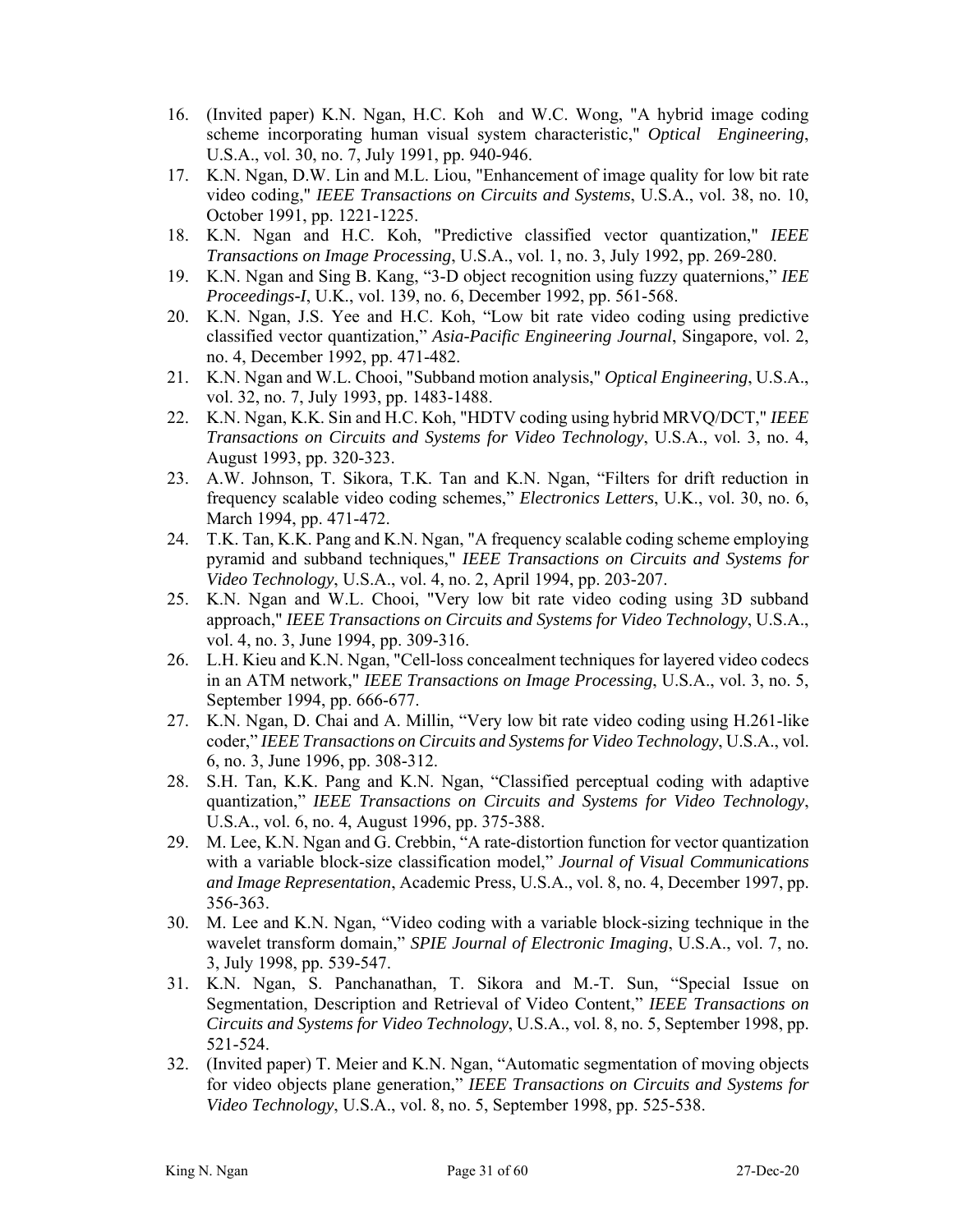16. (Invited paper) K.N. Ngan, H.C. Koh and W.C. Wong, "A hybrid image coding scheme incorporating human visual system characteristic," *Optical Engineering*, U.S.A., vol. 30, no. 7, July 1991, pp. 940-946.
17. K.N. Ngan, D.W. Lin and M.L. Liou, "Enhancement of image quality for low bit rate video coding," *IEEE Transactions on Circuits and Systems*, U.S.A., vol. 38, no. 10, October 1991, pp. 1221-1225.
18. K.N. Ngan and H.C. Koh, "Predictive classified vector quantization," *IEEE Transactions on Image Processing*, U.S.A., vol. 1, no. 3, July 1992, pp. 269-280.
19. K.N. Ngan and Sing B. Kang, "3-D object recognition using fuzzy quaternions," *IEE Proceedings-I*, U.K., vol. 139, no. 6, December 1992, pp. 561-568.
20. K.N. Ngan, J.S. Yee and H.C. Koh, "Low bit rate video coding using predictive classified vector quantization," *Asia-Pacific Engineering Journal*, Singapore, vol. 2, no. 4, December 1992, pp. 471-482.
21. K.N. Ngan and W.L. Chooi, "Subband motion analysis," *Optical Engineering*, U.S.A., vol. 32, no. 7, July 1993, pp. 1483-1488.
22. K.N. Ngan, K.K. Sin and H.C. Koh, "HDTV coding using hybrid MRVQ/DCT," *IEEE Transactions on Circuits and Systems for Video Technology*, U.S.A., vol. 3, no. 4, August 1993, pp. 320-323.
23. A.W. Johnson, T. Sikora, T.K. Tan and K.N. Ngan, "Filters for drift reduction in frequency scalable video coding schemes," *Electronics Letters*, U.K., vol. 30, no. 6, March 1994, pp. 471-472.
24. T.K. Tan, K.K. Pang and K.N. Ngan, "A frequency scalable coding scheme employing pyramid and subband techniques," *IEEE Transactions on Circuits and Systems for Video Technology*, U.S.A., vol. 4, no. 2, April 1994, pp. 203-207.
25. K.N. Ngan and W.L. Chooi, "Very low bit rate video coding using 3D subband approach," *IEEE Transactions on Circuits and Systems for Video Technology*, U.S.A., vol. 4, no. 3, June 1994, pp. 309-316.
26. L.H. Kieu and K.N. Ngan, "Cell-loss concealment techniques for layered video codecs in an ATM network," *IEEE Transactions on Image Processing*, U.S.A., vol. 3, no. 5, September 1994, pp. 666-677.
27. K.N. Ngan, D. Chai and A. Millin, "Very low bit rate video coding using H.261-like coder," *IEEE Transactions on Circuits and Systems for Video Technology*, U.S.A., vol. 6, no. 3, June 1996, pp. 308-312.
28. S.H. Tan, K.K. Pang and K.N. Ngan, "Classified perceptual coding with adaptive quantization," *IEEE Transactions on Circuits and Systems for Video Technology*, U.S.A., vol. 6, no. 4, August 1996, pp. 375-388.
29. M. Lee, K.N. Ngan and G. Crebbin, "A rate-distortion function for vector quantization with a variable block-size classification model," *Journal of Visual Communications and Image Representation*, Academic Press, U.S.A., vol. 8, no. 4, December 1997, pp. 356-363.
30. M. Lee and K.N. Ngan, "Video coding with a variable block-sizing technique in the wavelet transform domain," *SPIE Journal of Electronic Imaging*, U.S.A., vol. 7, no. 3, July 1998, pp. 539-547.
31. K.N. Ngan, S. Panchanathan, T. Sikora and M.-T. Sun, "Special Issue on Segmentation, Description and Retrieval of Video Content," *IEEE Transactions on Circuits and Systems for Video Technology*, U.S.A., vol. 8, no. 5, September 1998, pp. 521-524.
32. (Invited paper) T. Meier and K.N. Ngan, "Automatic segmentation of moving objects for video objects plane generation," *IEEE Transactions on Circuits and Systems for Video Technology*, U.S.A., vol. 8, no. 5, September 1998, pp. 525-538.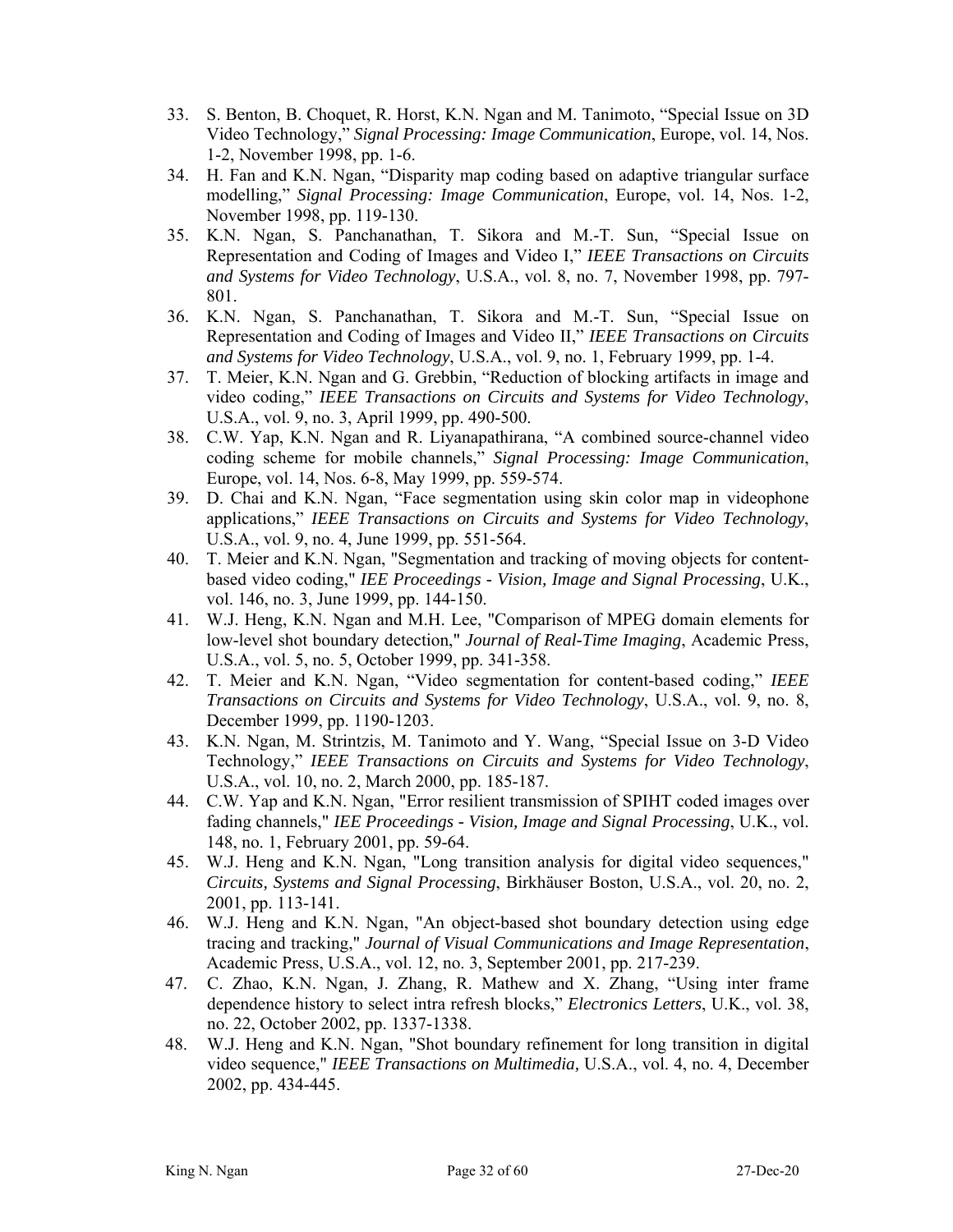33. S. Benton, B. Choquet, R. Horst, K.N. Ngan and M. Tanimoto, "Special Issue on 3D Video Technology," *Signal Processing: Image Communication*, Europe, vol. 14, Nos. 1-2, November 1998, pp. 1-6.
34. H. Fan and K.N. Ngan, "Disparity map coding based on adaptive triangular surface modelling," *Signal Processing: Image Communication*, Europe, vol. 14, Nos. 1-2, November 1998, pp. 119-130.
35. K.N. Ngan, S. Panchanathan, T. Sikora and M.-T. Sun, "Special Issue on Representation and Coding of Images and Video I," *IEEE Transactions on Circuits and Systems for Video Technology*, U.S.A., vol. 8, no. 7, November 1998, pp. 797-801.
36. K.N. Ngan, S. Panchanathan, T. Sikora and M.-T. Sun, "Special Issue on Representation and Coding of Images and Video II," *IEEE Transactions on Circuits and Systems for Video Technology*, U.S.A., vol. 9, no. 1, February 1999, pp. 1-4.
37. T. Meier, K.N. Ngan and G. Grebbin, "Reduction of blocking artifacts in image and video coding," *IEEE Transactions on Circuits and Systems for Video Technology*, U.S.A., vol. 9, no. 3, April 1999, pp. 490-500.
38. C.W. Yap, K.N. Ngan and R. Liyanapathirana, "A combined source-channel video coding scheme for mobile channels," *Signal Processing: Image Communication*, Europe, vol. 14, Nos. 6-8, May 1999, pp. 559-574.
39. D. Chai and K.N. Ngan, "Face segmentation using skin color map in videophone applications," *IEEE Transactions on Circuits and Systems for Video Technology*, U.S.A., vol. 9, no. 4, June 1999, pp. 551-564.
40. T. Meier and K.N. Ngan, "Segmentation and tracking of moving objects for content-based video coding," *IEE Proceedings - Vision, Image and Signal Processing*, U.K., vol. 146, no. 3, June 1999, pp. 144-150.
41. W.J. Heng, K.N. Ngan and M.H. Lee, "Comparison of MPEG domain elements for low-level shot boundary detection," *Journal of Real-Time Imaging*, Academic Press, U.S.A., vol. 5, no. 5, October 1999, pp. 341-358.
42. T. Meier and K.N. Ngan, "Video segmentation for content-based coding," *IEEE Transactions on Circuits and Systems for Video Technology*, U.S.A., vol. 9, no. 8, December 1999, pp. 1190-1203.
43. K.N. Ngan, M. Strintzis, M. Tanimoto and Y. Wang, "Special Issue on 3-D Video Technology," *IEEE Transactions on Circuits and Systems for Video Technology*, U.S.A., vol. 10, no. 2, March 2000, pp. 185-187.
44. C.W. Yap and K.N. Ngan, "Error resilient transmission of SPIHT coded images over fading channels," *IEE Proceedings - Vision, Image and Signal Processing*, U.K., vol. 148, no. 1, February 2001, pp. 59-64.
45. W.J. Heng and K.N. Ngan, "Long transition analysis for digital video sequences," *Circuits, Systems and Signal Processing*, Birkhäuser Boston, U.S.A., vol. 20, no. 2, 2001, pp. 113-141.
46. W.J. Heng and K.N. Ngan, "An object-based shot boundary detection using edge tracing and tracking," *Journal of Visual Communications and Image Representation*, Academic Press, U.S.A., vol. 12, no. 3, September 2001, pp. 217-239.
47. C. Zhao, K.N. Ngan, J. Zhang, R. Mathew and X. Zhang, "Using inter frame dependence history to select intra refresh blocks," *Electronics Letters*, U.K., vol. 38, no. 22, October 2002, pp. 1337-1338.
48. W.J. Heng and K.N. Ngan, "Shot boundary refinement for long transition in digital video sequence," *IEEE Transactions on Multimedia,* U.S.A., vol. 4, no. 4, December 2002, pp. 434-445.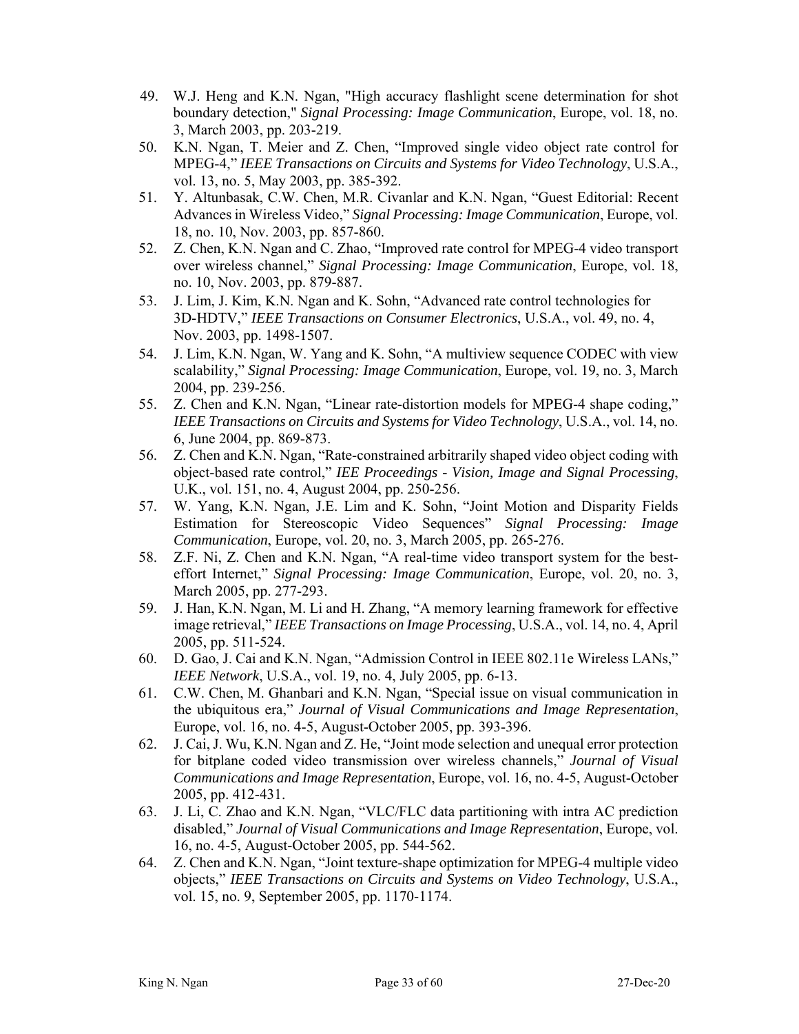49. W.J. Heng and K.N. Ngan, "High accuracy flashlight scene determination for shot boundary detection," *Signal Processing: Image Communication*, Europe, vol. 18, no. 3, March 2003, pp. 203-219.
50. K.N. Ngan, T. Meier and Z. Chen, "Improved single video object rate control for MPEG-4," *IEEE Transactions on Circuits and Systems for Video Technology*, U.S.A., vol. 13, no. 5, May 2003, pp. 385-392.
51. Y. Altunbasak, C.W. Chen, M.R. Civanlar and K.N. Ngan, "Guest Editorial: Recent Advances in Wireless Video," *Signal Processing: Image Communication*, Europe, vol. 18, no. 10, Nov. 2003, pp. 857-860.
52. Z. Chen, K.N. Ngan and C. Zhao, "Improved rate control for MPEG-4 video transport over wireless channel," *Signal Processing: Image Communication*, Europe, vol. 18, no. 10, Nov. 2003, pp. 879-887.
53. J. Lim, J. Kim, K.N. Ngan and K. Sohn, "Advanced rate control technologies for 3D-HDTV," *IEEE Transactions on Consumer Electronics*, U.S.A., vol. 49, no. 4, Nov. 2003, pp. 1498-1507.
54. J. Lim, K.N. Ngan, W. Yang and K. Sohn, "A multiview sequence CODEC with view scalability," *Signal Processing: Image Communication*, Europe, vol. 19, no. 3, March 2004, pp. 239-256.
55. Z. Chen and K.N. Ngan, "Linear rate-distortion models for MPEG-4 shape coding," *IEEE Transactions on Circuits and Systems for Video Technology*, U.S.A., vol. 14, no. 6, June 2004, pp. 869-873.
56. Z. Chen and K.N. Ngan, "Rate-constrained arbitrarily shaped video object coding with object-based rate control," *IEE Proceedings - Vision, Image and Signal Processing*, U.K., vol. 151, no. 4, August 2004, pp. 250-256.
57. W. Yang, K.N. Ngan, J.E. Lim and K. Sohn, "Joint Motion and Disparity Fields Estimation for Stereoscopic Video Sequences" *Signal Processing: Image Communication*, Europe, vol. 20, no. 3, March 2005, pp. 265-276.
58. Z.F. Ni, Z. Chen and K.N. Ngan, "A real-time video transport system for the best-effort Internet," *Signal Processing: Image Communication*, Europe, vol. 20, no. 3, March 2005, pp. 277-293.
59. J. Han, K.N. Ngan, M. Li and H. Zhang, "A memory learning framework for effective image retrieval," *IEEE Transactions on Image Processing*, U.S.A., vol. 14, no. 4, April 2005, pp. 511-524.
60. D. Gao, J. Cai and K.N. Ngan, "Admission Control in IEEE 802.11e Wireless LANs," *IEEE Network*, U.S.A., vol. 19, no. 4, July 2005, pp. 6-13.
61. C.W. Chen, M. Ghanbari and K.N. Ngan, "Special issue on visual communication in the ubiquitous era," *Journal of Visual Communications and Image Representation*, Europe, vol. 16, no. 4-5, August-October 2005, pp. 393-396.
62. J. Cai, J. Wu, K.N. Ngan and Z. He, "Joint mode selection and unequal error protection for bitplane coded video transmission over wireless channels," *Journal of Visual Communications and Image Representation*, Europe, vol. 16, no. 4-5, August-October 2005, pp. 412-431.
63. J. Li, C. Zhao and K.N. Ngan, "VLC/FLC data partitioning with intra AC prediction disabled," *Journal of Visual Communications and Image Representation*, Europe, vol. 16, no. 4-5, August-October 2005, pp. 544-562.
64. Z. Chen and K.N. Ngan, "Joint texture-shape optimization for MPEG-4 multiple video objects," *IEEE Transactions on Circuits and Systems on Video Technology*, U.S.A., vol. 15, no. 9, September 2005, pp. 1170-1174.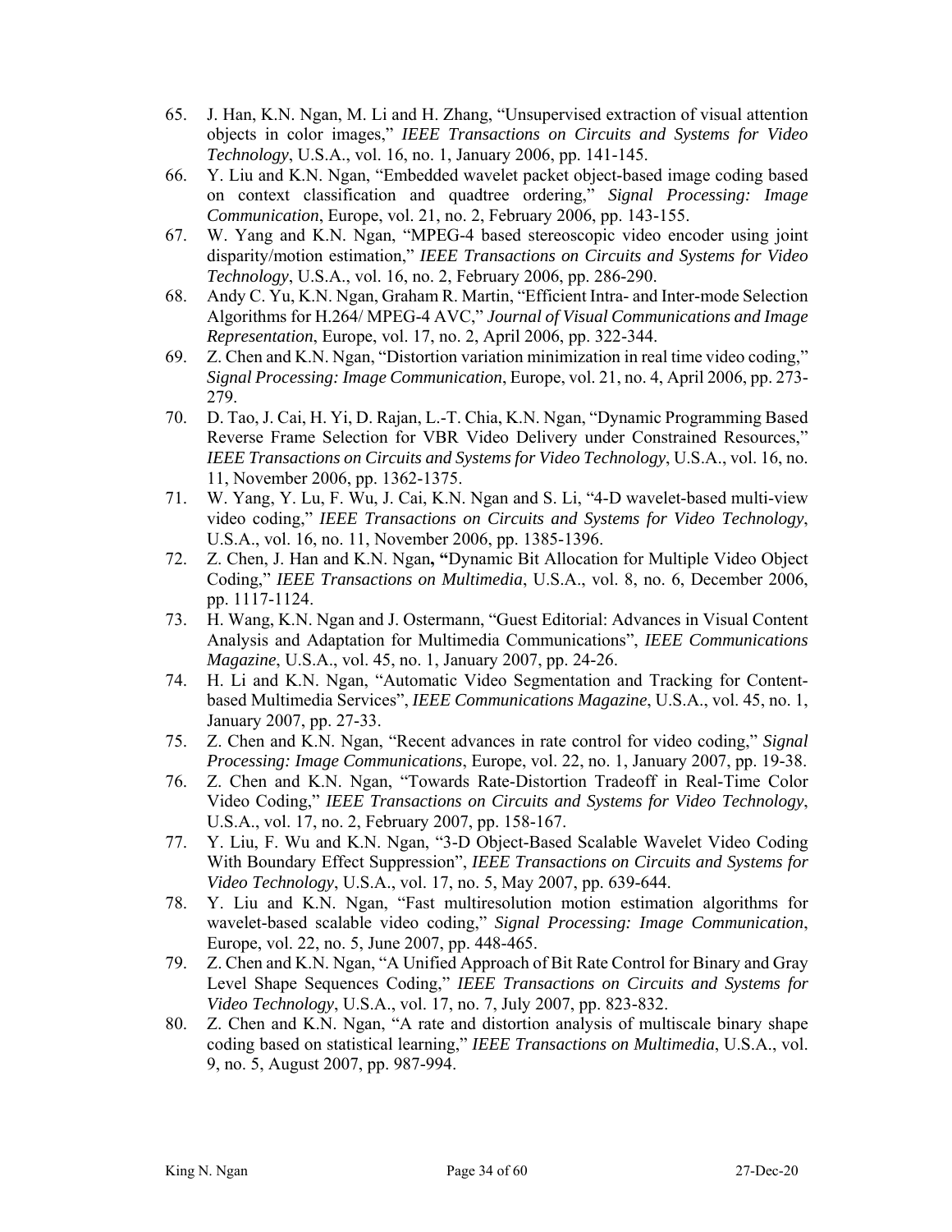65. J. Han, K.N. Ngan, M. Li and H. Zhang, “Unsupervised extraction of visual attention objects in color images,” *IEEE Transactions on Circuits and Systems for Video Technology*, U.S.A., vol. 16, no. 1, January 2006, pp. 141-145.
66. Y. Liu and K.N. Ngan, “Embedded wavelet packet object-based image coding based on context classification and quadtree ordering,” *Signal Processing: Image Communication*, Europe, vol. 21, no. 2, February 2006, pp. 143-155.
67. W. Yang and K.N. Ngan, “MPEG-4 based stereoscopic video encoder using joint disparity/motion estimation,” *IEEE Transactions on Circuits and Systems for Video Technology*, U.S.A., vol. 16, no. 2, February 2006, pp. 286-290.
68. Andy C. Yu, K.N. Ngan, Graham R. Martin, “Efficient Intra- and Inter-mode Selection Algorithms for H.264/ MPEG-4 AVC,” *Journal of Visual Communications and Image Representation*, Europe, vol. 17, no. 2, April 2006, pp. 322-344.
69. Z. Chen and K.N. Ngan, “Distortion variation minimization in real time video coding,” *Signal Processing: Image Communication*, Europe, vol. 21, no. 4, April 2006, pp. 273-279.
70. D. Tao, J. Cai, H. Yi, D. Rajan, L.-T. Chia, K.N. Ngan, “Dynamic Programming Based Reverse Frame Selection for VBR Video Delivery under Constrained Resources,” *IEEE Transactions on Circuits and Systems for Video Technology*, U.S.A., vol. 16, no. 11, November 2006, pp. 1362-1375.
71. W. Yang, Y. Lu, F. Wu, J. Cai, K.N. Ngan and S. Li, “4-D wavelet-based multi-view video coding,” *IEEE Transactions on Circuits and Systems for Video Technology*, U.S.A., vol. 16, no. 11, November 2006, pp. 1385-1396.
72. Z. Chen, J. Han and K.N. Ngan**, “**Dynamic Bit Allocation for Multiple Video Object Coding,” *IEEE Transactions on Multimedia*, U.S.A., vol. 8, no. 6, December 2006, pp. 1117-1124.
73. H. Wang, K.N. Ngan and J. Ostermann, “Guest Editorial: Advances in Visual Content Analysis and Adaptation for Multimedia Communications”, *IEEE Communications Magazine*, U.S.A., vol. 45, no. 1, January 2007, pp. 24-26.
74. H. Li and K.N. Ngan, “Automatic Video Segmentation and Tracking for Content-based Multimedia Services”, *IEEE Communications Magazine*, U.S.A., vol. 45, no. 1, January 2007, pp. 27-33.
75. Z. Chen and K.N. Ngan, “Recent advances in rate control for video coding,” *Signal Processing: Image Communications*, Europe, vol. 22, no. 1, January 2007, pp. 19-38.
76. Z. Chen and K.N. Ngan, “Towards Rate-Distortion Tradeoff in Real-Time Color Video Coding,” *IEEE Transactions on Circuits and Systems for Video Technology*, U.S.A., vol. 17, no. 2, February 2007, pp. 158-167.
77. Y. Liu, F. Wu and K.N. Ngan, “3-D Object-Based Scalable Wavelet Video Coding With Boundary Effect Suppression”, *IEEE Transactions on Circuits and Systems for Video Technology*, U.S.A., vol. 17, no. 5, May 2007, pp. 639-644.
78. Y. Liu and K.N. Ngan, “Fast multiresolution motion estimation algorithms for wavelet-based scalable video coding,” *Signal Processing: Image Communication*, Europe, vol. 22, no. 5, June 2007, pp. 448-465.
79. Z. Chen and K.N. Ngan, “A Unified Approach of Bit Rate Control for Binary and Gray Level Shape Sequences Coding,” *IEEE Transactions on Circuits and Systems for Video Technology*, U.S.A., vol. 17, no. 7, July 2007, pp. 823-832.
80. Z. Chen and K.N. Ngan, “A rate and distortion analysis of multiscale binary shape coding based on statistical learning,” *IEEE Transactions on Multimedia*, U.S.A., vol. 9, no. 5, August 2007, pp. 987-994.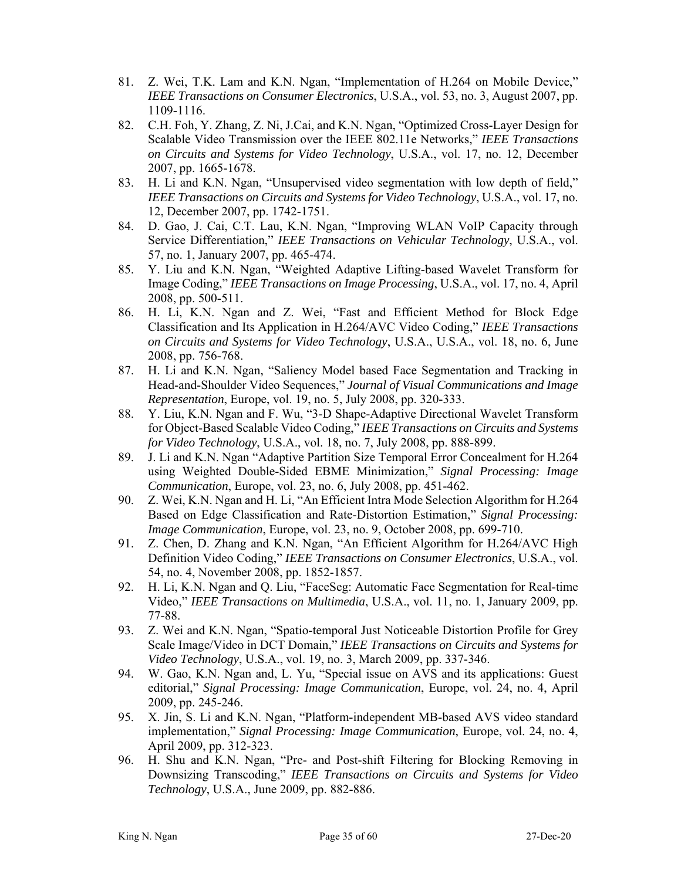81. Z. Wei, T.K. Lam and K.N. Ngan, "Implementation of H.264 on Mobile Device," *IEEE Transactions on Consumer Electronics*, U.S.A., vol. 53, no. 3, August 2007, pp. 1109-1116.
82. C.H. Foh, Y. Zhang, Z. Ni, J.Cai, and K.N. Ngan, "Optimized Cross-Layer Design for Scalable Video Transmission over the IEEE 802.11e Networks," *IEEE Transactions on Circuits and Systems for Video Technology*, U.S.A., vol. 17, no. 12, December 2007, pp. 1665-1678.
83. H. Li and K.N. Ngan, "Unsupervised video segmentation with low depth of field," *IEEE Transactions on Circuits and Systems for Video Technology*, U.S.A., vol. 17, no. 12, December 2007, pp. 1742-1751.
84. D. Gao, J. Cai, C.T. Lau, K.N. Ngan, "Improving WLAN VoIP Capacity through Service Differentiation," *IEEE Transactions on Vehicular Technology*, U.S.A., vol. 57, no. 1, January 2007, pp. 465-474.
85. Y. Liu and K.N. Ngan, "Weighted Adaptive Lifting-based Wavelet Transform for Image Coding," *IEEE Transactions on Image Processing*, U.S.A., vol. 17, no. 4, April 2008, pp. 500-511.
86. H. Li, K.N. Ngan and Z. Wei, "Fast and Efficient Method for Block Edge Classification and Its Application in H.264/AVC Video Coding," *IEEE Transactions on Circuits and Systems for Video Technology*, U.S.A., U.S.A., vol. 18, no. 6, June 2008, pp. 756-768.
87. H. Li and K.N. Ngan, "Saliency Model based Face Segmentation and Tracking in Head-and-Shoulder Video Sequences," *Journal of Visual Communications and Image Representation*, Europe, vol. 19, no. 5, July 2008, pp. 320-333.
88. Y. Liu, K.N. Ngan and F. Wu, "3-D Shape-Adaptive Directional Wavelet Transform for Object-Based Scalable Video Coding," *IEEE Transactions on Circuits and Systems for Video Technology*, U.S.A., vol. 18, no. 7, July 2008, pp. 888-899.
89. J. Li and K.N. Ngan "Adaptive Partition Size Temporal Error Concealment for H.264 using Weighted Double-Sided EBME Minimization," *Signal Processing: Image Communication*, Europe, vol. 23, no. 6, July 2008, pp. 451-462.
90. Z. Wei, K.N. Ngan and H. Li, "An Efficient Intra Mode Selection Algorithm for H.264 Based on Edge Classification and Rate-Distortion Estimation," *Signal Processing: Image Communication*, Europe, vol. 23, no. 9, October 2008, pp. 699-710.
91. Z. Chen, D. Zhang and K.N. Ngan, "An Efficient Algorithm for H.264/AVC High Definition Video Coding," *IEEE Transactions on Consumer Electronics*, U.S.A., vol. 54, no. 4, November 2008, pp. 1852-1857.
92. H. Li, K.N. Ngan and Q. Liu, "FaceSeg: Automatic Face Segmentation for Real-time Video," *IEEE Transactions on Multimedia*, U.S.A., vol. 11, no. 1, January 2009, pp. 77-88.
93. Z. Wei and K.N. Ngan, "Spatio-temporal Just Noticeable Distortion Profile for Grey Scale Image/Video in DCT Domain," *IEEE Transactions on Circuits and Systems for Video Technology*, U.S.A., vol. 19, no. 3, March 2009, pp. 337-346.
94. W. Gao, K.N. Ngan and, L. Yu, "Special issue on AVS and its applications: Guest editorial," *Signal Processing: Image Communication*, Europe, vol. 24, no. 4, April 2009, pp. 245-246.
95. X. Jin, S. Li and K.N. Ngan, "Platform-independent MB-based AVS video standard implementation," *Signal Processing: Image Communication*, Europe, vol. 24, no. 4, April 2009, pp. 312-323.
96. H. Shu and K.N. Ngan, "Pre- and Post-shift Filtering for Blocking Removing in Downsizing Transcoding," *IEEE Transactions on Circuits and Systems for Video Technology*, U.S.A., June 2009, pp. 882-886.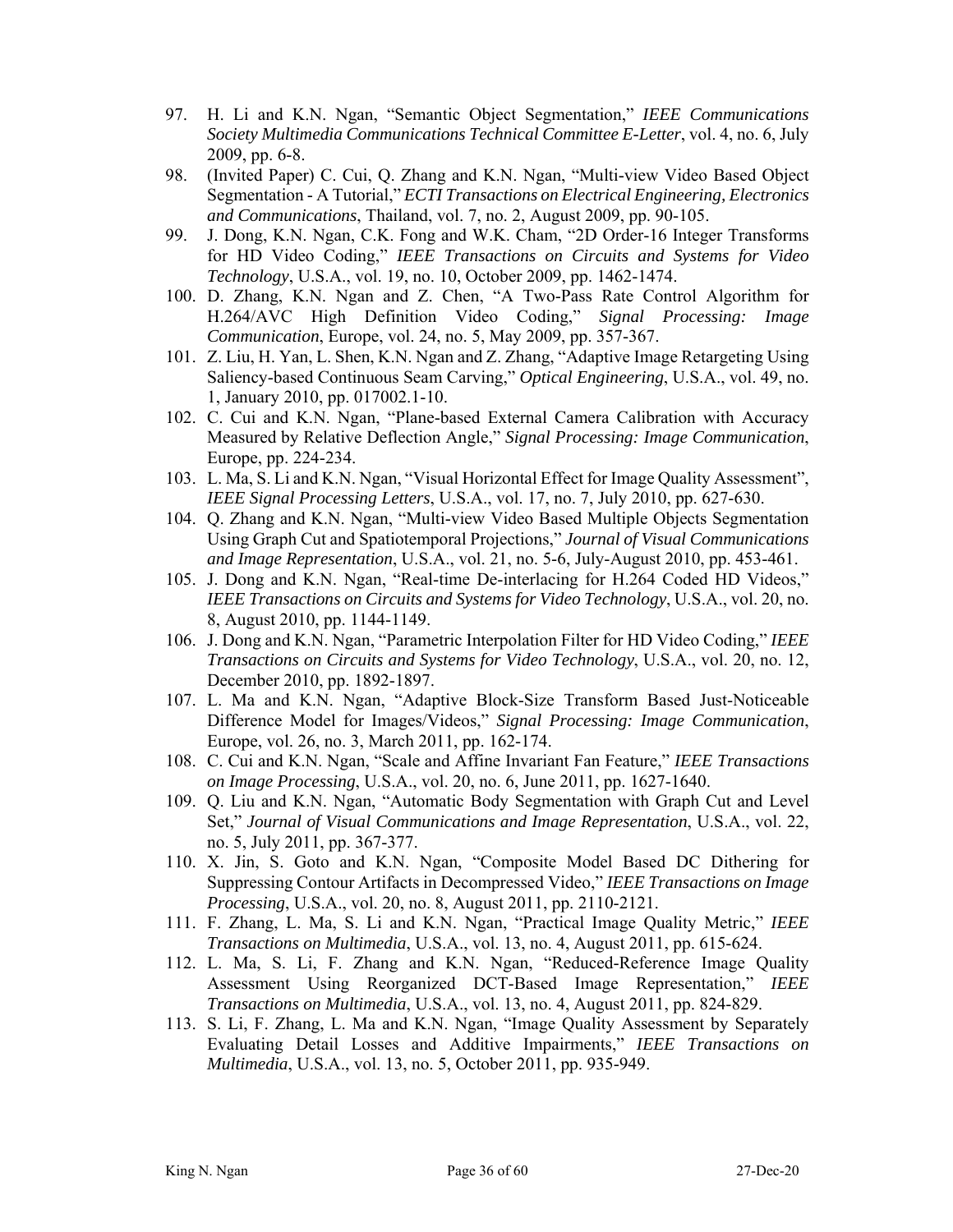97. H. Li and K.N. Ngan, "Semantic Object Segmentation," *IEEE Communications Society Multimedia Communications Technical Committee E-Letter*, vol. 4, no. 6, July 2009, pp. 6-8.
98. (Invited Paper) C. Cui, Q. Zhang and K.N. Ngan, "Multi-view Video Based Object Segmentation - A Tutorial," *ECTI Transactions on Electrical Engineering, Electronics and Communications*, Thailand, vol. 7, no. 2, August 2009, pp. 90-105.
99. J. Dong, K.N. Ngan, C.K. Fong and W.K. Cham, "2D Order-16 Integer Transforms for HD Video Coding," *IEEE Transactions on Circuits and Systems for Video Technology*, U.S.A., vol. 19, no. 10, October 2009, pp. 1462-1474.
100. D. Zhang, K.N. Ngan and Z. Chen, "A Two-Pass Rate Control Algorithm for H.264/AVC High Definition Video Coding," *Signal Processing: Image Communication*, Europe, vol. 24, no. 5, May 2009, pp. 357-367.
101. Z. Liu, H. Yan, L. Shen, K.N. Ngan and Z. Zhang, "Adaptive Image Retargeting Using Saliency-based Continuous Seam Carving," *Optical Engineering*, U.S.A., vol. 49, no. 1, January 2010, pp. 017002.1-10.
102. C. Cui and K.N. Ngan, "Plane-based External Camera Calibration with Accuracy Measured by Relative Deflection Angle," *Signal Processing: Image Communication*, Europe, pp. 224-234.
103. L. Ma, S. Li and K.N. Ngan, "Visual Horizontal Effect for Image Quality Assessment", *IEEE Signal Processing Letters*, U.S.A., vol. 17, no. 7, July 2010, pp. 627-630.
104. Q. Zhang and K.N. Ngan, "Multi-view Video Based Multiple Objects Segmentation Using Graph Cut and Spatiotemporal Projections," *Journal of Visual Communications and Image Representation*, U.S.A., vol. 21, no. 5-6, July-August 2010, pp. 453-461.
105. J. Dong and K.N. Ngan, "Real-time De-interlacing for H.264 Coded HD Videos," *IEEE Transactions on Circuits and Systems for Video Technology*, U.S.A., vol. 20, no. 8, August 2010, pp. 1144-1149.
106. J. Dong and K.N. Ngan, "Parametric Interpolation Filter for HD Video Coding," *IEEE Transactions on Circuits and Systems for Video Technology*, U.S.A., vol. 20, no. 12, December 2010, pp. 1892-1897.
107. L. Ma and K.N. Ngan, "Adaptive Block-Size Transform Based Just-Noticeable Difference Model for Images/Videos," *Signal Processing: Image Communication*, Europe, vol. 26, no. 3, March 2011, pp. 162-174.
108. C. Cui and K.N. Ngan, "Scale and Affine Invariant Fan Feature," *IEEE Transactions on Image Processing*, U.S.A., vol. 20, no. 6, June 2011, pp. 1627-1640.
109. Q. Liu and K.N. Ngan, "Automatic Body Segmentation with Graph Cut and Level Set," *Journal of Visual Communications and Image Representation*, U.S.A., vol. 22, no. 5, July 2011, pp. 367-377.
110. X. Jin, S. Goto and K.N. Ngan, "Composite Model Based DC Dithering for Suppressing Contour Artifacts in Decompressed Video," *IEEE Transactions on Image Processing*, U.S.A., vol. 20, no. 8, August 2011, pp. 2110-2121.
111. F. Zhang, L. Ma, S. Li and K.N. Ngan, "Practical Image Quality Metric," *IEEE Transactions on Multimedia*, U.S.A., vol. 13, no. 4, August 2011, pp. 615-624.
112. L. Ma, S. Li, F. Zhang and K.N. Ngan, "Reduced-Reference Image Quality Assessment Using Reorganized DCT-Based Image Representation," *IEEE Transactions on Multimedia*, U.S.A., vol. 13, no. 4, August 2011, pp. 824-829.
113. S. Li, F. Zhang, L. Ma and K.N. Ngan, "Image Quality Assessment by Separately Evaluating Detail Losses and Additive Impairments," *IEEE Transactions on Multimedia*, U.S.A., vol. 13, no. 5, October 2011, pp. 935-949.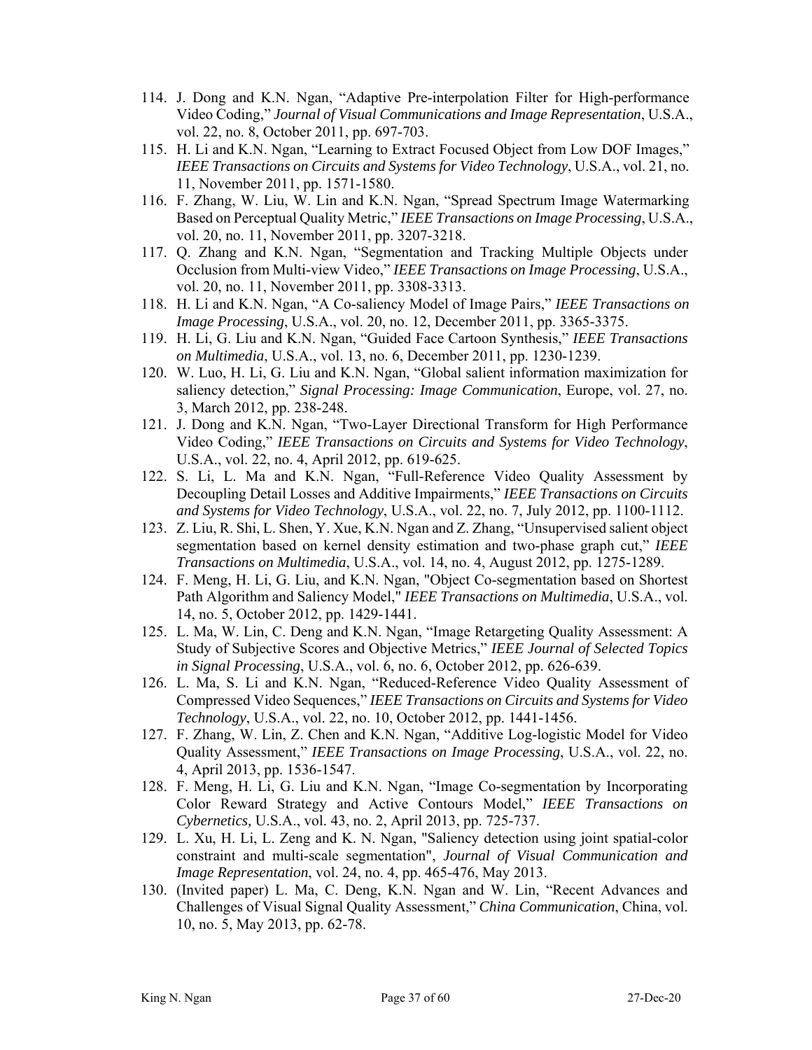114. J. Dong and K.N. Ngan, "Adaptive Pre-interpolation Filter for High-performance Video Coding," *Journal of Visual Communications and Image Representation*, U.S.A., vol. 22, no. 8, October 2011, pp. 697-703.
115. H. Li and K.N. Ngan, "Learning to Extract Focused Object from Low DOF Images," *IEEE Transactions on Circuits and Systems for Video Technology*, U.S.A., vol. 21, no. 11, November 2011, pp. 1571-1580.
116. F. Zhang, W. Liu, W. Lin and K.N. Ngan, "Spread Spectrum Image Watermarking Based on Perceptual Quality Metric," *IEEE Transactions on Image Processing*, U.S.A., vol. 20, no. 11, November 2011, pp. 3207-3218.
117. Q. Zhang and K.N. Ngan, "Segmentation and Tracking Multiple Objects under Occlusion from Multi-view Video," *IEEE Transactions on Image Processing*, U.S.A., vol. 20, no. 11, November 2011, pp. 3308-3313.
118. H. Li and K.N. Ngan, "A Co-saliency Model of Image Pairs," *IEEE Transactions on Image Processing*, U.S.A., vol. 20, no. 12, December 2011, pp. 3365-3375.
119. H. Li, G. Liu and K.N. Ngan, "Guided Face Cartoon Synthesis," *IEEE Transactions on Multimedia*, U.S.A., vol. 13, no. 6, December 2011, pp. 1230-1239.
120. W. Luo, H. Li, G. Liu and K.N. Ngan, "Global salient information maximization for saliency detection," *Signal Processing: Image Communication*, Europe, vol. 27, no. 3, March 2012, pp. 238-248.
121. J. Dong and K.N. Ngan, "Two-Layer Directional Transform for High Performance Video Coding," *IEEE Transactions on Circuits and Systems for Video Technology*, U.S.A., vol. 22, no. 4, April 2012, pp. 619-625.
122. S. Li, L. Ma and K.N. Ngan, "Full-Reference Video Quality Assessment by Decoupling Detail Losses and Additive Impairments," *IEEE Transactions on Circuits and Systems for Video Technology*, U.S.A., vol. 22, no. 7, July 2012, pp. 1100-1112.
123. Z. Liu, R. Shi, L. Shen, Y. Xue, K.N. Ngan and Z. Zhang, "Unsupervised salient object segmentation based on kernel density estimation and two-phase graph cut," *IEEE Transactions on Multimedia*, U.S.A., vol. 14, no. 4, August 2012, pp. 1275-1289.
124. F. Meng, H. Li, G. Liu, and K.N. Ngan, "Object Co-segmentation based on Shortest Path Algorithm and Saliency Model," *IEEE Transactions on Multimedia*, U.S.A., vol. 14, no. 5, October 2012, pp. 1429-1441.
125. L. Ma, W. Lin, C. Deng and K.N. Ngan, "Image Retargeting Quality Assessment: A Study of Subjective Scores and Objective Metrics," *IEEE Journal of Selected Topics in Signal Processing*, U.S.A., vol. 6, no. 6, October 2012, pp. 626-639.
126. L. Ma, S. Li and K.N. Ngan, "Reduced-Reference Video Quality Assessment of Compressed Video Sequences," *IEEE Transactions on Circuits and Systems for Video Technology*, U.S.A., vol. 22, no. 10, October 2012, pp. 1441-1456.
127. F. Zhang, W. Lin, Z. Chen and K.N. Ngan, "Additive Log-logistic Model for Video Quality Assessment," *IEEE Transactions on Image Processing*, U.S.A., vol. 22, no. 4, April 2013, pp. 1536-1547.
128. F. Meng, H. Li, G. Liu and K.N. Ngan, "Image Co-segmentation by Incorporating Color Reward Strategy and Active Contours Model," *IEEE Transactions on Cybernetics,* U.S.A., vol. 43, no. 2, April 2013, pp. 725-737.
129. L. Xu, H. Li, L. Zeng and K. N. Ngan, "Saliency detection using joint spatial-color constraint and multi-scale segmentation", *Journal of Visual Communication and Image Representation*, vol. 24, no. 4, pp. 465-476, May 2013.
130. (Invited paper) L. Ma, C. Deng, K.N. Ngan and W. Lin, "Recent Advances and Challenges of Visual Signal Quality Assessment," *China Communication*, China, vol. 10, no. 5, May 2013, pp. 62-78.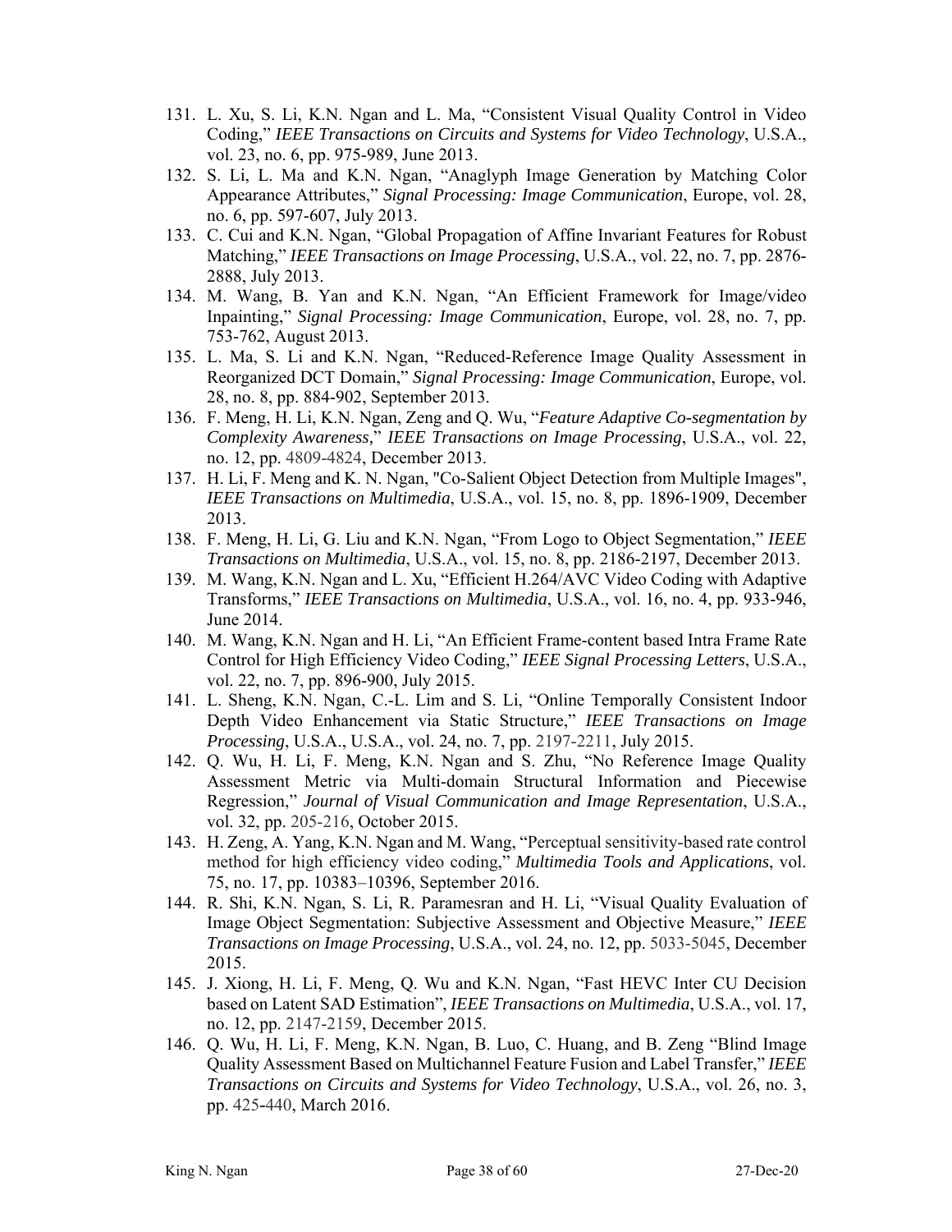131. L. Xu, S. Li, K.N. Ngan and L. Ma, "Consistent Visual Quality Control in Video Coding," *IEEE Transactions on Circuits and Systems for Video Technology*, U.S.A., vol. 23, no. 6, pp. 975-989, June 2013.
132. S. Li, L. Ma and K.N. Ngan, "Anaglyph Image Generation by Matching Color Appearance Attributes," *Signal Processing: Image Communication*, Europe, vol. 28, no. 6, pp. 597-607, July 2013.
133. C. Cui and K.N. Ngan, "Global Propagation of Affine Invariant Features for Robust Matching," *IEEE Transactions on Image Processing*, U.S.A., vol. 22, no. 7, pp. 2876-2888, July 2013.
134. M. Wang, B. Yan and K.N. Ngan, "An Efficient Framework for Image/video Inpainting," *Signal Processing: Image Communication*, Europe, vol. 28, no. 7, pp. 753-762, August 2013.
135. L. Ma, S. Li and K.N. Ngan, "Reduced-Reference Image Quality Assessment in Reorganized DCT Domain," *Signal Processing: Image Communication*, Europe, vol. 28, no. 8, pp. 884-902, September 2013.
136. F. Meng, H. Li, K.N. Ngan, Zeng and Q. Wu, "*Feature Adaptive Co-segmentation by Complexity Awareness,*" *IEEE Transactions on Image Processing*, U.S.A., vol. 22, no. 12, pp. 4809-4824, December 2013.
137. H. Li, F. Meng and K. N. Ngan, "Co-Salient Object Detection from Multiple Images", *IEEE Transactions on Multimedia*, U.S.A., vol. 15, no. 8, pp. 1896-1909, December 2013.
138. F. Meng, H. Li, G. Liu and K.N. Ngan, "From Logo to Object Segmentation," *IEEE Transactions on Multimedia*, U.S.A., vol. 15, no. 8, pp. 2186-2197, December 2013.
139. M. Wang, K.N. Ngan and L. Xu, "Efficient H.264/AVC Video Coding with Adaptive Transforms," *IEEE Transactions on Multimedia*, U.S.A., vol. 16, no. 4, pp. 933-946, June 2014.
140. M. Wang, K.N. Ngan and H. Li, "An Efficient Frame-content based Intra Frame Rate Control for High Efficiency Video Coding," *IEEE Signal Processing Letters*, U.S.A., vol. 22, no. 7, pp. 896-900, July 2015.
141. L. Sheng, K.N. Ngan, C.-L. Lim and S. Li, "Online Temporally Consistent Indoor Depth Video Enhancement via Static Structure," *IEEE Transactions on Image Processing*, U.S.A., U.S.A., vol. 24, no. 7, pp. 2197-2211, July 2015.
142. Q. Wu, H. Li, F. Meng, K.N. Ngan and S. Zhu, "No Reference Image Quality Assessment Metric via Multi-domain Structural Information and Piecewise Regression," *Journal of Visual Communication and Image Representation*, U.S.A., vol. 32, pp. 205-216, October 2015.
143. H. Zeng, A. Yang, K.N. Ngan and M. Wang, "Perceptual sensitivity-based rate control method for high efficiency video coding," *Multimedia Tools and Applications*, vol. 75, no. 17, pp. 10383–10396, September 2016.
144. R. Shi, K.N. Ngan, S. Li, R. Paramesran and H. Li, "Visual Quality Evaluation of Image Object Segmentation: Subjective Assessment and Objective Measure," *IEEE Transactions on Image Processing*, U.S.A., vol. 24, no. 12, pp. 5033-5045, December 2015.
145. J. Xiong, H. Li, F. Meng, Q. Wu and K.N. Ngan, "Fast HEVC Inter CU Decision based on Latent SAD Estimation", *IEEE Transactions on Multimedia*, U.S.A., vol. 17, no. 12, pp. 2147-2159, December 2015.
146. Q. Wu, H. Li, F. Meng, K.N. Ngan, B. Luo, C. Huang, and B. Zeng "Blind Image Quality Assessment Based on Multichannel Feature Fusion and Label Transfer," *IEEE Transactions on Circuits and Systems for Video Technology*, U.S.A., vol. 26, no. 3, pp. 425-440, March 2016.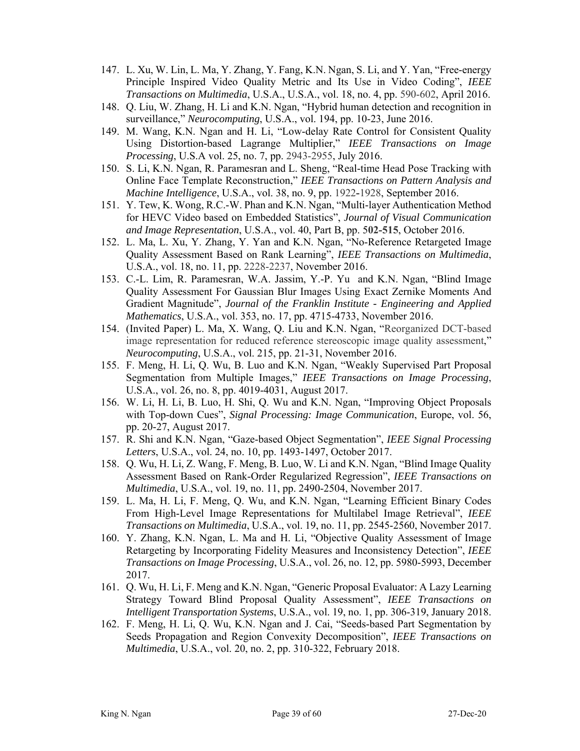147. L. Xu, W. Lin, L. Ma, Y. Zhang, Y. Fang, K.N. Ngan, S. Li, and Y. Yan, "Free-energy Principle Inspired Video Quality Metric and Its Use in Video Coding", *IEEE Transactions on Multimedia*, U.S.A., U.S.A., vol. 18, no. 4, pp. 590-602, April 2016.
148. Q. Liu, W. Zhang, H. Li and K.N. Ngan, "Hybrid human detection and recognition in surveillance," *Neurocomputing*, U.S.A., vol. 194, pp. 10-23, June 2016.
149. M. Wang, K.N. Ngan and H. Li, "Low-delay Rate Control for Consistent Quality Using Distortion-based Lagrange Multiplier," *IEEE Transactions on Image Processing*, U.S.A vol. 25, no. 7, pp. 2943-2955, July 2016.
150. S. Li, K.N. Ngan, R. Paramesran and L. Sheng, "Real-time Head Pose Tracking with Online Face Template Reconstruction," *IEEE Transactions on Pattern Analysis and Machine Intelligence*, U.S.A., vol. 38, no. 9, pp. 1922-1928, September 2016.
151. Y. Tew, K. Wong, R.C.-W. Phan and K.N. Ngan, "Multi-layer Authentication Method for HEVC Video based on Embedded Statistics", *Journal of Visual Communication and Image Representation*, U.S.A., vol. 40, Part B, pp. 502-515, October 2016.
152. L. Ma, L. Xu, Y. Zhang, Y. Yan and K.N. Ngan, "No-Reference Retargeted Image Quality Assessment Based on Rank Learning", *IEEE Transactions on Multimedia*, U.S.A., vol. 18, no. 11, pp. 2228-2237, November 2016.
153. C.-L. Lim, R. Paramesran, W.A. Jassim, Y.-P. Yu and K.N. Ngan, "Blind Image Quality Assessment For Gaussian Blur Images Using Exact Zernike Moments And Gradient Magnitude", *Journal of the Franklin Institute - Engineering and Applied Mathematics*, U.S.A., vol. 353, no. 17, pp. 4715-4733, November 2016.
154. (Invited Paper) L. Ma, X. Wang, Q. Liu and K.N. Ngan, "Reorganized DCT-based image representation for reduced reference stereoscopic image quality assessment," *Neurocomputing*, U.S.A., vol. 215, pp. 21-31, November 2016.
155. F. Meng, H. Li, Q. Wu, B. Luo and K.N. Ngan, "Weakly Supervised Part Proposal Segmentation from Multiple Images," *IEEE Transactions on Image Processing*, U.S.A., vol. 26, no. 8, pp. 4019-4031, August 2017.
156. W. Li, H. Li, B. Luo, H. Shi, Q. Wu and K.N. Ngan, "Improving Object Proposals with Top-down Cues", *Signal Processing: Image Communication*, Europe, vol. 56, pp. 20-27, August 2017.
157. R. Shi and K.N. Ngan, "Gaze-based Object Segmentation", *IEEE Signal Processing Letters*, U.S.A., vol. 24, no. 10, pp. 1493-1497, October 2017.
158. Q. Wu, H. Li, Z. Wang, F. Meng, B. Luo, W. Li and K.N. Ngan, "Blind Image Quality Assessment Based on Rank-Order Regularized Regression", *IEEE Transactions on Multimedia*, U.S.A., vol. 19, no. 11, pp. 2490-2504, November 2017.
159. L. Ma, H. Li, F. Meng, Q. Wu, and K.N. Ngan, "Learning Efficient Binary Codes From High-Level Image Representations for Multilabel Image Retrieval", *IEEE Transactions on Multimedia*, U.S.A., vol. 19, no. 11, pp. 2545-2560, November 2017.
160. Y. Zhang, K.N. Ngan, L. Ma and H. Li, "Objective Quality Assessment of Image Retargeting by Incorporating Fidelity Measures and Inconsistency Detection", *IEEE Transactions on Image Processing*, U.S.A., vol. 26, no. 12, pp. 5980-5993, December 2017.
161. Q. Wu, H. Li, F. Meng and K.N. Ngan, "Generic Proposal Evaluator: A Lazy Learning Strategy Toward Blind Proposal Quality Assessment", *IEEE Transactions on Intelligent Transportation Systems*, U.S.A., vol. 19, no. 1, pp. 306-319, January 2018.
162. F. Meng, H. Li, Q. Wu, K.N. Ngan and J. Cai, "Seeds-based Part Segmentation by Seeds Propagation and Region Convexity Decomposition", *IEEE Transactions on Multimedia*, U.S.A., vol. 20, no. 2, pp. 310-322, February 2018.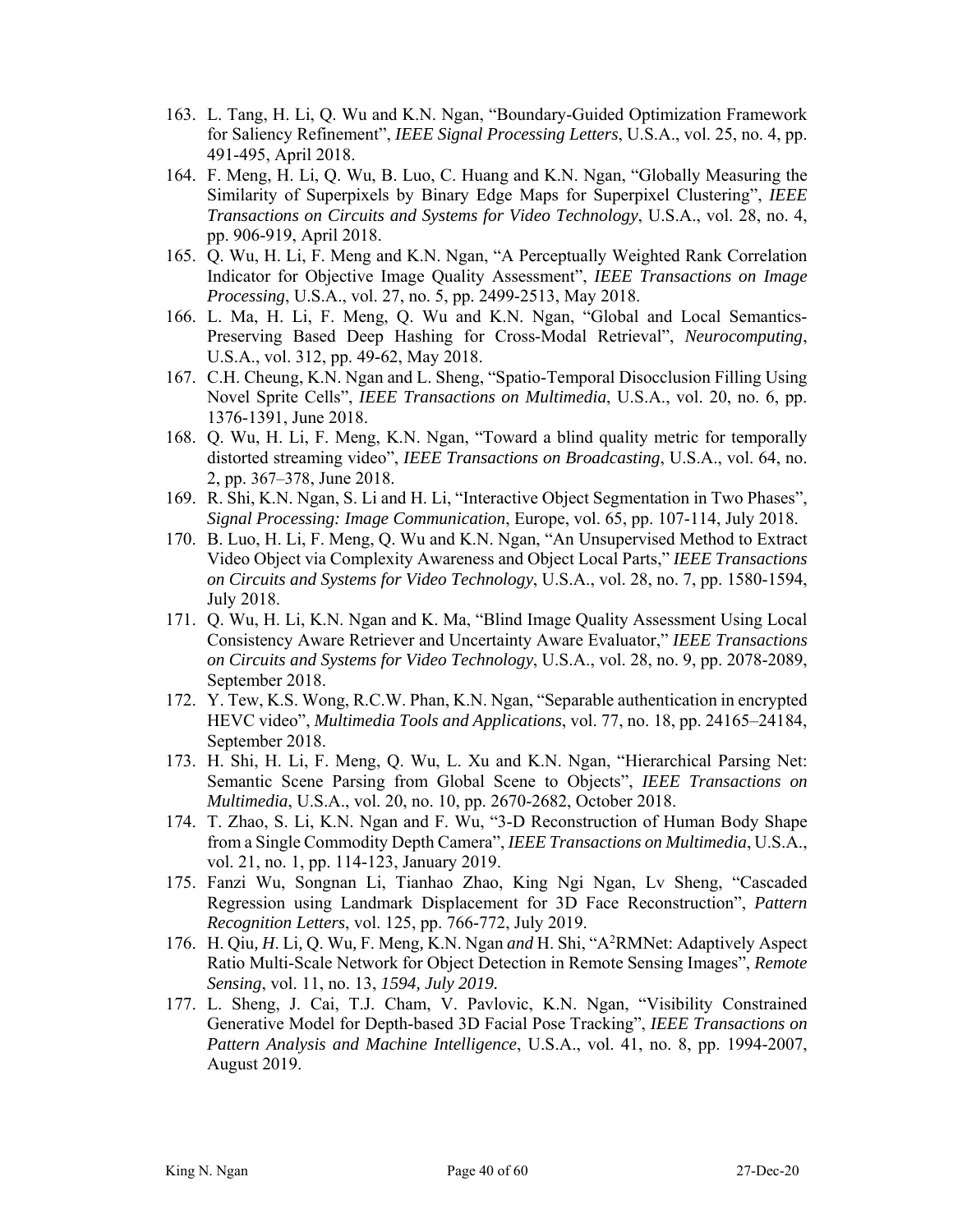163. L. Tang, H. Li, Q. Wu and K.N. Ngan, "Boundary-Guided Optimization Framework for Saliency Refinement", *IEEE Signal Processing Letters*, U.S.A., vol. 25, no. 4, pp. 491-495, April 2018.
164. F. Meng, H. Li, Q. Wu, B. Luo, C. Huang and K.N. Ngan, "Globally Measuring the Similarity of Superpixels by Binary Edge Maps for Superpixel Clustering", *IEEE Transactions on Circuits and Systems for Video Technology*, U.S.A., vol. 28, no. 4, pp. 906-919, April 2018.
165. Q. Wu, H. Li, F. Meng and K.N. Ngan, "A Perceptually Weighted Rank Correlation Indicator for Objective Image Quality Assessment", *IEEE Transactions on Image Processing*, U.S.A., vol. 27, no. 5, pp. 2499-2513, May 2018.
166. L. Ma, H. Li, F. Meng, Q. Wu and K.N. Ngan, "Global and Local Semantics-Preserving Based Deep Hashing for Cross-Modal Retrieval", *Neurocomputing*, U.S.A., vol. 312, pp. 49-62, May 2018.
167. C.H. Cheung, K.N. Ngan and L. Sheng, "Spatio-Temporal Disocclusion Filling Using Novel Sprite Cells", *IEEE Transactions on Multimedia*, U.S.A., vol. 20, no. 6, pp. 1376-1391, June 2018.
168. Q. Wu, H. Li, F. Meng, K.N. Ngan, "Toward a blind quality metric for temporally distorted streaming video", *IEEE Transactions on Broadcasting*, U.S.A., vol. 64, no. 2, pp. 367–378, June 2018.
169. R. Shi, K.N. Ngan, S. Li and H. Li, "Interactive Object Segmentation in Two Phases", *Signal Processing: Image Communication*, Europe, vol. 65, pp. 107-114, July 2018.
170. B. Luo, H. Li, F. Meng, Q. Wu and K.N. Ngan, "An Unsupervised Method to Extract Video Object via Complexity Awareness and Object Local Parts," *IEEE Transactions on Circuits and Systems for Video Technology*, U.S.A., vol. 28, no. 7, pp. 1580-1594, July 2018.
171. Q. Wu, H. Li, K.N. Ngan and K. Ma, "Blind Image Quality Assessment Using Local Consistency Aware Retriever and Uncertainty Aware Evaluator," *IEEE Transactions on Circuits and Systems for Video Technology*, U.S.A., vol. 28, no. 9, pp. 2078-2089, September 2018.
172. Y. Tew, K.S. Wong, R.C.W. Phan, K.N. Ngan, "Separable authentication in encrypted HEVC video", *Multimedia Tools and Applications*, vol. 77, no. 18, pp. 24165–24184, September 2018.
173. H. Shi, H. Li, F. Meng, Q. Wu, L. Xu and K.N. Ngan, "Hierarchical Parsing Net: Semantic Scene Parsing from Global Scene to Objects", *IEEE Transactions on Multimedia*, U.S.A., vol. 20, no. 10, pp. 2670-2682, October 2018.
174. T. Zhao, S. Li, K.N. Ngan and F. Wu, "3-D Reconstruction of Human Body Shape from a Single Commodity Depth Camera", *IEEE Transactions on Multimedia*, U.S.A., vol. 21, no. 1, pp. 114-123, January 2019.
175. Fanzi Wu, Songnan Li, Tianhao Zhao, King Ngi Ngan, Lv Sheng, "Cascaded Regression using Landmark Displacement for 3D Face Reconstruction", *Pattern Recognition Letters*, vol. 125, pp. 766-772, July 2019.
176. H. Qiu*, H.* Li*,* Q. Wu*,* F. Meng*,* K.N. Ngan *and* H. Shi, "A$^2$RMNet: Adaptively Aspect Ratio Multi-Scale Network for Object Detection in Remote Sensing Images", *Remote Sensing*, vol. 11, no. 13, *1594, July 2019.*
177. L. Sheng, J. Cai, T.J. Cham, V. Pavlovic, K.N. Ngan, "Visibility Constrained Generative Model for Depth-based 3D Facial Pose Tracking", *IEEE Transactions on Pattern Analysis and Machine Intelligence*, U.S.A., vol. 41, no. 8, pp. 1994-2007, August 2019.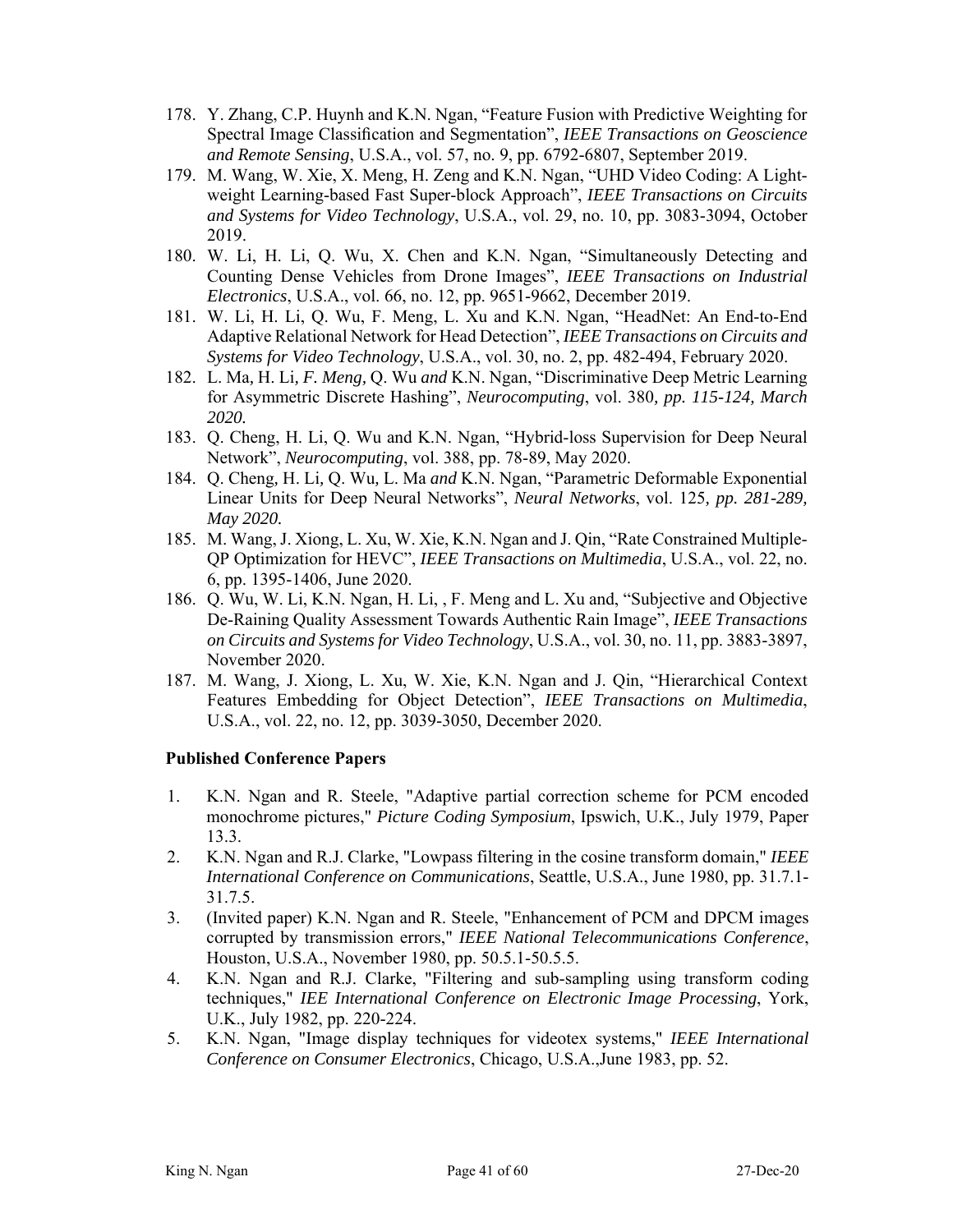178. Y. Zhang, C.P. Huynh and K.N. Ngan, “Feature Fusion with Predictive Weighting for Spectral Image Classification and Segmentation”, *IEEE Transactions on Geoscience and Remote Sensing*, U.S.A., vol. 57, no. 9, pp. 6792-6807, September 2019.
179. M. Wang, W. Xie, X. Meng, H. Zeng and K.N. Ngan, “UHD Video Coding: A Light-weight Learning-based Fast Super-block Approach”, *IEEE Transactions on Circuits and Systems for Video Technology*, U.S.A., vol. 29, no. 10, pp. 3083-3094, October 2019.
180. W. Li, H. Li, Q. Wu, X. Chen and K.N. Ngan, “Simultaneously Detecting and Counting Dense Vehicles from Drone Images”, *IEEE Transactions on Industrial Electronics*, U.S.A., vol. 66, no. 12, pp. 9651-9662, December 2019.
181. W. Li, H. Li, Q. Wu, F. Meng, L. Xu and K.N. Ngan, “HeadNet: An End-to-End Adaptive Relational Network for Head Detection”, *IEEE Transactions on Circuits and Systems for Video Technology*, U.S.A., vol. 30, no. 2, pp. 482-494, February 2020.
182. L. Ma, H. Li, *F. Meng,* Q. Wu *and* K.N. Ngan, “Discriminative Deep Metric Learning for Asymmetric Discrete Hashing”, *Neurocomputing*, vol. 380*, pp. 115-124, March 2020.*
183. Q. Cheng, H. Li, Q. Wu and K.N. Ngan, “Hybrid-loss Supervision for Deep Neural Network”, *Neurocomputing*, vol. 388, pp. 78-89, May 2020.
184. Q. Cheng, H. Li, Q. Wu, L. Ma *and* K.N. Ngan, “Parametric Deformable Exponential Linear Units for Deep Neural Networks”, *Neural Networks*, vol. 125*, pp. 281-289, May 2020.*
185. M. Wang, J. Xiong, L. Xu, W. Xie, K.N. Ngan and J. Qin, “Rate Constrained Multiple-QP Optimization for HEVC”, *IEEE Transactions on Multimedia*, U.S.A., vol. 22, no. 6, pp. 1395-1406, June 2020.
186. Q. Wu, W. Li, K.N. Ngan, H. Li, , F. Meng and L. Xu and, “Subjective and Objective De-Raining Quality Assessment Towards Authentic Rain Image”, *IEEE Transactions on Circuits and Systems for Video Technology*, U.S.A., vol. 30, no. 11, pp. 3883-3897, November 2020.
187. M. Wang, J. Xiong, L. Xu, W. Xie, K.N. Ngan and J. Qin, “Hierarchical Context Features Embedding for Object Detection”, *IEEE Transactions on Multimedia*, U.S.A., vol. 22, no. 12, pp. 3039-3050, December 2020.

**Published Conference Papers**

1. K.N. Ngan and R. Steele, "Adaptive partial correction scheme for PCM encoded monochrome pictures," *Picture Coding Symposium*, Ipswich, U.K., July 1979, Paper 13.3.
2. K.N. Ngan and R.J. Clarke, "Lowpass filtering in the cosine transform domain," *IEEE International Conference on Communications*, Seattle, U.S.A., June 1980, pp. 31.7.1-31.7.5.
3. (Invited paper) K.N. Ngan and R. Steele, "Enhancement of PCM and DPCM images corrupted by transmission errors," *IEEE National Telecommunications Conference*, Houston, U.S.A., November 1980, pp. 50.5.1-50.5.5.
4. K.N. Ngan and R.J. Clarke, "Filtering and sub-sampling using transform coding techniques," *IEE International Conference on Electronic Image Processing*, York, U.K., July 1982, pp. 220-224.
5. K.N. Ngan, "Image display techniques for videotex systems," *IEEE International Conference on Consumer Electronics*, Chicago, U.S.A.,June 1983, pp. 52.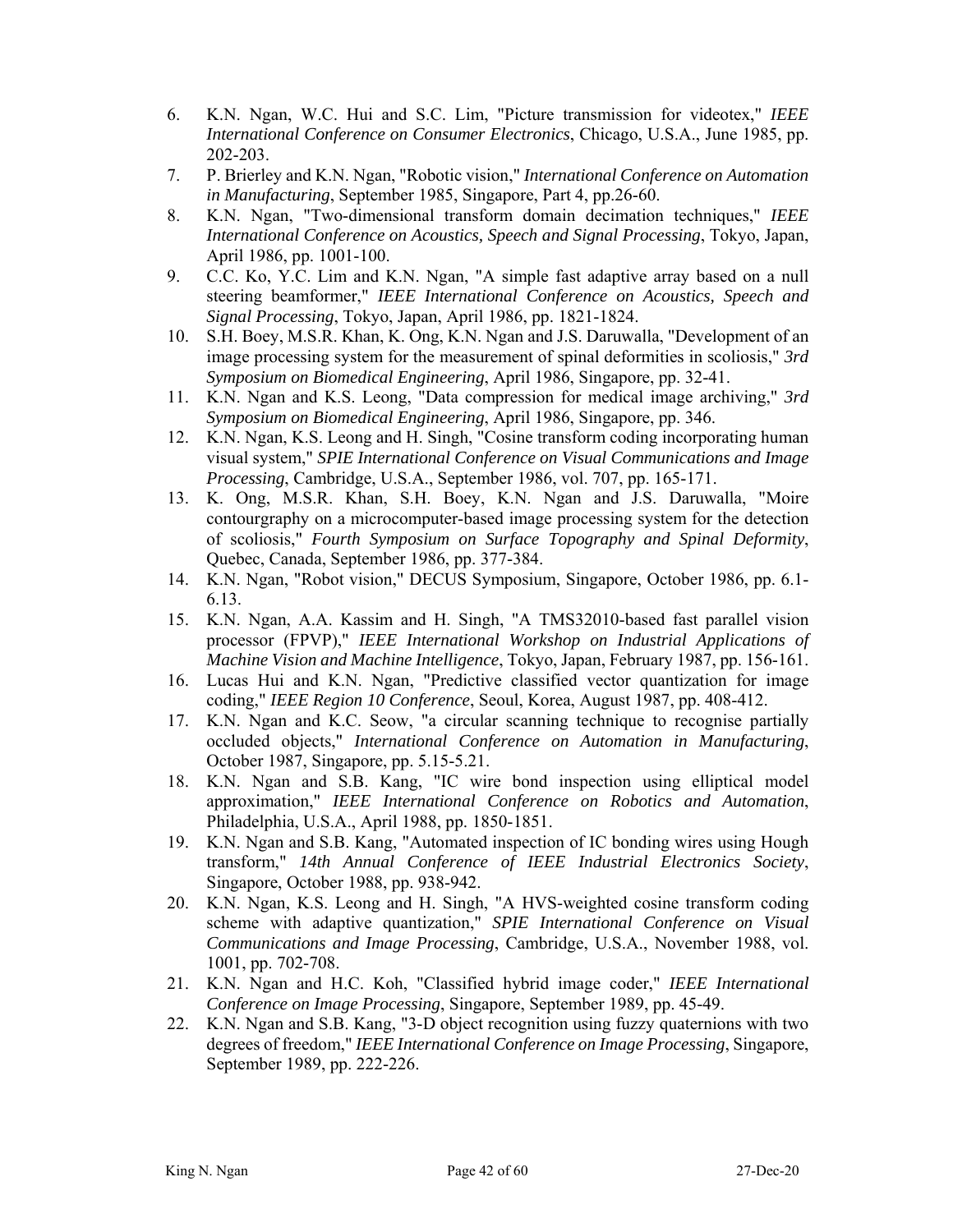6. K.N. Ngan, W.C. Hui and S.C. Lim, "Picture transmission for videotex," *IEEE International Conference on Consumer Electronics*, Chicago, U.S.A., June 1985, pp. 202-203.
7. P. Brierley and K.N. Ngan, "Robotic vision," *International Conference on Automation in Manufacturing*, September 1985, Singapore, Part 4, pp.26-60.
8. K.N. Ngan, "Two-dimensional transform domain decimation techniques," *IEEE International Conference on Acoustics, Speech and Signal Processing*, Tokyo, Japan, April 1986, pp. 1001-100.
9. C.C. Ko, Y.C. Lim and K.N. Ngan, "A simple fast adaptive array based on a null steering beamformer," *IEEE International Conference on Acoustics, Speech and Signal Processing*, Tokyo, Japan, April 1986, pp. 1821-1824.
10. S.H. Boey, M.S.R. Khan, K. Ong, K.N. Ngan and J.S. Daruwalla, "Development of an image processing system for the measurement of spinal deformities in scoliosis," *3rd Symposium on Biomedical Engineering*, April 1986, Singapore, pp. 32-41.
11. K.N. Ngan and K.S. Leong, "Data compression for medical image archiving," *3rd Symposium on Biomedical Engineering*, April 1986, Singapore, pp. 346.
12. K.N. Ngan, K.S. Leong and H. Singh, "Cosine transform coding incorporating human visual system," *SPIE International Conference on Visual Communications and Image Processing*, Cambridge, U.S.A., September 1986, vol. 707, pp. 165-171.
13. K. Ong, M.S.R. Khan, S.H. Boey, K.N. Ngan and J.S. Daruwalla, "Moire contourgraphy on a microcomputer-based image processing system for the detection of scoliosis," *Fourth Symposium on Surface Topography and Spinal Deformity*, Quebec, Canada, September 1986, pp. 377-384.
14. K.N. Ngan, "Robot vision," DECUS Symposium, Singapore, October 1986, pp. 6.1-6.13.
15. K.N. Ngan, A.A. Kassim and H. Singh, "A TMS32010-based fast parallel vision processor (FPVP)," *IEEE International Workshop on Industrial Applications of Machine Vision and Machine Intelligence*, Tokyo, Japan, February 1987, pp. 156-161.
16. Lucas Hui and K.N. Ngan, "Predictive classified vector quantization for image coding," *IEEE Region 10 Conference*, Seoul, Korea, August 1987, pp. 408-412.
17. K.N. Ngan and K.C. Seow, "a circular scanning technique to recognise partially occluded objects," *International Conference on Automation in Manufacturing*, October 1987, Singapore, pp. 5.15-5.21.
18. K.N. Ngan and S.B. Kang, "IC wire bond inspection using elliptical model approximation," *IEEE International Conference on Robotics and Automation*, Philadelphia, U.S.A., April 1988, pp. 1850-1851.
19. K.N. Ngan and S.B. Kang, "Automated inspection of IC bonding wires using Hough transform," *14th Annual Conference of IEEE Industrial Electronics Society*, Singapore, October 1988, pp. 938-942.
20. K.N. Ngan, K.S. Leong and H. Singh, "A HVS-weighted cosine transform coding scheme with adaptive quantization," *SPIE International Conference on Visual Communications and Image Processing*, Cambridge, U.S.A., November 1988, vol. 1001, pp. 702-708.
21. K.N. Ngan and H.C. Koh, "Classified hybrid image coder," *IEEE International Conference on Image Processing*, Singapore, September 1989, pp. 45-49.
22. K.N. Ngan and S.B. Kang, "3-D object recognition using fuzzy quaternions with two degrees of freedom," *IEEE International Conference on Image Processing*, Singapore, September 1989, pp. 222-226.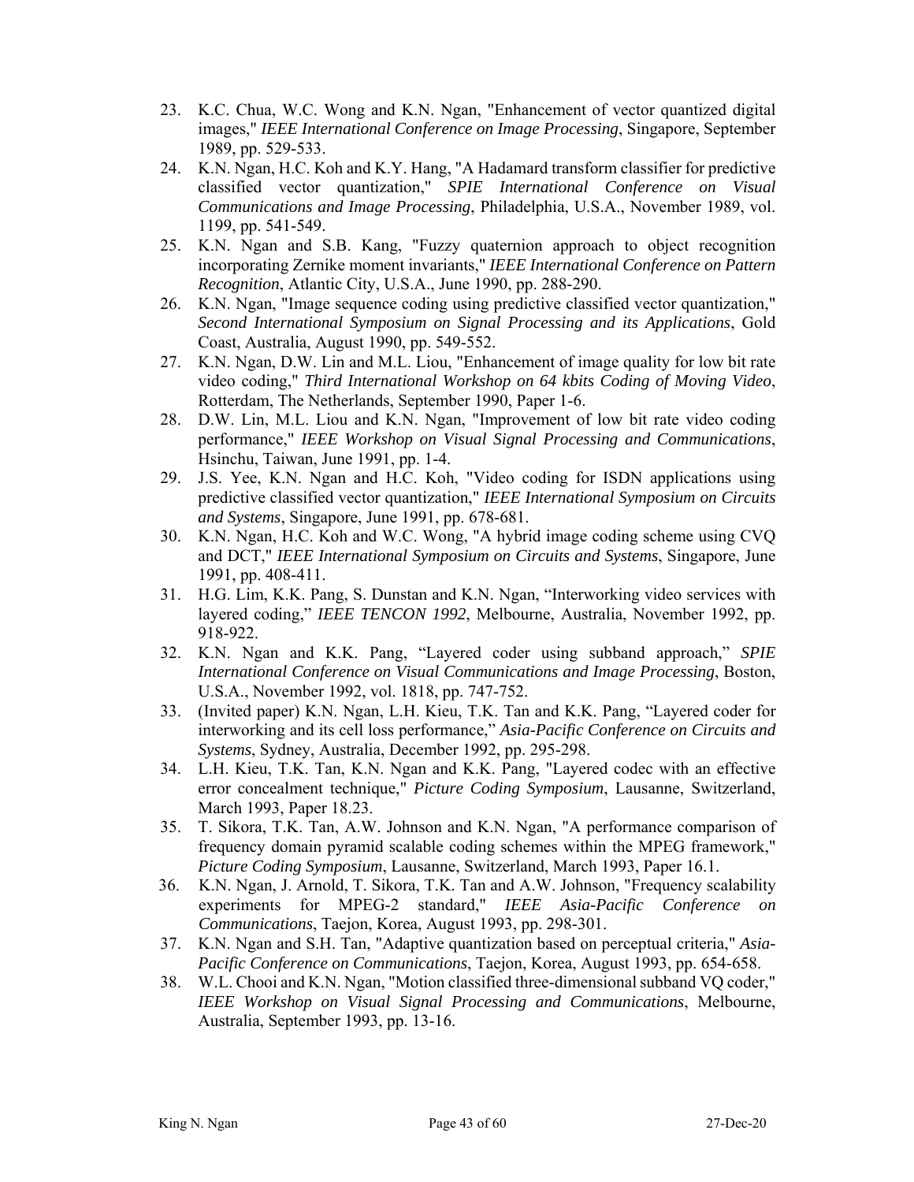23. K.C. Chua, W.C. Wong and K.N. Ngan, "Enhancement of vector quantized digital images," *IEEE International Conference on Image Processing*, Singapore, September 1989, pp. 529-533.
24. K.N. Ngan, H.C. Koh and K.Y. Hang, "A Hadamard transform classifier for predictive classified vector quantization," *SPIE International Conference on Visual Communications and Image Processing*, Philadelphia, U.S.A., November 1989, vol. 1199, pp. 541-549.
25. K.N. Ngan and S.B. Kang, "Fuzzy quaternion approach to object recognition incorporating Zernike moment invariants," *IEEE International Conference on Pattern Recognition*, Atlantic City, U.S.A., June 1990, pp. 288-290.
26. K.N. Ngan, "Image sequence coding using predictive classified vector quantization," *Second International Symposium on Signal Processing and its Applications*, Gold Coast, Australia, August 1990, pp. 549-552.
27. K.N. Ngan, D.W. Lin and M.L. Liou, "Enhancement of image quality for low bit rate video coding," *Third International Workshop on 64 kbits Coding of Moving Video*, Rotterdam, The Netherlands, September 1990, Paper 1-6.
28. D.W. Lin, M.L. Liou and K.N. Ngan, "Improvement of low bit rate video coding performance," *IEEE Workshop on Visual Signal Processing and Communications*, Hsinchu, Taiwan, June 1991, pp. 1-4.
29. J.S. Yee, K.N. Ngan and H.C. Koh, "Video coding for ISDN applications using predictive classified vector quantization," *IEEE International Symposium on Circuits and Systems*, Singapore, June 1991, pp. 678-681.
30. K.N. Ngan, H.C. Koh and W.C. Wong, "A hybrid image coding scheme using CVQ and DCT," *IEEE International Symposium on Circuits and Systems*, Singapore, June 1991, pp. 408-411.
31. H.G. Lim, K.K. Pang, S. Dunstan and K.N. Ngan, "Interworking video services with layered coding," *IEEE TENCON 1992*, Melbourne, Australia, November 1992, pp. 918-922.
32. K.N. Ngan and K.K. Pang, "Layered coder using subband approach," *SPIE International Conference on Visual Communications and Image Processing*, Boston, U.S.A., November 1992, vol. 1818, pp. 747-752.
33. (Invited paper) K.N. Ngan, L.H. Kieu, T.K. Tan and K.K. Pang, "Layered coder for interworking and its cell loss performance," *Asia-Pacific Conference on Circuits and Systems*, Sydney, Australia, December 1992, pp. 295-298.
34. L.H. Kieu, T.K. Tan, K.N. Ngan and K.K. Pang, "Layered codec with an effective error concealment technique," *Picture Coding Symposium*, Lausanne, Switzerland, March 1993, Paper 18.23.
35. T. Sikora, T.K. Tan, A.W. Johnson and K.N. Ngan, "A performance comparison of frequency domain pyramid scalable coding schemes within the MPEG framework," *Picture Coding Symposium*, Lausanne, Switzerland, March 1993, Paper 16.1.
36. K.N. Ngan, J. Arnold, T. Sikora, T.K. Tan and A.W. Johnson, "Frequency scalability experiments for MPEG-2 standard," *IEEE Asia-Pacific Conference on Communications*, Taejon, Korea, August 1993, pp. 298-301.
37. K.N. Ngan and S.H. Tan, "Adaptive quantization based on perceptual criteria," *Asia-Pacific Conference on Communications*, Taejon, Korea, August 1993, pp. 654-658.
38. W.L. Chooi and K.N. Ngan, "Motion classified three-dimensional subband VQ coder," *IEEE Workshop on Visual Signal Processing and Communications*, Melbourne, Australia, September 1993, pp. 13-16.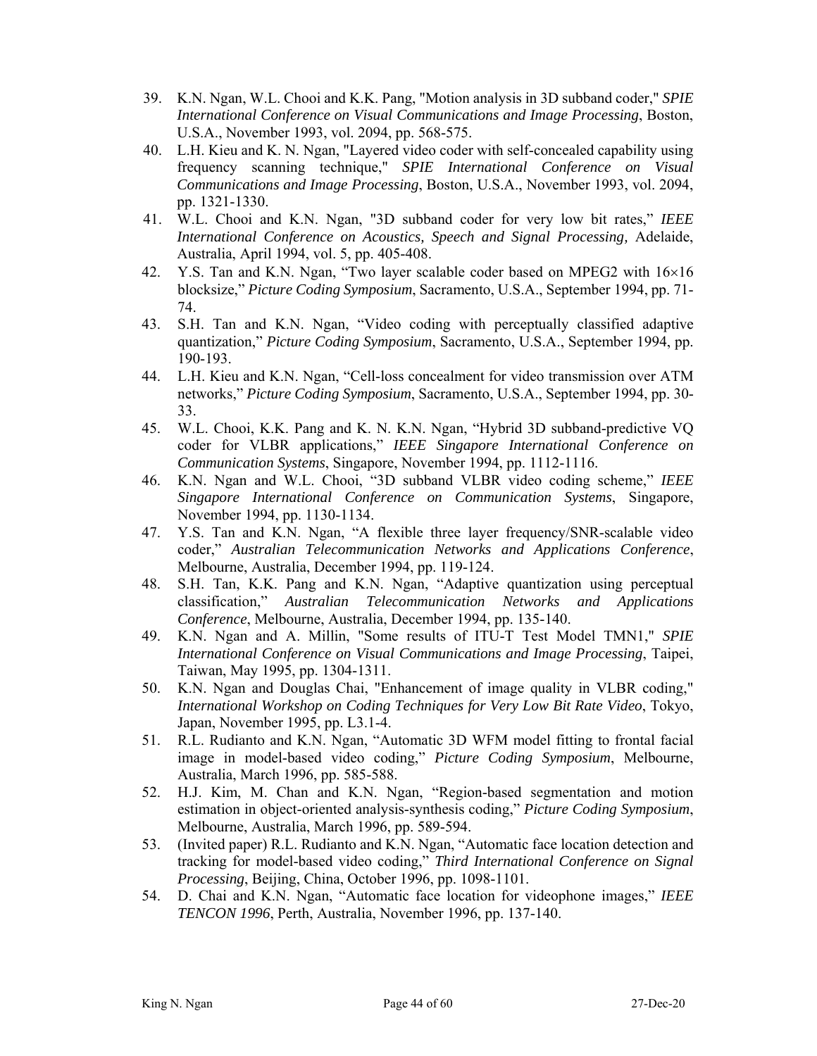39. K.N. Ngan, W.L. Chooi and K.K. Pang, "Motion analysis in 3D subband coder," *SPIE International Conference on Visual Communications and Image Processing*, Boston, U.S.A., November 1993, vol. 2094, pp. 568-575.
40. L.H. Kieu and K. N. Ngan, "Layered video coder with self-concealed capability using frequency scanning technique," *SPIE International Conference on Visual Communications and Image Processing*, Boston, U.S.A., November 1993, vol. 2094, pp. 1321-1330.
41. W.L. Chooi and K.N. Ngan, "3D subband coder for very low bit rates," *IEEE International Conference on Acoustics, Speech and Signal Processing,* Adelaide, Australia, April 1994, vol. 5, pp. 405-408.
42. Y.S. Tan and K.N. Ngan, "Two layer scalable coder based on MPEG2 with 16×16 blocksize," *Picture Coding Symposium*, Sacramento, U.S.A., September 1994, pp. 71-74.
43. S.H. Tan and K.N. Ngan, "Video coding with perceptually classified adaptive quantization," *Picture Coding Symposium*, Sacramento, U.S.A., September 1994, pp. 190-193.
44. L.H. Kieu and K.N. Ngan, "Cell-loss concealment for video transmission over ATM networks," *Picture Coding Symposium*, Sacramento, U.S.A., September 1994, pp. 30-33.
45. W.L. Chooi, K.K. Pang and K. N. K.N. Ngan, "Hybrid 3D subband-predictive VQ coder for VLBR applications," *IEEE Singapore International Conference on Communication Systems*, Singapore, November 1994, pp. 1112-1116.
46. K.N. Ngan and W.L. Chooi, "3D subband VLBR video coding scheme," *IEEE Singapore International Conference on Communication Systems*, Singapore, November 1994, pp. 1130-1134.
47. Y.S. Tan and K.N. Ngan, "A flexible three layer frequency/SNR-scalable video coder," *Australian Telecommunication Networks and Applications Conference*, Melbourne, Australia, December 1994, pp. 119-124.
48. S.H. Tan, K.K. Pang and K.N. Ngan, "Adaptive quantization using perceptual classification," *Australian Telecommunication Networks and Applications Conference*, Melbourne, Australia, December 1994, pp. 135-140.
49. K.N. Ngan and A. Millin, "Some results of ITU-T Test Model TMN1," *SPIE International Conference on Visual Communications and Image Processing*, Taipei, Taiwan, May 1995, pp. 1304-1311.
50. K.N. Ngan and Douglas Chai, "Enhancement of image quality in VLBR coding," *International Workshop on Coding Techniques for Very Low Bit Rate Video*, Tokyo, Japan, November 1995, pp. L3.1-4.
51. R.L. Rudianto and K.N. Ngan, "Automatic 3D WFM model fitting to frontal facial image in model-based video coding," *Picture Coding Symposium*, Melbourne, Australia, March 1996, pp. 585-588.
52. H.J. Kim, M. Chan and K.N. Ngan, "Region-based segmentation and motion estimation in object-oriented analysis-synthesis coding," *Picture Coding Symposium*, Melbourne, Australia, March 1996, pp. 589-594.
53. (Invited paper) R.L. Rudianto and K.N. Ngan, "Automatic face location detection and tracking for model-based video coding," *Third International Conference on Signal Processing*, Beijing, China, October 1996, pp. 1098-1101.
54. D. Chai and K.N. Ngan, "Automatic face location for videophone images," *IEEE TENCON 1996*, Perth, Australia, November 1996, pp. 137-140.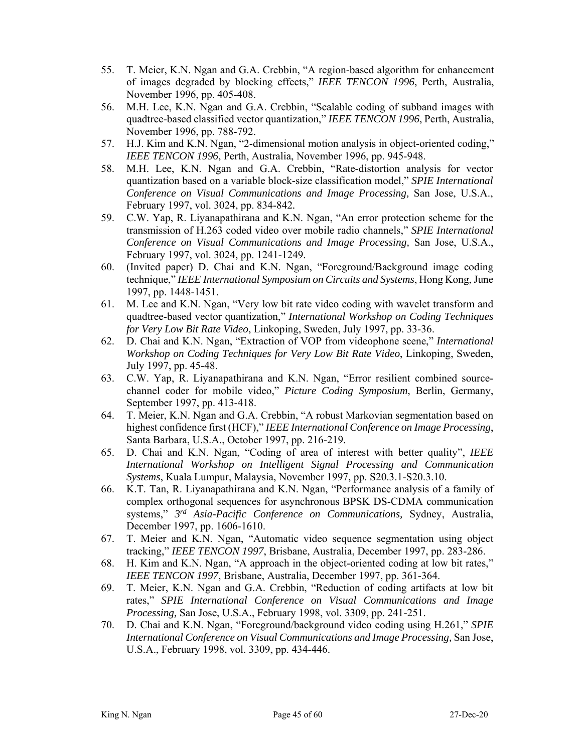55. T. Meier, K.N. Ngan and G.A. Crebbin, "A region-based algorithm for enhancement of images degraded by blocking effects," *IEEE TENCON 1996*, Perth, Australia, November 1996, pp. 405-408.
56. M.H. Lee, K.N. Ngan and G.A. Crebbin, "Scalable coding of subband images with quadtree-based classified vector quantization," *IEEE TENCON 1996*, Perth, Australia, November 1996, pp. 788-792.
57. H.J. Kim and K.N. Ngan, "2-dimensional motion analysis in object-oriented coding," *IEEE TENCON 1996*, Perth, Australia, November 1996, pp. 945-948.
58. M.H. Lee, K.N. Ngan and G.A. Crebbin, "Rate-distortion analysis for vector quantization based on a variable block-size classification model," *SPIE International Conference on Visual Communications and Image Processing,* San Jose, U.S.A., February 1997, vol. 3024, pp. 834-842.
59. C.W. Yap, R. Liyanapathirana and K.N. Ngan, "An error protection scheme for the transmission of H.263 coded video over mobile radio channels," *SPIE International Conference on Visual Communications and Image Processing,* San Jose, U.S.A., February 1997, vol. 3024, pp. 1241-1249.
60. (Invited paper) D. Chai and K.N. Ngan, "Foreground/Background image coding technique," *IEEE International Symposium on Circuits and Systems*, Hong Kong, June 1997, pp. 1448-1451.
61. M. Lee and K.N. Ngan, "Very low bit rate video coding with wavelet transform and quadtree-based vector quantization," *International Workshop on Coding Techniques for Very Low Bit Rate Video*, Linkoping, Sweden, July 1997, pp. 33-36.
62. D. Chai and K.N. Ngan, "Extraction of VOP from videophone scene," *International Workshop on Coding Techniques for Very Low Bit Rate Video*, Linkoping, Sweden, July 1997, pp. 45-48.
63. C.W. Yap, R. Liyanapathirana and K.N. Ngan, "Error resilient combined source-channel coder for mobile video," *Picture Coding Symposium*, Berlin, Germany, September 1997, pp. 413-418.
64. T. Meier, K.N. Ngan and G.A. Crebbin, "A robust Markovian segmentation based on highest confidence first (HCF)," *IEEE International Conference on Image Processing*, Santa Barbara, U.S.A., October 1997, pp. 216-219.
65. D. Chai and K.N. Ngan, "Coding of area of interest with better quality", *IEEE International Workshop on Intelligent Signal Processing and Communication Systems*, Kuala Lumpur, Malaysia, November 1997, pp. S20.3.1-S20.3.10.
66. K.T. Tan, R. Liyanapathirana and K.N. Ngan, "Performance analysis of a family of complex orthogonal sequences for asynchronous BPSK DS-CDMA communication systems," *3rd Asia-Pacific Conference on Communications,* Sydney, Australia, December 1997, pp. 1606-1610.
67. T. Meier and K.N. Ngan, "Automatic video sequence segmentation using object tracking," *IEEE TENCON 1997*, Brisbane, Australia, December 1997, pp. 283-286.
68. H. Kim and K.N. Ngan, "A approach in the object-oriented coding at low bit rates," *IEEE TENCON 1997*, Brisbane, Australia, December 1997, pp. 361-364.
69. T. Meier, K.N. Ngan and G.A. Crebbin, "Reduction of coding artifacts at low bit rates," *SPIE International Conference on Visual Communications and Image Processing,* San Jose, U.S.A., February 1998, vol. 3309, pp. 241-251.
70. D. Chai and K.N. Ngan, "Foreground/background video coding using H.261," *SPIE International Conference on Visual Communications and Image Processing,* San Jose, U.S.A., February 1998, vol. 3309, pp. 434-446.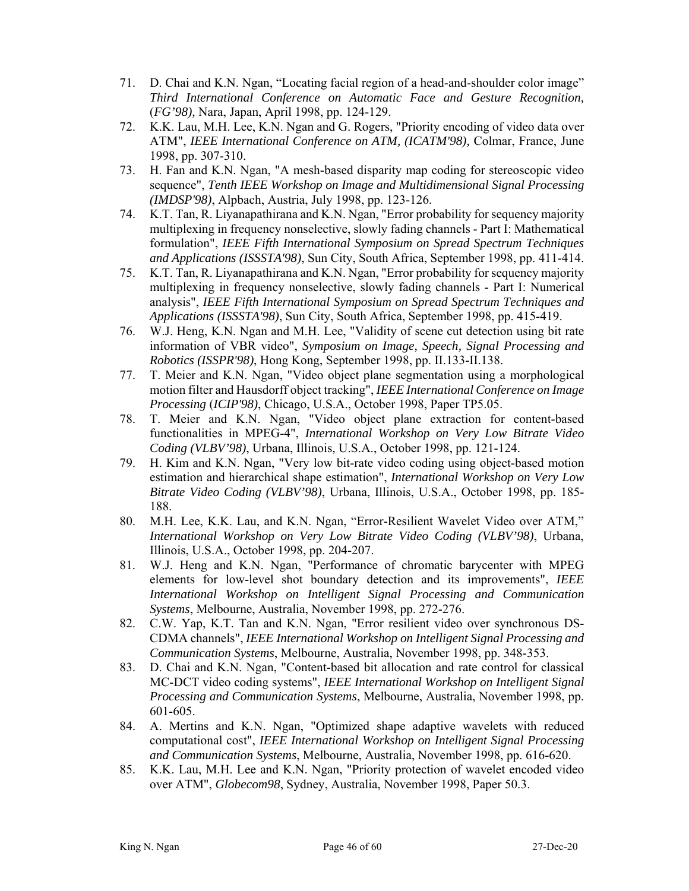71. D. Chai and K.N. Ngan, “Locating facial region of a head-and-shoulder color image” *Third International Conference on Automatic Face and Gesture Recognition,* (*FG’98),* Nara, Japan, April 1998, pp. 124-129.
72. K.K. Lau, M.H. Lee, K.N. Ngan and G. Rogers, "Priority encoding of video data over ATM", *IEEE International Conference on ATM, (ICATM'98),* Colmar, France, June 1998, pp. 307-310.
73. H. Fan and K.N. Ngan, "A mesh-based disparity map coding for stereoscopic video sequence", *Tenth IEEE Workshop on Image and Multidimensional Signal Processing (IMDSP'98)*, Alpbach, Austria, July 1998, pp. 123-126.
74. K.T. Tan, R. Liyanapathirana and K.N. Ngan, "Error probability for sequency majority multiplexing in frequency nonselective, slowly fading channels - Part I: Mathematical formulation", *IEEE Fifth International Symposium on Spread Spectrum Techniques and Applications (ISSSTA'98)*, Sun City, South Africa, September 1998, pp. 411-414.
75. K.T. Tan, R. Liyanapathirana and K.N. Ngan, "Error probability for sequency majority multiplexing in frequency nonselective, slowly fading channels - Part I: Numerical analysis", *IEEE Fifth International Symposium on Spread Spectrum Techniques and Applications (ISSSTA'98)*, Sun City, South Africa, September 1998, pp. 415-419.
76. W.J. Heng, K.N. Ngan and M.H. Lee, "Validity of scene cut detection using bit rate information of VBR video", *Symposium on Image, Speech, Signal Processing and Robotics (ISSPR'98)*, Hong Kong, September 1998, pp. II.133-II.138.
77. T. Meier and K.N. Ngan, "Video object plane segmentation using a morphological motion filter and Hausdorff object tracking", *IEEE International Conference on Image Processing* (*ICIP'98)*, Chicago, U.S.A., October 1998, Paper TP5.05.
78. T. Meier and K.N. Ngan, "Video object plane extraction for content-based functionalities in MPEG-4", *International Workshop on Very Low Bitrate Video Coding (VLBV’98)*, Urbana, Illinois, U.S.A., October 1998, pp. 121-124.
79. H. Kim and K.N. Ngan, "Very low bit-rate video coding using object-based motion estimation and hierarchical shape estimation", *International Workshop on Very Low Bitrate Video Coding (VLBV’98)*, Urbana, Illinois, U.S.A., October 1998, pp. 185-188.
80. M.H. Lee, K.K. Lau, and K.N. Ngan, “Error-Resilient Wavelet Video over ATM,” *International Workshop on Very Low Bitrate Video Coding (VLBV’98)*, Urbana, Illinois, U.S.A., October 1998, pp. 204-207.
81. W.J. Heng and K.N. Ngan, "Performance of chromatic barycenter with MPEG elements for low-level shot boundary detection and its improvements", *IEEE International Workshop on Intelligent Signal Processing and Communication Systems*, Melbourne, Australia, November 1998, pp. 272-276.
82. C.W. Yap, K.T. Tan and K.N. Ngan, "Error resilient video over synchronous DS-CDMA channels", *IEEE International Workshop on Intelligent Signal Processing and Communication Systems*, Melbourne, Australia, November 1998, pp. 348-353.
83. D. Chai and K.N. Ngan, "Content-based bit allocation and rate control for classical MC-DCT video coding systems", *IEEE International Workshop on Intelligent Signal Processing and Communication Systems*, Melbourne, Australia, November 1998, pp. 601-605.
84. A. Mertins and K.N. Ngan, "Optimized shape adaptive wavelets with reduced computational cost", *IEEE International Workshop on Intelligent Signal Processing and Communication Systems*, Melbourne, Australia, November 1998, pp. 616-620.
85. K.K. Lau, M.H. Lee and K.N. Ngan, "Priority protection of wavelet encoded video over ATM", *Globecom98*, Sydney, Australia, November 1998, Paper 50.3.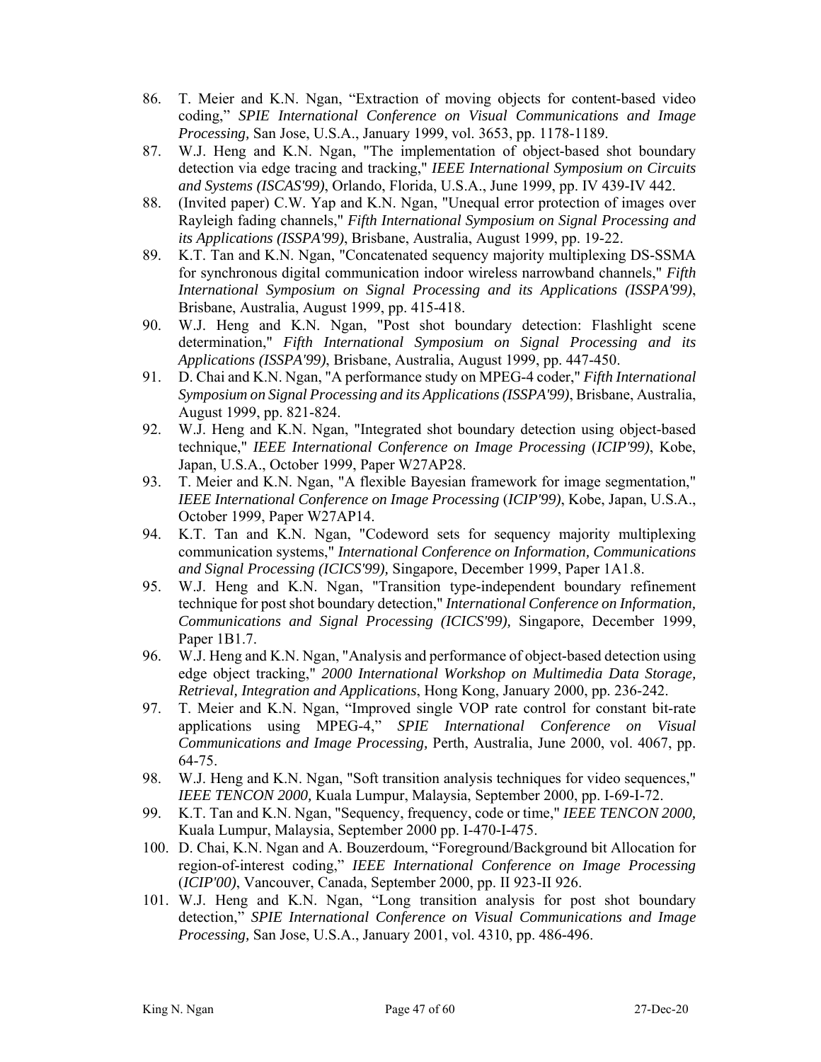86. T. Meier and K.N. Ngan, “Extraction of moving objects for content-based video coding,” *SPIE International Conference on Visual Communications and Image Processing,* San Jose, U.S.A., January 1999, vol. 3653, pp. 1178-1189.
87. W.J. Heng and K.N. Ngan, "The implementation of object-based shot boundary detection via edge tracing and tracking," *IEEE International Symposium on Circuits and Systems (ISCAS'99)*, Orlando, Florida, U.S.A., June 1999, pp. IV 439-IV 442.
88. (Invited paper) C.W. Yap and K.N. Ngan, "Unequal error protection of images over Rayleigh fading channels," *Fifth International Symposium on Signal Processing and its Applications (ISSPA'99)*, Brisbane, Australia, August 1999, pp. 19-22.
89. K.T. Tan and K.N. Ngan, "Concatenated sequency majority multiplexing DS-SSMA for synchronous digital communication indoor wireless narrowband channels," *Fifth International Symposium on Signal Processing and its Applications (ISSPA'99)*, Brisbane, Australia, August 1999, pp. 415-418.
90. W.J. Heng and K.N. Ngan, "Post shot boundary detection: Flashlight scene determination," *Fifth International Symposium on Signal Processing and its Applications (ISSPA'99)*, Brisbane, Australia, August 1999, pp. 447-450.
91. D. Chai and K.N. Ngan, "A performance study on MPEG-4 coder," *Fifth International Symposium on Signal Processing and its Applications (ISSPA'99)*, Brisbane, Australia, August 1999, pp. 821-824.
92. W.J. Heng and K.N. Ngan, "Integrated shot boundary detection using object-based technique," *IEEE International Conference on Image Processing* (*ICIP'99)*, Kobe, Japan, U.S.A., October 1999, Paper W27AP28.
93. T. Meier and K.N. Ngan, "A flexible Bayesian framework for image segmentation," *IEEE International Conference on Image Processing* (*ICIP'99)*, Kobe, Japan, U.S.A., October 1999, Paper W27AP14.
94. K.T. Tan and K.N. Ngan, "Codeword sets for sequency majority multiplexing communication systems," *International Conference on Information, Communications and Signal Processing (ICICS'99),* Singapore, December 1999, Paper 1A1.8.
95. W.J. Heng and K.N. Ngan, "Transition type-independent boundary refinement technique for post shot boundary detection," *International Conference on Information, Communications and Signal Processing (ICICS'99),* Singapore, December 1999, Paper 1B1.7.
96. W.J. Heng and K.N. Ngan, "Analysis and performance of object-based detection using edge object tracking," *2000 International Workshop on Multimedia Data Storage, Retrieval, Integration and Applications*, Hong Kong, January 2000, pp. 236-242.
97. T. Meier and K.N. Ngan, “Improved single VOP rate control for constant bit-rate applications using MPEG-4,” *SPIE International Conference on Visual Communications and Image Processing,* Perth, Australia, June 2000, vol. 4067, pp. 64-75.
98. W.J. Heng and K.N. Ngan, "Soft transition analysis techniques for video sequences," *IEEE TENCON 2000,* Kuala Lumpur, Malaysia, September 2000, pp. I-69-I-72.
99. K.T. Tan and K.N. Ngan, "Sequency, frequency, code or time," *IEEE TENCON 2000,* Kuala Lumpur, Malaysia, September 2000 pp. I-470-I-475.
100. D. Chai, K.N. Ngan and A. Bouzerdoum, “Foreground/Background bit Allocation for region-of-interest coding,” *IEEE International Conference on Image Processing* (*ICIP'00)*, Vancouver, Canada, September 2000, pp. II 923-II 926.
101. W.J. Heng and K.N. Ngan, “Long transition analysis for post shot boundary detection,” *SPIE International Conference on Visual Communications and Image Processing,* San Jose, U.S.A., January 2001, vol. 4310, pp. 486-496.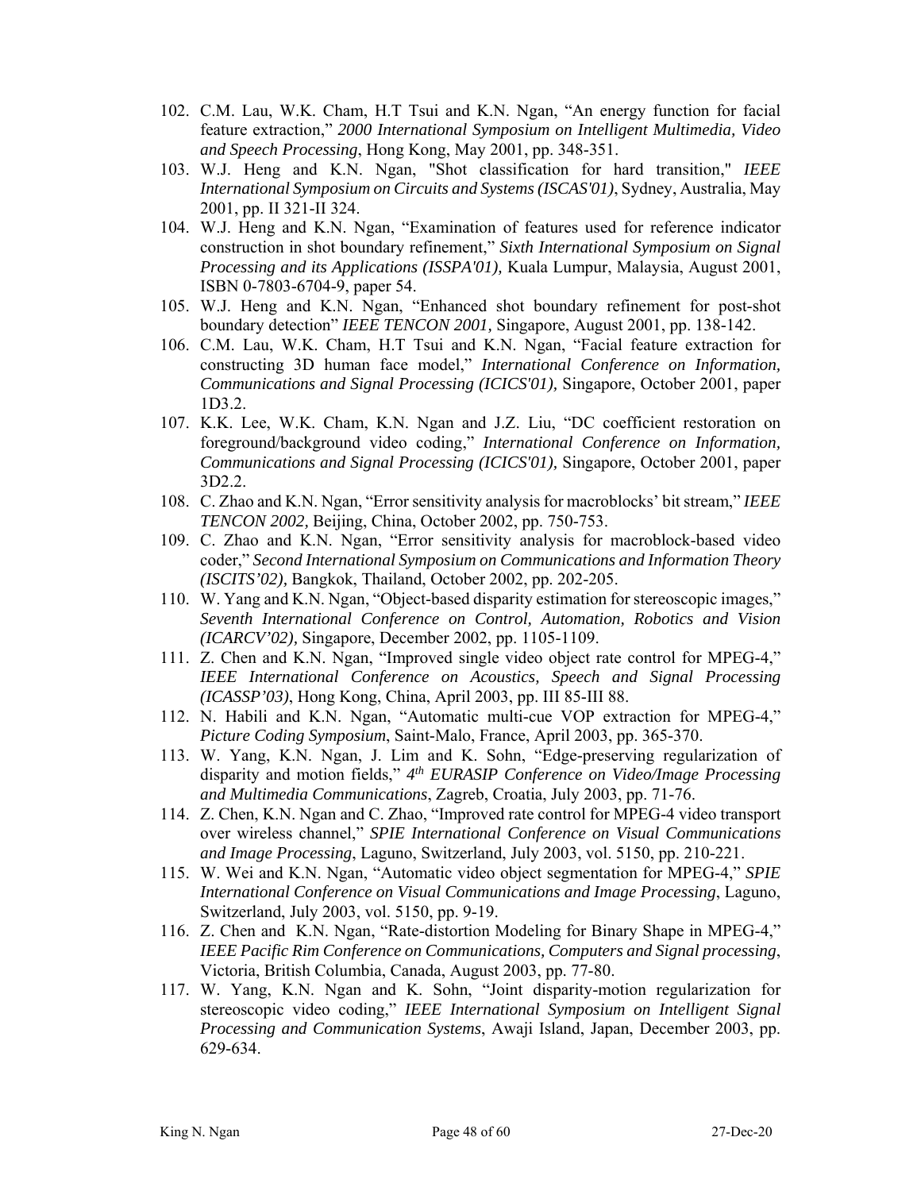102. C.M. Lau, W.K. Cham, H.T Tsui and K.N. Ngan, “An energy function for facial feature extraction,” *2000 International Symposium on Intelligent Multimedia, Video and Speech Processing*, Hong Kong, May 2001, pp. 348-351.
103. W.J. Heng and K.N. Ngan, "Shot classification for hard transition," *IEEE International Symposium on Circuits and Systems (ISCAS'01)*, Sydney, Australia, May 2001, pp. II 321-II 324.
104. W.J. Heng and K.N. Ngan, “Examination of features used for reference indicator construction in shot boundary refinement,” *Sixth International Symposium on Signal Processing and its Applications (ISSPA'01),* Kuala Lumpur, Malaysia, August 2001, ISBN 0-7803-6704-9, paper 54.
105. W.J. Heng and K.N. Ngan, “Enhanced shot boundary refinement for post-shot boundary detection” *IEEE TENCON 2001,* Singapore, August 2001, pp. 138-142.
106. C.M. Lau, W.K. Cham, H.T Tsui and K.N. Ngan, “Facial feature extraction for constructing 3D human face model,” *International Conference on Information, Communications and Signal Processing (ICICS'01),* Singapore, October 2001, paper 1D3.2.
107. K.K. Lee, W.K. Cham, K.N. Ngan and J.Z. Liu, “DC coefficient restoration on foreground/background video coding,” *International Conference on Information, Communications and Signal Processing (ICICS'01),* Singapore, October 2001, paper 3D2.2.
108. C. Zhao and K.N. Ngan, “Error sensitivity analysis for macroblocks’ bit stream,” *IEEE TENCON 2002,* Beijing, China, October 2002, pp. 750-753.
109. C. Zhao and K.N. Ngan, “Error sensitivity analysis for macroblock-based video coder,” *Second International Symposium on Communications and Information Theory (ISCITS’02),* Bangkok, Thailand, October 2002, pp. 202-205.
110. W. Yang and K.N. Ngan, “Object-based disparity estimation for stereoscopic images,” *Seventh International Conference on Control, Automation, Robotics and Vision (ICARCV’02),* Singapore, December 2002, pp. 1105-1109.
111. Z. Chen and K.N. Ngan, “Improved single video object rate control for MPEG-4,” *IEEE International Conference on Acoustics, Speech and Signal Processing (ICASSP’03)*, Hong Kong, China, April 2003, pp. III 85-III 88.
112. N. Habili and K.N. Ngan, “Automatic multi-cue VOP extraction for MPEG-4,” *Picture Coding Symposium*, Saint-Malo, France, April 2003, pp. 365-370.
113. W. Yang, K.N. Ngan, J. Lim and K. Sohn, “Edge-preserving regularization of disparity and motion fields,” *4th EURASIP Conference on Video/Image Processing and Multimedia Communications*, Zagreb, Croatia, July 2003, pp. 71-76.
114. Z. Chen, K.N. Ngan and C. Zhao, “Improved rate control for MPEG-4 video transport over wireless channel,” *SPIE International Conference on Visual Communications and Image Processing*, Laguno, Switzerland, July 2003, vol. 5150, pp. 210-221.
115. W. Wei and K.N. Ngan, “Automatic video object segmentation for MPEG-4,” *SPIE International Conference on Visual Communications and Image Processing*, Laguno, Switzerland, July 2003, vol. 5150, pp. 9-19.
116. Z. Chen and K.N. Ngan, “Rate-distortion Modeling for Binary Shape in MPEG-4,” *IEEE Pacific Rim Conference on Communications, Computers and Signal processing*, Victoria, British Columbia, Canada, August 2003, pp. 77-80.
117. W. Yang, K.N. Ngan and K. Sohn, “Joint disparity-motion regularization for stereoscopic video coding,” *IEEE International Symposium on Intelligent Signal Processing and Communication Systems*, Awaji Island, Japan, December 2003, pp. 629-634.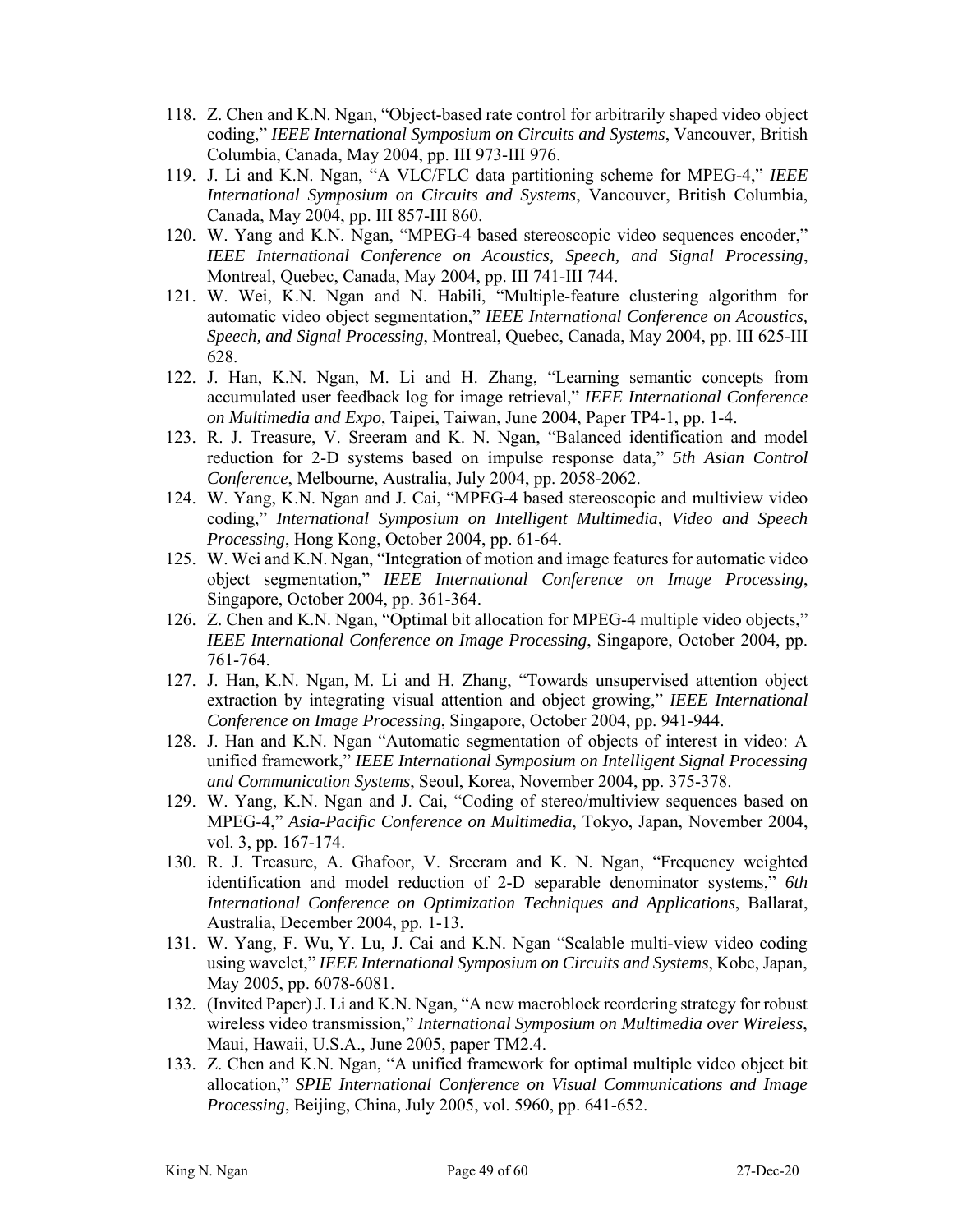118. Z. Chen and K.N. Ngan, "Object-based rate control for arbitrarily shaped video object coding," *IEEE International Symposium on Circuits and Systems*, Vancouver, British Columbia, Canada, May 2004, pp. III 973-III 976.
119. J. Li and K.N. Ngan, "A VLC/FLC data partitioning scheme for MPEG-4," *IEEE International Symposium on Circuits and Systems*, Vancouver, British Columbia, Canada, May 2004, pp. III 857-III 860.
120. W. Yang and K.N. Ngan, "MPEG-4 based stereoscopic video sequences encoder," *IEEE International Conference on Acoustics, Speech, and Signal Processing*, Montreal, Quebec, Canada, May 2004, pp. III 741-III 744.
121. W. Wei, K.N. Ngan and N. Habili, "Multiple-feature clustering algorithm for automatic video object segmentation," *IEEE International Conference on Acoustics, Speech, and Signal Processing*, Montreal, Quebec, Canada, May 2004, pp. III 625-III 628.
122. J. Han, K.N. Ngan, M. Li and H. Zhang, "Learning semantic concepts from accumulated user feedback log for image retrieval," *IEEE International Conference on Multimedia and Expo*, Taipei, Taiwan, June 2004, Paper TP4-1, pp. 1-4.
123. R. J. Treasure, V. Sreeram and K. N. Ngan, "Balanced identification and model reduction for 2-D systems based on impulse response data," *5th Asian Control Conference*, Melbourne, Australia, July 2004, pp. 2058-2062.
124. W. Yang, K.N. Ngan and J. Cai, "MPEG-4 based stereoscopic and multiview video coding," *International Symposium on Intelligent Multimedia, Video and Speech Processing*, Hong Kong, October 2004, pp. 61-64.
125. W. Wei and K.N. Ngan, "Integration of motion and image features for automatic video object segmentation," *IEEE International Conference on Image Processing*, Singapore, October 2004, pp. 361-364.
126. Z. Chen and K.N. Ngan, "Optimal bit allocation for MPEG-4 multiple video objects," *IEEE International Conference on Image Processing*, Singapore, October 2004, pp. 761-764.
127. J. Han, K.N. Ngan, M. Li and H. Zhang, "Towards unsupervised attention object extraction by integrating visual attention and object growing," *IEEE International Conference on Image Processing*, Singapore, October 2004, pp. 941-944.
128. J. Han and K.N. Ngan "Automatic segmentation of objects of interest in video: A unified framework," *IEEE International Symposium on Intelligent Signal Processing and Communication Systems*, Seoul, Korea, November 2004, pp. 375-378.
129. W. Yang, K.N. Ngan and J. Cai, "Coding of stereo/multiview sequences based on MPEG-4," *Asia-Pacific Conference on Multimedia*, Tokyo, Japan, November 2004, vol. 3, pp. 167-174.
130. R. J. Treasure, A. Ghafoor, V. Sreeram and K. N. Ngan, "Frequency weighted identification and model reduction of 2-D separable denominator systems," *6th International Conference on Optimization Techniques and Applications*, Ballarat, Australia, December 2004, pp. 1-13.
131. W. Yang, F. Wu, Y. Lu, J. Cai and K.N. Ngan "Scalable multi-view video coding using wavelet," *IEEE International Symposium on Circuits and Systems*, Kobe, Japan, May 2005, pp. 6078-6081.
132. (Invited Paper) J. Li and K.N. Ngan, "A new macroblock reordering strategy for robust wireless video transmission," *International Symposium on Multimedia over Wireless*, Maui, Hawaii, U.S.A., June 2005, paper TM2.4.
133. Z. Chen and K.N. Ngan, "A unified framework for optimal multiple video object bit allocation," *SPIE International Conference on Visual Communications and Image Processing*, Beijing, China, July 2005, vol. 5960, pp. 641-652.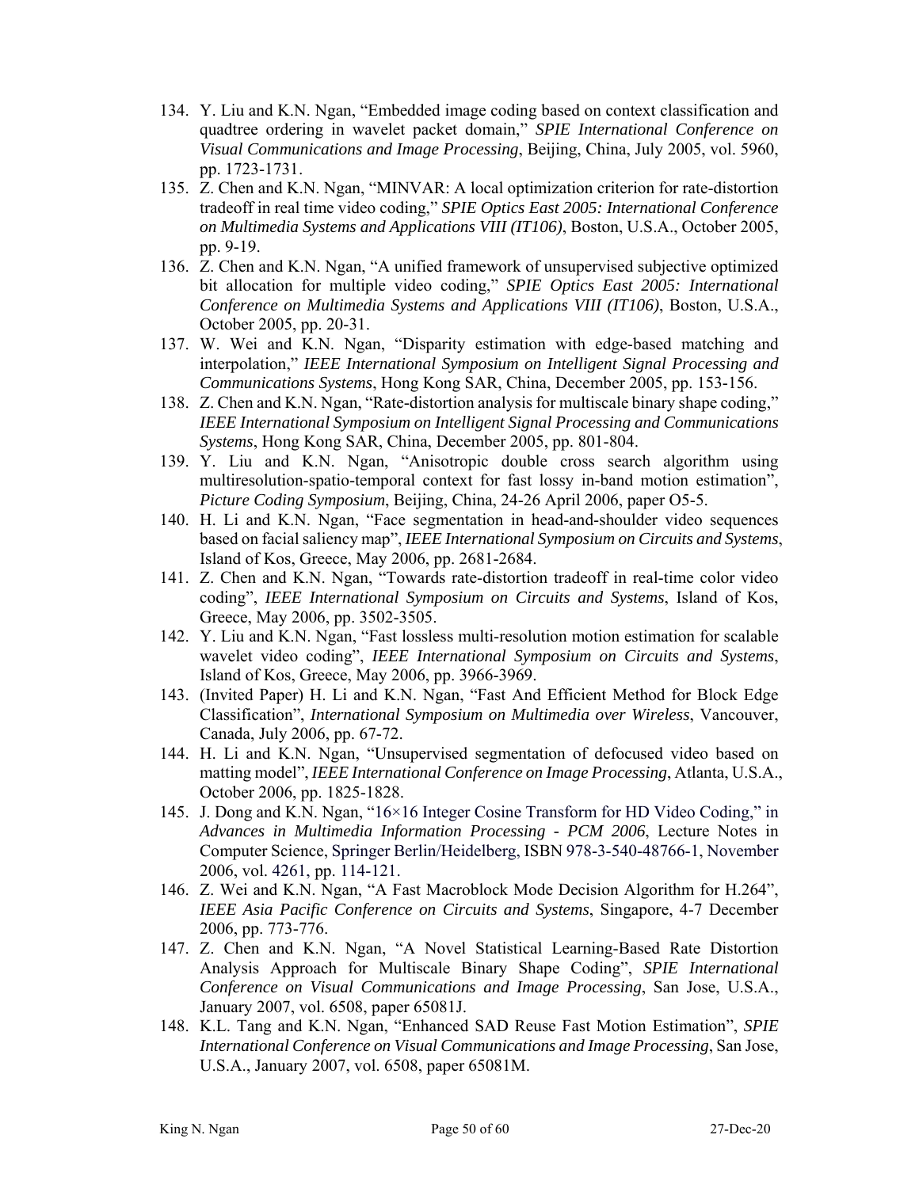134. Y. Liu and K.N. Ngan, "Embedded image coding based on context classification and quadtree ordering in wavelet packet domain," *SPIE International Conference on Visual Communications and Image Processing*, Beijing, China, July 2005, vol. 5960, pp. 1723-1731.
135. Z. Chen and K.N. Ngan, "MINVAR: A local optimization criterion for rate-distortion tradeoff in real time video coding," *SPIE Optics East 2005: International Conference on Multimedia Systems and Applications VIII (IT106)*, Boston, U.S.A., October 2005, pp. 9-19.
136. Z. Chen and K.N. Ngan, "A unified framework of unsupervised subjective optimized bit allocation for multiple video coding," *SPIE Optics East 2005: International Conference on Multimedia Systems and Applications VIII (IT106)*, Boston, U.S.A., October 2005, pp. 20-31.
137. W. Wei and K.N. Ngan, "Disparity estimation with edge-based matching and interpolation," *IEEE International Symposium on Intelligent Signal Processing and Communications Systems*, Hong Kong SAR, China, December 2005, pp. 153-156.
138. Z. Chen and K.N. Ngan, "Rate-distortion analysis for multiscale binary shape coding," *IEEE International Symposium on Intelligent Signal Processing and Communications Systems*, Hong Kong SAR, China, December 2005, pp. 801-804.
139. Y. Liu and K.N. Ngan, "Anisotropic double cross search algorithm using multiresolution-spatio-temporal context for fast lossy in-band motion estimation", *Picture Coding Symposium*, Beijing, China, 24-26 April 2006, paper O5-5.
140. H. Li and K.N. Ngan, "Face segmentation in head-and-shoulder video sequences based on facial saliency map", *IEEE International Symposium on Circuits and Systems*, Island of Kos, Greece, May 2006, pp. 2681-2684.
141. Z. Chen and K.N. Ngan, "Towards rate-distortion tradeoff in real-time color video coding", *IEEE International Symposium on Circuits and Systems*, Island of Kos, Greece, May 2006, pp. 3502-3505.
142. Y. Liu and K.N. Ngan, "Fast lossless multi-resolution motion estimation for scalable wavelet video coding", *IEEE International Symposium on Circuits and Systems*, Island of Kos, Greece, May 2006, pp. 3966-3969.
143. (Invited Paper) H. Li and K.N. Ngan, "Fast And Efficient Method for Block Edge Classification", *International Symposium on Multimedia over Wireless*, Vancouver, Canada, July 2006, pp. 67-72.
144. H. Li and K.N. Ngan, "Unsupervised segmentation of defocused video based on matting model", *IEEE International Conference on Image Processing*, Atlanta, U.S.A., October 2006, pp. 1825-1828.
145. J. Dong and K.N. Ngan, "16×16 Integer Cosine Transform for HD Video Coding," in *Advances in Multimedia Information Processing - PCM 2006*, Lecture Notes in Computer Science, Springer Berlin/Heidelberg, ISBN 978-3-540-48766-1, November 2006, vol. 4261, pp. 114-121.
146. Z. Wei and K.N. Ngan, "A Fast Macroblock Mode Decision Algorithm for H.264", *IEEE Asia Pacific Conference on Circuits and Systems*, Singapore, 4-7 December 2006, pp. 773-776.
147. Z. Chen and K.N. Ngan, "A Novel Statistical Learning-Based Rate Distortion Analysis Approach for Multiscale Binary Shape Coding", *SPIE International Conference on Visual Communications and Image Processing*, San Jose, U.S.A., January 2007, vol. 6508, paper 65081J.
148. K.L. Tang and K.N. Ngan, "Enhanced SAD Reuse Fast Motion Estimation", *SPIE International Conference on Visual Communications and Image Processing*, San Jose, U.S.A., January 2007, vol. 6508, paper 65081M.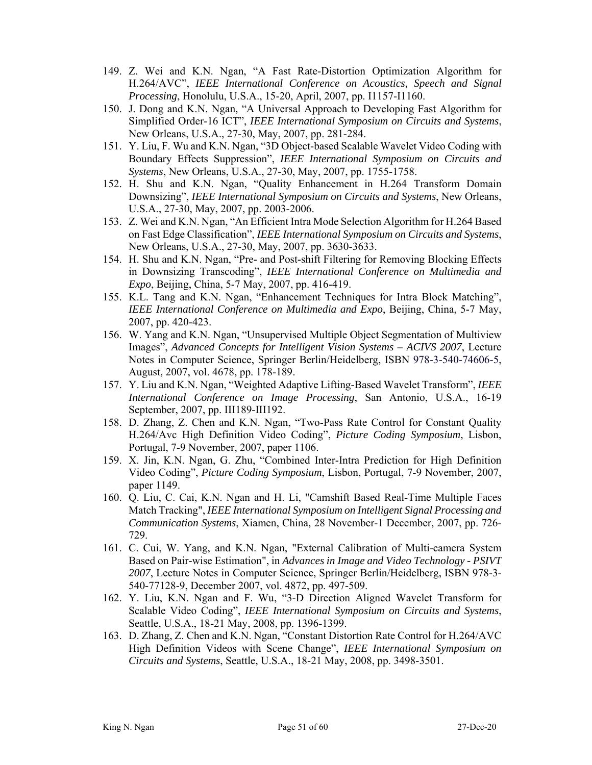149. Z. Wei and K.N. Ngan, “A Fast Rate-Distortion Optimization Algorithm for H.264/AVC”, *IEEE International Conference on Acoustics, Speech and Signal Processing*, Honolulu, U.S.A., 15-20, April, 2007, pp. I1157-I1160.
150. J. Dong and K.N. Ngan, “A Universal Approach to Developing Fast Algorithm for Simplified Order-16 ICT”, *IEEE International Symposium on Circuits and Systems*, New Orleans, U.S.A., 27-30, May, 2007, pp. 281-284.
151. Y. Liu, F. Wu and K.N. Ngan, “3D Object-based Scalable Wavelet Video Coding with Boundary Effects Suppression”, *IEEE International Symposium on Circuits and Systems*, New Orleans, U.S.A., 27-30, May, 2007, pp. 1755-1758.
152. H. Shu and K.N. Ngan, “Quality Enhancement in H.264 Transform Domain Downsizing”, *IEEE International Symposium on Circuits and Systems*, New Orleans, U.S.A., 27-30, May, 2007, pp. 2003-2006.
153. Z. Wei and K.N. Ngan, “An Efficient Intra Mode Selection Algorithm for H.264 Based on Fast Edge Classification”, *IEEE International Symposium on Circuits and Systems*, New Orleans, U.S.A., 27-30, May, 2007, pp. 3630-3633.
154. H. Shu and K.N. Ngan, “Pre- and Post-shift Filtering for Removing Blocking Effects in Downsizing Transcoding”, *IEEE International Conference on Multimedia and Expo*, Beijing, China, 5-7 May, 2007, pp. 416-419.
155. K.L. Tang and K.N. Ngan, “Enhancement Techniques for Intra Block Matching”, *IEEE International Conference on Multimedia and Expo*, Beijing, China, 5-7 May, 2007, pp. 420-423.
156. W. Yang and K.N. Ngan, “Unsupervised Multiple Object Segmentation of Multiview Images”, *Advanced Concepts for Intelligent Vision Systems – ACIVS 2007*, Lecture Notes in Computer Science, Springer Berlin/Heidelberg, ISBN 978-3-540-74606-5, August, 2007, vol. 4678, pp. 178-189.
157. Y. Liu and K.N. Ngan, “Weighted Adaptive Lifting-Based Wavelet Transform”, *IEEE International Conference on Image Processing*, San Antonio, U.S.A., 16-19 September, 2007, pp. III189-III192.
158. D. Zhang, Z. Chen and K.N. Ngan, “Two-Pass Rate Control for Constant Quality H.264/Avc High Definition Video Coding”, *Picture Coding Symposium*, Lisbon, Portugal, 7-9 November, 2007, paper 1106.
159. X. Jin, K.N. Ngan, G. Zhu, “Combined Inter-Intra Prediction for High Definition Video Coding”, *Picture Coding Symposium*, Lisbon, Portugal, 7-9 November, 2007, paper 1149.
160. Q. Liu, C. Cai, K.N. Ngan and H. Li, "Camshift Based Real-Time Multiple Faces Match Tracking", *IEEE International Symposium on Intelligent Signal Processing and Communication Systems*, Xiamen, China, 28 November-1 December, 2007, pp. 726-729.
161. C. Cui, W. Yang, and K.N. Ngan, "External Calibration of Multi-camera System Based on Pair-wise Estimation", in *Advances in Image and Video Technology - PSIVT 2007*, Lecture Notes in Computer Science, Springer Berlin/Heidelberg, ISBN 978-3-540-77128-9, December 2007, vol. 4872, pp. 497-509.
162. Y. Liu, K.N. Ngan and F. Wu, “3-D Direction Aligned Wavelet Transform for Scalable Video Coding”, *IEEE International Symposium on Circuits and Systems*, Seattle, U.S.A., 18-21 May, 2008, pp. 1396-1399.
163. D. Zhang, Z. Chen and K.N. Ngan, “Constant Distortion Rate Control for H.264/AVC High Definition Videos with Scene Change”, *IEEE International Symposium on Circuits and Systems*, Seattle, U.S.A., 18-21 May, 2008, pp. 3498-3501.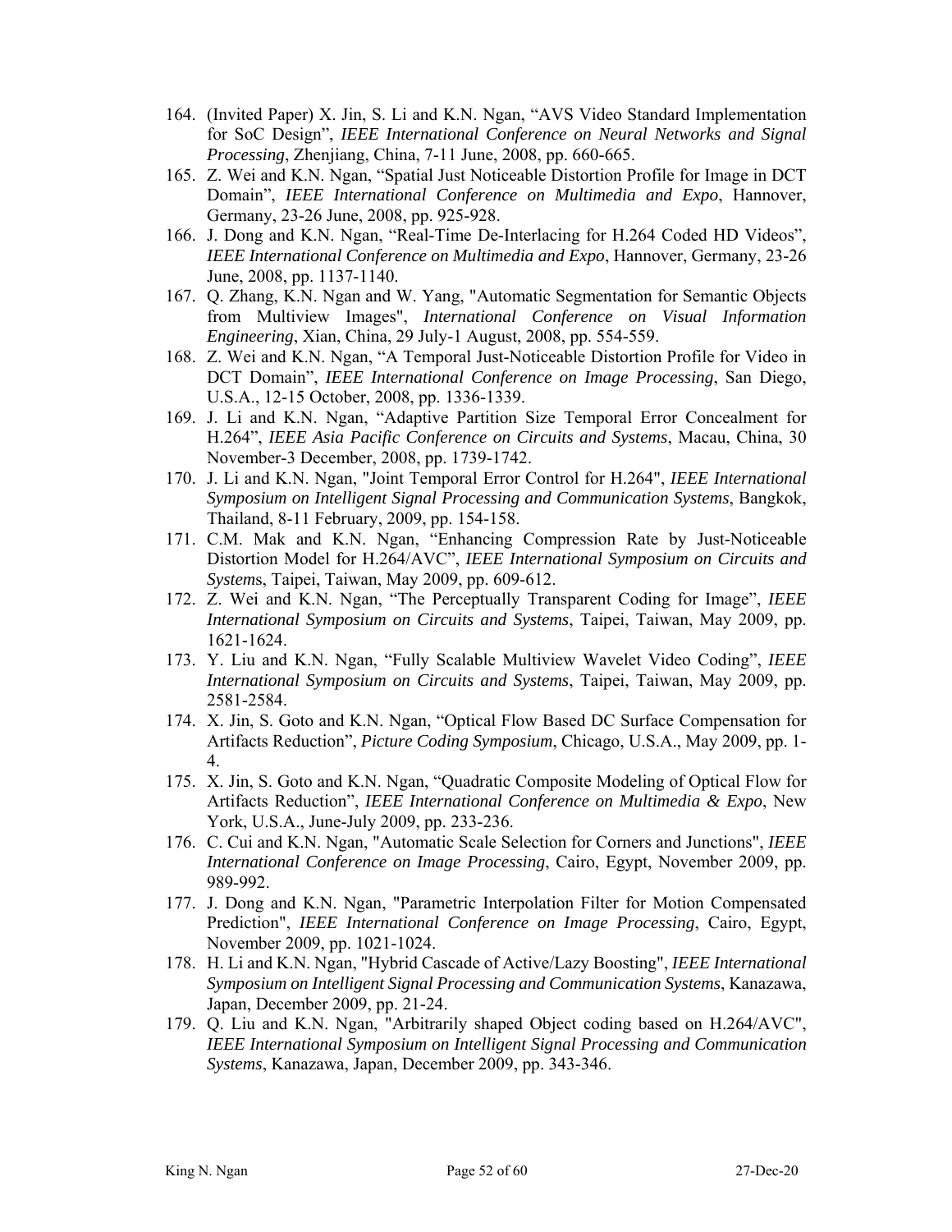164. (Invited Paper) X. Jin, S. Li and K.N. Ngan, "AVS Video Standard Implementation for SoC Design", *IEEE International Conference on Neural Networks and Signal Processing*, Zhenjiang, China, 7-11 June, 2008, pp. 660-665.
165. Z. Wei and K.N. Ngan, "Spatial Just Noticeable Distortion Profile for Image in DCT Domain", *IEEE International Conference on Multimedia and Expo*, Hannover, Germany, 23-26 June, 2008, pp. 925-928.
166. J. Dong and K.N. Ngan, "Real-Time De-Interlacing for H.264 Coded HD Videos", *IEEE International Conference on Multimedia and Expo*, Hannover, Germany, 23-26 June, 2008, pp. 1137-1140.
167. Q. Zhang, K.N. Ngan and W. Yang, "Automatic Segmentation for Semantic Objects from Multiview Images", *International Conference on Visual Information Engineering*, Xian, China, 29 July-1 August, 2008, pp. 554-559.
168. Z. Wei and K.N. Ngan, "A Temporal Just-Noticeable Distortion Profile for Video in DCT Domain", *IEEE International Conference on Image Processing*, San Diego, U.S.A., 12-15 October, 2008, pp. 1336-1339.
169. J. Li and K.N. Ngan, "Adaptive Partition Size Temporal Error Concealment for H.264", *IEEE Asia Pacific Conference on Circuits and Systems*, Macau, China, 30 November-3 December, 2008, pp. 1739-1742.
170. J. Li and K.N. Ngan, "Joint Temporal Error Control for H.264", *IEEE International Symposium on Intelligent Signal Processing and Communication Systems*, Bangkok, Thailand, 8-11 February, 2009, pp. 154-158.
171. C.M. Mak and K.N. Ngan, "Enhancing Compression Rate by Just-Noticeable Distortion Model for H.264/AVC", *IEEE International Symposium on Circuits and Systems*, Taipei, Taiwan, May 2009, pp. 609-612.
172. Z. Wei and K.N. Ngan, "The Perceptually Transparent Coding for Image", *IEEE International Symposium on Circuits and Systems*, Taipei, Taiwan, May 2009, pp. 1621-1624.
173. Y. Liu and K.N. Ngan, "Fully Scalable Multiview Wavelet Video Coding", *IEEE International Symposium on Circuits and Systems*, Taipei, Taiwan, May 2009, pp. 2581-2584.
174. X. Jin, S. Goto and K.N. Ngan, "Optical Flow Based DC Surface Compensation for Artifacts Reduction", *Picture Coding Symposium*, Chicago, U.S.A., May 2009, pp. 1-4.
175. X. Jin, S. Goto and K.N. Ngan, "Quadratic Composite Modeling of Optical Flow for Artifacts Reduction", *IEEE International Conference on Multimedia & Expo*, New York, U.S.A., June-July 2009, pp. 233-236.
176. C. Cui and K.N. Ngan, "Automatic Scale Selection for Corners and Junctions", *IEEE International Conference on Image Processing*, Cairo, Egypt, November 2009, pp. 989-992.
177. J. Dong and K.N. Ngan, "Parametric Interpolation Filter for Motion Compensated Prediction", *IEEE International Conference on Image Processing*, Cairo, Egypt, November 2009, pp. 1021-1024.
178. H. Li and K.N. Ngan, "Hybrid Cascade of Active/Lazy Boosting", *IEEE International Symposium on Intelligent Signal Processing and Communication Systems*, Kanazawa, Japan, December 2009, pp. 21-24.
179. Q. Liu and K.N. Ngan, "Arbitrarily shaped Object coding based on H.264/AVC", *IEEE International Symposium on Intelligent Signal Processing and Communication Systems*, Kanazawa, Japan, December 2009, pp. 343-346.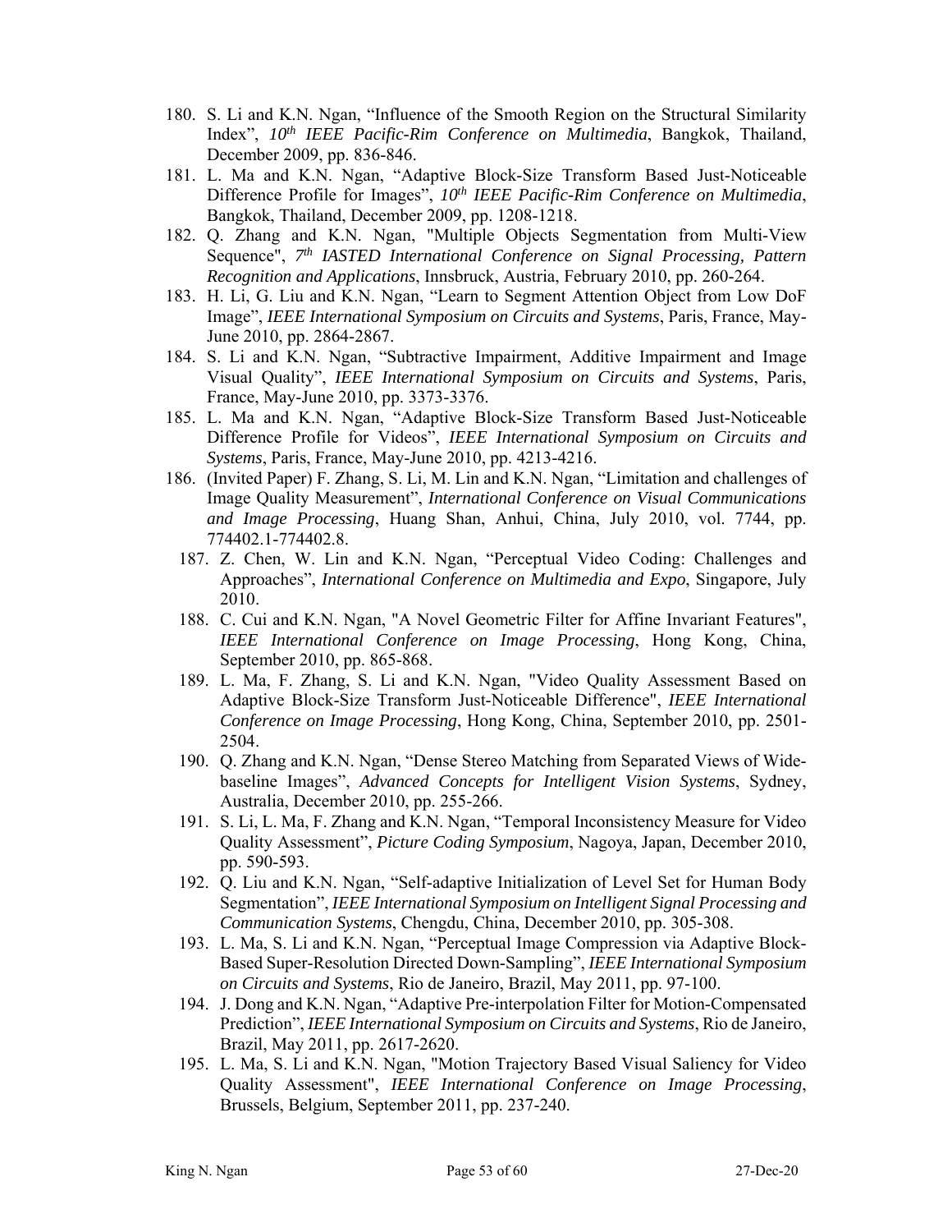180. S. Li and K.N. Ngan, “Influence of the Smooth Region on the Structural Similarity Index”, *10th IEEE Pacific-Rim Conference on Multimedia*, Bangkok, Thailand, December 2009, pp. 836-846.
181. L. Ma and K.N. Ngan, “Adaptive Block-Size Transform Based Just-Noticeable Difference Profile for Images”, *10th IEEE Pacific-Rim Conference on Multimedia*, Bangkok, Thailand, December 2009, pp. 1208-1218.
182. Q. Zhang and K.N. Ngan, "Multiple Objects Segmentation from Multi-View Sequence", *7th IASTED International Conference on Signal Processing, Pattern Recognition and Applications*, Innsbruck, Austria, February 2010, pp. 260-264.
183. H. Li, G. Liu and K.N. Ngan, “Learn to Segment Attention Object from Low DoF Image”, *IEEE International Symposium on Circuits and Systems*, Paris, France, May-June 2010, pp. 2864-2867.
184. S. Li and K.N. Ngan, “Subtractive Impairment, Additive Impairment and Image Visual Quality”, *IEEE International Symposium on Circuits and Systems*, Paris, France, May-June 2010, pp. 3373-3376.
185. L. Ma and K.N. Ngan, “Adaptive Block-Size Transform Based Just-Noticeable Difference Profile for Videos”, *IEEE International Symposium on Circuits and Systems*, Paris, France, May-June 2010, pp. 4213-4216.
186. (Invited Paper) F. Zhang, S. Li, M. Lin and K.N. Ngan, “Limitation and challenges of Image Quality Measurement”, *International Conference on Visual Communications and Image Processing*, Huang Shan, Anhui, China, July 2010, vol. 7744, pp. 774402.1-774402.8.
187. Z. Chen, W. Lin and K.N. Ngan, “Perceptual Video Coding: Challenges and Approaches”, *International Conference on Multimedia and Expo*, Singapore, July 2010.
188. C. Cui and K.N. Ngan, "A Novel Geometric Filter for Affine Invariant Features", *IEEE International Conference on Image Processing*, Hong Kong, China, September 2010, pp. 865-868.
189. L. Ma, F. Zhang, S. Li and K.N. Ngan, "Video Quality Assessment Based on Adaptive Block-Size Transform Just-Noticeable Difference", *IEEE International Conference on Image Processing*, Hong Kong, China, September 2010, pp. 2501-2504.
190. Q. Zhang and K.N. Ngan, “Dense Stereo Matching from Separated Views of Wide-baseline Images”, *Advanced Concepts for Intelligent Vision Systems*, Sydney, Australia, December 2010, pp. 255-266.
191. S. Li, L. Ma, F. Zhang and K.N. Ngan, “Temporal Inconsistency Measure for Video Quality Assessment”, *Picture Coding Symposium*, Nagoya, Japan, December 2010, pp. 590-593.
192. Q. Liu and K.N. Ngan, “Self-adaptive Initialization of Level Set for Human Body Segmentation”, *IEEE International Symposium on Intelligent Signal Processing and Communication Systems*, Chengdu, China, December 2010, pp. 305-308.
193. L. Ma, S. Li and K.N. Ngan, “Perceptual Image Compression via Adaptive Block-Based Super-Resolution Directed Down-Sampling”, *IEEE International Symposium on Circuits and Systems*, Rio de Janeiro, Brazil, May 2011, pp. 97-100.
194. J. Dong and K.N. Ngan, “Adaptive Pre-interpolation Filter for Motion-Compensated Prediction”, *IEEE International Symposium on Circuits and Systems*, Rio de Janeiro, Brazil, May 2011, pp. 2617-2620.
195. L. Ma, S. Li and K.N. Ngan, "Motion Trajectory Based Visual Saliency for Video Quality Assessment", *IEEE International Conference on Image Processing*, Brussels, Belgium, September 2011, pp. 237-240.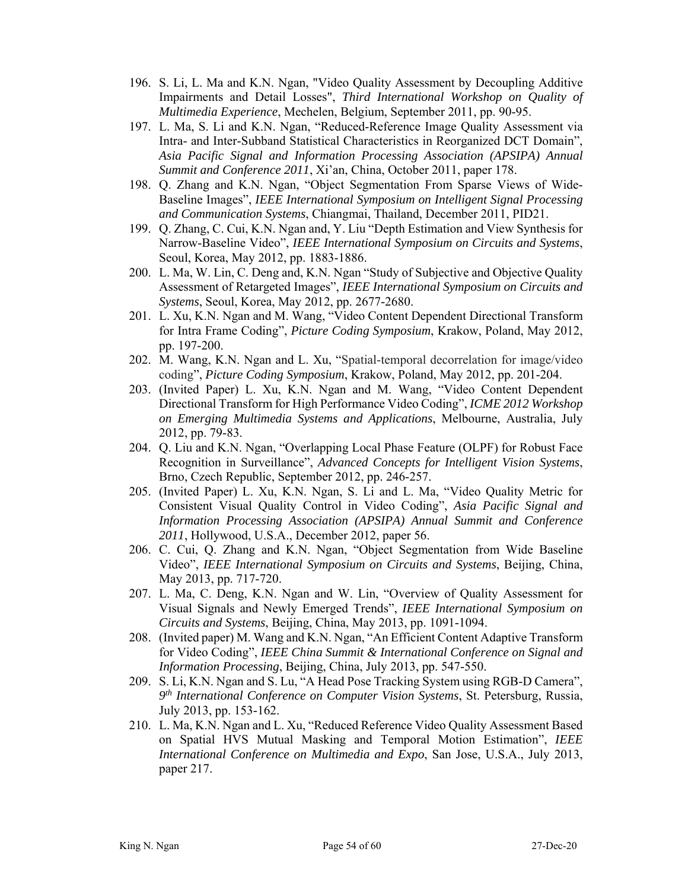196. S. Li, L. Ma and K.N. Ngan, "Video Quality Assessment by Decoupling Additive Impairments and Detail Losses", *Third International Workshop on Quality of Multimedia Experience*, Mechelen, Belgium, September 2011, pp. 90-95.
197. L. Ma, S. Li and K.N. Ngan, "Reduced-Reference Image Quality Assessment via Intra- and Inter-Subband Statistical Characteristics in Reorganized DCT Domain", *Asia Pacific Signal and Information Processing Association (APSIPA) Annual Summit and Conference 2011*, Xi'an, China, October 2011, paper 178.
198. Q. Zhang and K.N. Ngan, "Object Segmentation From Sparse Views of Wide-Baseline Images", *IEEE International Symposium on Intelligent Signal Processing and Communication Systems*, Chiangmai, Thailand, December 2011, PID21.
199. Q. Zhang, C. Cui, K.N. Ngan and, Y. Liu "Depth Estimation and View Synthesis for Narrow-Baseline Video", *IEEE International Symposium on Circuits and Systems*, Seoul, Korea, May 2012, pp. 1883-1886.
200. L. Ma, W. Lin, C. Deng and, K.N. Ngan "Study of Subjective and Objective Quality Assessment of Retargeted Images", *IEEE International Symposium on Circuits and Systems*, Seoul, Korea, May 2012, pp. 2677-2680.
201. L. Xu, K.N. Ngan and M. Wang, "Video Content Dependent Directional Transform for Intra Frame Coding", *Picture Coding Symposium*, Krakow, Poland, May 2012, pp. 197-200.
202. M. Wang, K.N. Ngan and L. Xu, "Spatial-temporal decorrelation for image/video coding", *Picture Coding Symposium*, Krakow, Poland, May 2012, pp. 201-204.
203. (Invited Paper) L. Xu, K.N. Ngan and M. Wang, "Video Content Dependent Directional Transform for High Performance Video Coding", *ICME 2012 Workshop on Emerging Multimedia Systems and Applications*, Melbourne, Australia, July 2012, pp. 79-83.
204. Q. Liu and K.N. Ngan, "Overlapping Local Phase Feature (OLPF) for Robust Face Recognition in Surveillance", *Advanced Concepts for Intelligent Vision Systems*, Brno, Czech Republic, September 2012, pp. 246-257.
205. (Invited Paper) L. Xu, K.N. Ngan, S. Li and L. Ma, "Video Quality Metric for Consistent Visual Quality Control in Video Coding", *Asia Pacific Signal and Information Processing Association (APSIPA) Annual Summit and Conference 2011*, Hollywood, U.S.A., December 2012, paper 56.
206. C. Cui, Q. Zhang and K.N. Ngan, "Object Segmentation from Wide Baseline Video", *IEEE International Symposium on Circuits and Systems*, Beijing, China, May 2013, pp. 717-720.
207. L. Ma, C. Deng, K.N. Ngan and W. Lin, "Overview of Quality Assessment for Visual Signals and Newly Emerged Trends", *IEEE International Symposium on Circuits and Systems*, Beijing, China, May 2013, pp. 1091-1094.
208. (Invited paper) M. Wang and K.N. Ngan, "An Efficient Content Adaptive Transform for Video Coding", *IEEE China Summit & International Conference on Signal and Information Processing*, Beijing, China, July 2013, pp. 547-550.
209. S. Li, K.N. Ngan and S. Lu, "A Head Pose Tracking System using RGB-D Camera", *9th International Conference on Computer Vision Systems*, St. Petersburg, Russia, July 2013, pp. 153-162.
210. L. Ma, K.N. Ngan and L. Xu, "Reduced Reference Video Quality Assessment Based on Spatial HVS Mutual Masking and Temporal Motion Estimation", *IEEE International Conference on Multimedia and Expo*, San Jose, U.S.A., July 2013, paper 217.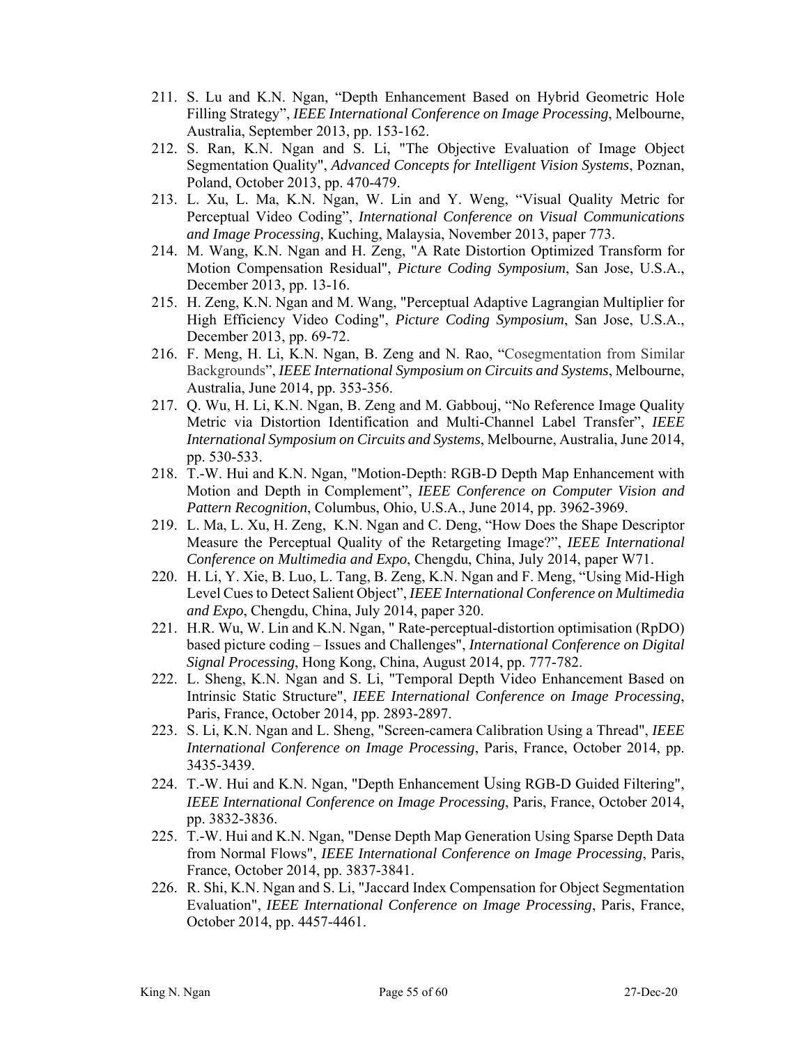211. S. Lu and K.N. Ngan, “Depth Enhancement Based on Hybrid Geometric Hole Filling Strategy”, *IEEE International Conference on Image Processing*, Melbourne, Australia, September 2013, pp. 153-162.
212. S. Ran, K.N. Ngan and S. Li, "The Objective Evaluation of Image Object Segmentation Quality", *Advanced Concepts for Intelligent Vision Systems*, Poznan, Poland, October 2013, pp. 470-479.
213. L. Xu, L. Ma, K.N. Ngan, W. Lin and Y. Weng, “Visual Quality Metric for Perceptual Video Coding”, *International Conference on Visual Communications and Image Processing*, Kuching, Malaysia, November 2013, paper 773.
214. M. Wang, K.N. Ngan and H. Zeng, "A Rate Distortion Optimized Transform for Motion Compensation Residual", *Picture Coding Symposium*, San Jose, U.S.A., December 2013, pp. 13-16.
215. H. Zeng, K.N. Ngan and M. Wang, "Perceptual Adaptive Lagrangian Multiplier for High Efficiency Video Coding", *Picture Coding Symposium*, San Jose, U.S.A., December 2013, pp. 69-72.
216. F. Meng, H. Li, K.N. Ngan, B. Zeng and N. Rao, “Cosegmentation from Similar Backgrounds”, *IEEE International Symposium on Circuits and Systems*, Melbourne, Australia, June 2014, pp. 353-356.
217. Q. Wu, H. Li, K.N. Ngan, B. Zeng and M. Gabbouj, “No Reference Image Quality Metric via Distortion Identification and Multi-Channel Label Transfer”, *IEEE International Symposium on Circuits and Systems*, Melbourne, Australia, June 2014, pp. 530-533.
218. T.-W. Hui and K.N. Ngan, "Motion-Depth: RGB-D Depth Map Enhancement with Motion and Depth in Complement", *IEEE Conference on Computer Vision and Pattern Recognition*, Columbus, Ohio, U.S.A., June 2014, pp. 3962-3969.
219. L. Ma, L. Xu, H. Zeng, K.N. Ngan and C. Deng, “How Does the Shape Descriptor Measure the Perceptual Quality of the Retargeting Image?”, *IEEE International Conference on Multimedia and Expo*, Chengdu, China, July 2014, paper W71.
220. H. Li, Y. Xie, B. Luo, L. Tang, B. Zeng, K.N. Ngan and F. Meng, “Using Mid-High Level Cues to Detect Salient Object”, *IEEE International Conference on Multimedia and Expo*, Chengdu, China, July 2014, paper 320.
221. H.R. Wu, W. Lin and K.N. Ngan, " Rate-perceptual-distortion optimisation (RpDO) based picture coding – Issues and Challenges", *International Conference on Digital Signal Processing*, Hong Kong, China, August 2014, pp. 777-782.
222. L. Sheng, K.N. Ngan and S. Li, "Temporal Depth Video Enhancement Based on Intrinsic Static Structure", *IEEE International Conference on Image Processing*, Paris, France, October 2014, pp. 2893-2897.
223. S. Li, K.N. Ngan and L. Sheng, "Screen-camera Calibration Using a Thread", *IEEE International Conference on Image Processing*, Paris, France, October 2014, pp. 3435-3439.
224. T.-W. Hui and K.N. Ngan, "Depth Enhancement Using RGB-D Guided Filtering", *IEEE International Conference on Image Processing*, Paris, France, October 2014, pp. 3832-3836.
225. T.-W. Hui and K.N. Ngan, "Dense Depth Map Generation Using Sparse Depth Data from Normal Flows", *IEEE International Conference on Image Processing*, Paris, France, October 2014, pp. 3837-3841.
226. R. Shi, K.N. Ngan and S. Li, "Jaccard Index Compensation for Object Segmentation Evaluation", *IEEE International Conference on Image Processing*, Paris, France, October 2014, pp. 4457-4461.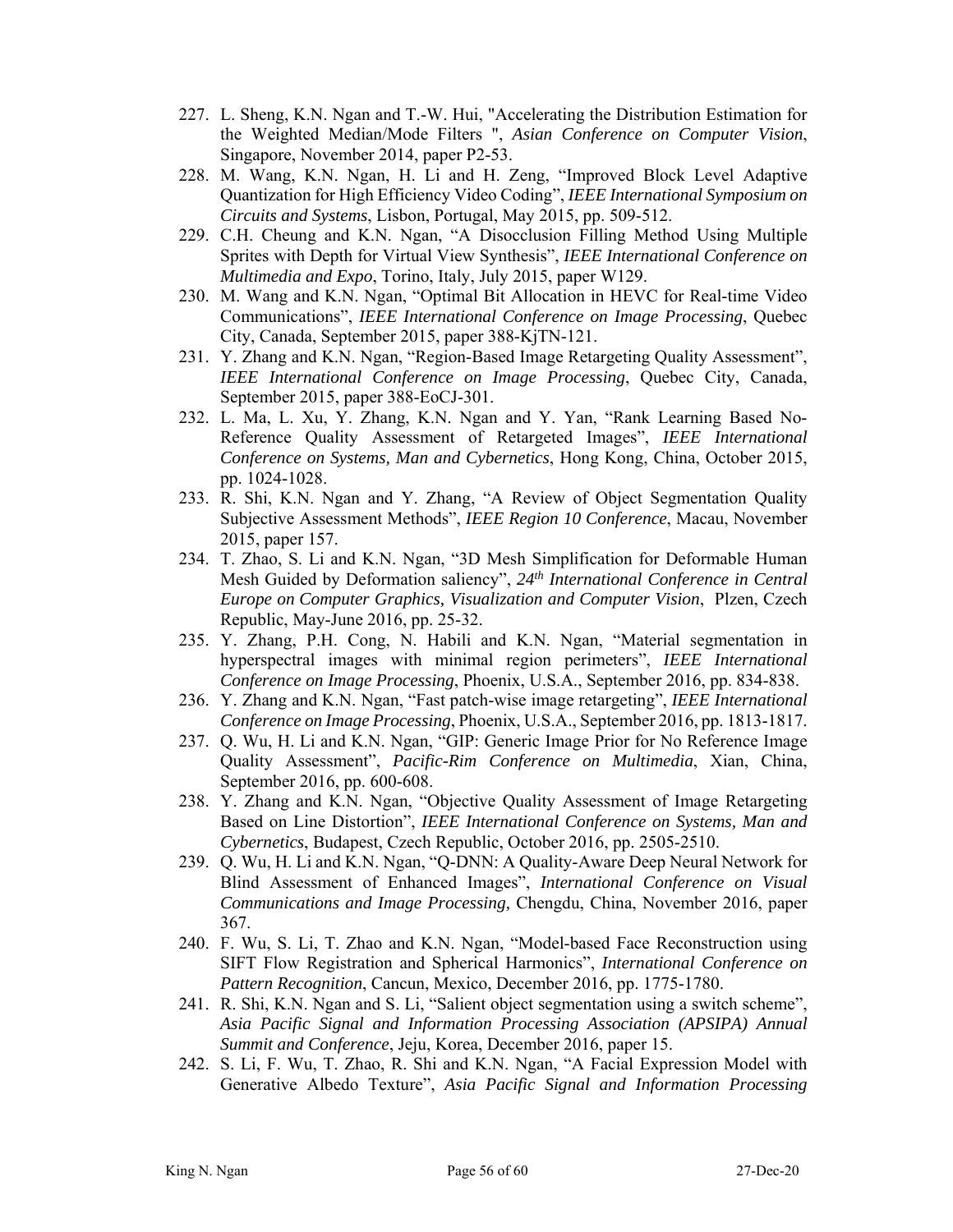227. L. Sheng, K.N. Ngan and T.-W. Hui, "Accelerating the Distribution Estimation for the Weighted Median/Mode Filters ", *Asian Conference on Computer Vision*, Singapore, November 2014, paper P2-53.
228. M. Wang, K.N. Ngan, H. Li and H. Zeng, "Improved Block Level Adaptive Quantization for High Efficiency Video Coding", *IEEE International Symposium on Circuits and Systems*, Lisbon, Portugal, May 2015, pp. 509-512.
229. C.H. Cheung and K.N. Ngan, "A Disocclusion Filling Method Using Multiple Sprites with Depth for Virtual View Synthesis", *IEEE International Conference on Multimedia and Expo*, Torino, Italy, July 2015, paper W129.
230. M. Wang and K.N. Ngan, "Optimal Bit Allocation in HEVC for Real-time Video Communications", *IEEE International Conference on Image Processing*, Quebec City, Canada, September 2015, paper 388-KjTN-121.
231. Y. Zhang and K.N. Ngan, "Region-Based Image Retargeting Quality Assessment", *IEEE International Conference on Image Processing*, Quebec City, Canada, September 2015, paper 388-EoCJ-301.
232. L. Ma, L. Xu, Y. Zhang, K.N. Ngan and Y. Yan, "Rank Learning Based No-Reference Quality Assessment of Retargeted Images", *IEEE International Conference on Systems, Man and Cybernetics*, Hong Kong, China, October 2015, pp. 1024-1028.
233. R. Shi, K.N. Ngan and Y. Zhang, "A Review of Object Segmentation Quality Subjective Assessment Methods", *IEEE Region 10 Conference*, Macau, November 2015, paper 157.
234. T. Zhao, S. Li and K.N. Ngan, "3D Mesh Simplification for Deformable Human Mesh Guided by Deformation saliency", *24th International Conference in Central Europe on Computer Graphics, Visualization and Computer Vision*, Plzen, Czech Republic, May-June 2016, pp. 25-32.
235. Y. Zhang, P.H. Cong, N. Habili and K.N. Ngan, "Material segmentation in hyperspectral images with minimal region perimeters", *IEEE International Conference on Image Processing*, Phoenix, U.S.A., September 2016, pp. 834-838.
236. Y. Zhang and K.N. Ngan, "Fast patch-wise image retargeting", *IEEE International Conference on Image Processing*, Phoenix, U.S.A., September 2016, pp. 1813-1817.
237. Q. Wu, H. Li and K.N. Ngan, "GIP: Generic Image Prior for No Reference Image Quality Assessment", *Pacific-Rim Conference on Multimedia*, Xian, China, September 2016, pp. 600-608.
238. Y. Zhang and K.N. Ngan, "Objective Quality Assessment of Image Retargeting Based on Line Distortion", *IEEE International Conference on Systems, Man and Cybernetics*, Budapest, Czech Republic, October 2016, pp. 2505-2510.
239. Q. Wu, H. Li and K.N. Ngan, "Q-DNN: A Quality-Aware Deep Neural Network for Blind Assessment of Enhanced Images", *International Conference on Visual Communications and Image Processing,* Chengdu, China, November 2016, paper 367.
240. F. Wu, S. Li, T. Zhao and K.N. Ngan, "Model-based Face Reconstruction using SIFT Flow Registration and Spherical Harmonics", *International Conference on Pattern Recognition*, Cancun, Mexico, December 2016, pp. 1775-1780.
241. R. Shi, K.N. Ngan and S. Li, "Salient object segmentation using a switch scheme", *Asia Pacific Signal and Information Processing Association (APSIPA) Annual Summit and Conference*, Jeju, Korea, December 2016, paper 15.
242. S. Li, F. Wu, T. Zhao, R. Shi and K.N. Ngan, "A Facial Expression Model with Generative Albedo Texture", *Asia Pacific Signal and Information Processing*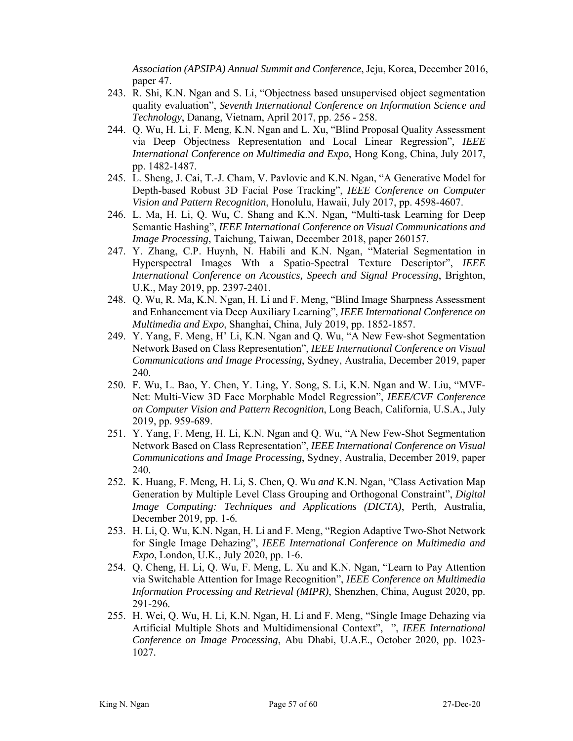*Association (APSIPA) Annual Summit and Conference*, Jeju, Korea, December 2016, paper 47.

243. R. Shi, K.N. Ngan and S. Li, "Objectness based unsupervised object segmentation quality evaluation", *Seventh International Conference on Information Science and Technology*, Danang, Vietnam, April 2017, pp. 256 - 258.
244. Q. Wu, H. Li, F. Meng, K.N. Ngan and L. Xu, "Blind Proposal Quality Assessment via Deep Objectness Representation and Local Linear Regression", *IEEE International Conference on Multimedia and Expo*, Hong Kong, China, July 2017, pp. 1482-1487.
245. L. Sheng, J. Cai, T.-J. Cham, V. Pavlovic and K.N. Ngan, "A Generative Model for Depth-based Robust 3D Facial Pose Tracking", *IEEE Conference on Computer Vision and Pattern Recognition*, Honolulu, Hawaii, July 2017, pp. 4598-4607.
246. L. Ma, H. Li, Q. Wu, C. Shang and K.N. Ngan, "Multi-task Learning for Deep Semantic Hashing", *IEEE International Conference on Visual Communications and Image Processing*, Taichung, Taiwan, December 2018, paper 260157.
247. Y. Zhang, C.P. Huynh, N. Habili and K.N. Ngan, "Material Segmentation in Hyperspectral Images Wth a Spatio-Spectral Texture Descriptor", *IEEE International Conference on Acoustics, Speech and Signal Processing*, Brighton, U.K., May 2019, pp. 2397-2401.
248. Q. Wu, R. Ma, K.N. Ngan, H. Li and F. Meng, "Blind Image Sharpness Assessment and Enhancement via Deep Auxiliary Learning", *IEEE International Conference on Multimedia and Expo*, Shanghai, China, July 2019, pp. 1852-1857.
249. Y. Yang, F. Meng, H' Li, K.N. Ngan and Q. Wu, "A New Few-shot Segmentation Network Based on Class Representation", *IEEE International Conference on Visual Communications and Image Processing*, Sydney, Australia, December 2019, paper 240.
250. F. Wu, L. Bao, Y. Chen, Y. Ling, Y. Song, S. Li, K.N. Ngan and W. Liu, "MVF-Net: Multi-View 3D Face Morphable Model Regression", *IEEE/CVF Conference on Computer Vision and Pattern Recognition*, Long Beach, California, U.S.A., July 2019, pp. 959-689.
251. Y. Yang, F. Meng, H. Li, K.N. Ngan and Q. Wu, "A New Few-Shot Segmentation Network Based on Class Representation", *IEEE International Conference on Visual Communications and Image Processing*, Sydney, Australia, December 2019, paper 240.
252. K. Huang, F. Meng, H. Li, S. Chen, Q. Wu *and* K.N. Ngan, "Class Activation Map Generation by Multiple Level Class Grouping and Orthogonal Constraint", *Digital Image Computing: Techniques and Applications (DICTA)*, Perth, Australia, December 2019, pp. 1-6.
253. H. Li, Q. Wu, K.N. Ngan, H. Li and F. Meng, "Region Adaptive Two-Shot Network for Single Image Dehazing", *IEEE International Conference on Multimedia and Expo*, London, U.K., July 2020, pp. 1-6.
254. Q. Cheng, H. Li, Q. Wu, F. Meng, L. Xu and K.N. Ngan, "Learn to Pay Attention via Switchable Attention for Image Recognition", *IEEE Conference on Multimedia Information Processing and Retrieval (MIPR)*, Shenzhen, China, August 2020, pp. 291-296.
255. H. Wei, Q. Wu, H. Li, K.N. Ngan, H. Li and F. Meng, "Single Image Dehazing via Artificial Multiple Shots and Multidimensional Context", ", *IEEE International Conference on Image Processing*, Abu Dhabi, U.A.E., October 2020, pp. 1023-1027.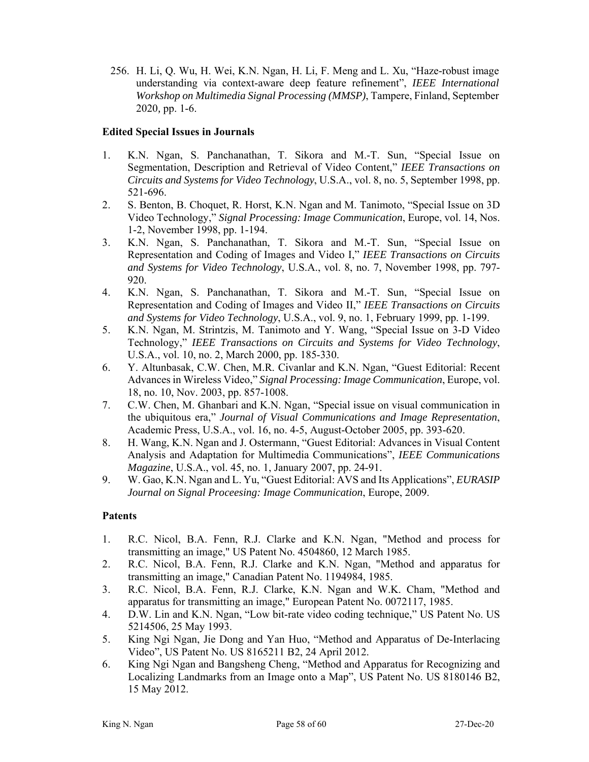256. H. Li, Q. Wu, H. Wei, K.N. Ngan, H. Li, F. Meng and L. Xu, "Haze-robust image understanding via context-aware deep feature refinement", *IEEE International Workshop on Multimedia Signal Processing (MMSP)*, Tampere, Finland, September 2020, pp. 1-6.

**Edited Special Issues in Journals**

1. K.N. Ngan, S. Panchanathan, T. Sikora and M.-T. Sun, "Special Issue on Segmentation, Description and Retrieval of Video Content," *IEEE Transactions on Circuits and Systems for Video Technology*, U.S.A., vol. 8, no. 5, September 1998, pp. 521-696.
2. S. Benton, B. Choquet, R. Horst, K.N. Ngan and M. Tanimoto, "Special Issue on 3D Video Technology," *Signal Processing: Image Communication*, Europe, vol. 14, Nos. 1-2, November 1998, pp. 1-194.
3. K.N. Ngan, S. Panchanathan, T. Sikora and M.-T. Sun, "Special Issue on Representation and Coding of Images and Video I," *IEEE Transactions on Circuits and Systems for Video Technology*, U.S.A., vol. 8, no. 7, November 1998, pp. 797-920.
4. K.N. Ngan, S. Panchanathan, T. Sikora and M.-T. Sun, "Special Issue on Representation and Coding of Images and Video II," *IEEE Transactions on Circuits and Systems for Video Technology*, U.S.A., vol. 9, no. 1, February 1999, pp. 1-199.
5. K.N. Ngan, M. Strintzis, M. Tanimoto and Y. Wang, "Special Issue on 3-D Video Technology," *IEEE Transactions on Circuits and Systems for Video Technology*, U.S.A., vol. 10, no. 2, March 2000, pp. 185-330.
6. Y. Altunbasak, C.W. Chen, M.R. Civanlar and K.N. Ngan, "Guest Editorial: Recent Advances in Wireless Video," *Signal Processing: Image Communication*, Europe, vol. 18, no. 10, Nov. 2003, pp. 857-1008.
7. C.W. Chen, M. Ghanbari and K.N. Ngan, "Special issue on visual communication in the ubiquitous era," *Journal of Visual Communications and Image Representation*, Academic Press, U.S.A., vol. 16, no. 4-5, August-October 2005, pp. 393-620.
8. H. Wang, K.N. Ngan and J. Ostermann, "Guest Editorial: Advances in Visual Content Analysis and Adaptation for Multimedia Communications", *IEEE Communications Magazine*, U.S.A., vol. 45, no. 1, January 2007, pp. 24-91.
9. W. Gao, K.N. Ngan and L. Yu, "Guest Editorial: AVS and Its Applications", *EURASIP Journal on Signal Proceesing: Image Communication*, Europe, 2009.

**Patents**

1. R.C. Nicol, B.A. Fenn, R.J. Clarke and K.N. Ngan, "Method and process for transmitting an image," US Patent No. 4504860, 12 March 1985.
2. R.C. Nicol, B.A. Fenn, R.J. Clarke and K.N. Ngan, "Method and apparatus for transmitting an image," Canadian Patent No. 1194984, 1985.
3. R.C. Nicol, B.A. Fenn, R.J. Clarke, K.N. Ngan and W.K. Cham, "Method and apparatus for transmitting an image," European Patent No. 0072117, 1985.
4. D.W. Lin and K.N. Ngan, "Low bit-rate video coding technique," US Patent No. US 5214506, 25 May 1993.
5. King Ngi Ngan, Jie Dong and Yan Huo, "Method and Apparatus of De-Interlacing Video", US Patent No. US 8165211 B2, 24 April 2012.
6. King Ngi Ngan and Bangsheng Cheng, "Method and Apparatus for Recognizing and Localizing Landmarks from an Image onto a Map", US Patent No. US 8180146 B2, 15 May 2012.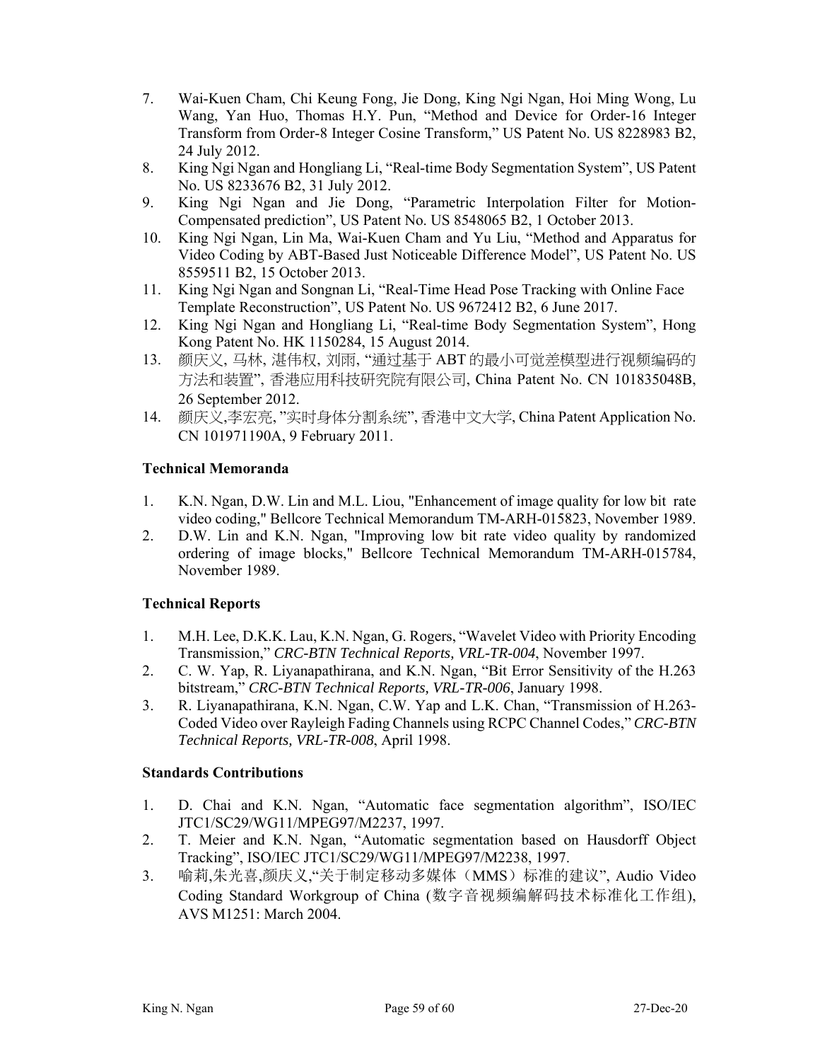7. Wai-Kuen Cham, Chi Keung Fong, Jie Dong, King Ngi Ngan, Hoi Ming Wong, Lu Wang, Yan Huo, Thomas H.Y. Pun, "Method and Device for Order-16 Integer Transform from Order-8 Integer Cosine Transform," US Patent No. US 8228983 B2, 24 July 2012.
8. King Ngi Ngan and Hongliang Li, "Real-time Body Segmentation System", US Patent No. US 8233676 B2, 31 July 2012.
9. King Ngi Ngan and Jie Dong, "Parametric Interpolation Filter for Motion-Compensated prediction", US Patent No. US 8548065 B2, 1 October 2013.
10. King Ngi Ngan, Lin Ma, Wai-Kuen Cham and Yu Liu, "Method and Apparatus for Video Coding by ABT-Based Just Noticeable Difference Model", US Patent No. US 8559511 B2, 15 October 2013.
11. King Ngi Ngan and Songnan Li, "Real-Time Head Pose Tracking with Online Face Template Reconstruction", US Patent No. US 9672412 B2, 6 June 2017.
12. King Ngi Ngan and Hongliang Li, "Real-time Body Segmentation System", Hong Kong Patent No. HK 1150284, 15 August 2014.
13. 颜庆义, 马林, 湛伟权, 刘雨, "通过基于 ABT 的最小可觉差模型进行视频编码的方法和装置", 香港应用科技研究院有限公司, China Patent No. CN 101835048B, 26 September 2012.
14. 颜庆义,李宏亮, "实时身体分割系统", 香港中文大学, China Patent Application No. CN 101971190A, 9 February 2011.

### Technical Memoranda

1. K.N. Ngan, D.W. Lin and M.L. Liou, "Enhancement of image quality for low bit rate video coding," Bellcore Technical Memorandum TM-ARH-015823, November 1989.
2. D.W. Lin and K.N. Ngan, "Improving low bit rate video quality by randomized ordering of image blocks," Bellcore Technical Memorandum TM-ARH-015784, November 1989.

### Technical Reports

1. M.H. Lee, D.K.K. Lau, K.N. Ngan, G. Rogers, "Wavelet Video with Priority Encoding Transmission," *CRC-BTN Technical Reports, VRL-TR-004*, November 1997.
2. C. W. Yap, R. Liyanapathirana, and K.N. Ngan, "Bit Error Sensitivity of the H.263 bitstream," *CRC-BTN Technical Reports, VRL-TR-006*, January 1998.
3. R. Liyanapathirana, K.N. Ngan, C.W. Yap and L.K. Chan, "Transmission of H.263-Coded Video over Rayleigh Fading Channels using RCPC Channel Codes," *CRC-BTN Technical Reports, VRL-TR-008*, April 1998.

### Standards Contributions

1. D. Chai and K.N. Ngan, "Automatic face segmentation algorithm", ISO/IEC JTC1/SC29/WG11/MPEG97/M2237, 1997.
2. T. Meier and K.N. Ngan, "Automatic segmentation based on Hausdorff Object Tracking", ISO/IEC JTC1/SC29/WG11/MPEG97/M2238, 1997.
3. 喻莉,朱光喜,颜庆义,"关于制定移动多媒体（MMS）标准的建议", Audio Video Coding Standard Workgroup of China (数字音视频编解码技术标准化工作组), AVS M1251: March 2004.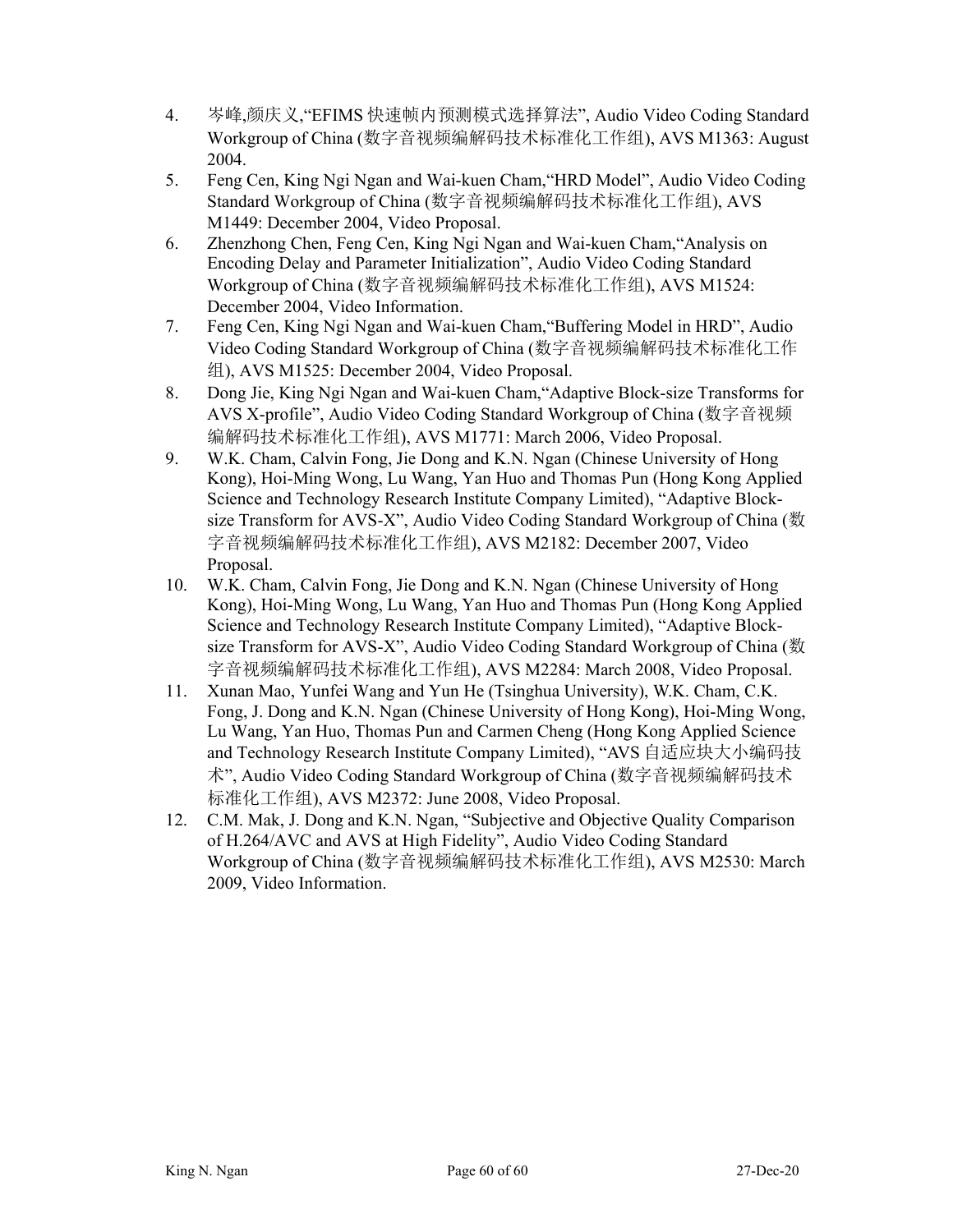4. 岑峰,颜庆义,"EFIMS 快速帧内预测模式选择算法", Audio Video Coding Standard Workgroup of China (数字音视频编解码技术标准化工作组), AVS M1363: August 2004.
5. Feng Cen, King Ngi Ngan and Wai-kuen Cham,"HRD Model", Audio Video Coding Standard Workgroup of China (数字音视频编解码技术标准化工作组), AVS M1449: December 2004, Video Proposal.
6. Zhenzhong Chen, Feng Cen, King Ngi Ngan and Wai-kuen Cham,"Analysis on Encoding Delay and Parameter Initialization", Audio Video Coding Standard Workgroup of China (数字音视频编解码技术标准化工作组), AVS M1524: December 2004, Video Information.
7. Feng Cen, King Ngi Ngan and Wai-kuen Cham,"Buffering Model in HRD", Audio Video Coding Standard Workgroup of China (数字音视频编解码技术标准化工作组), AVS M1525: December 2004, Video Proposal.
8. Dong Jie, King Ngi Ngan and Wai-kuen Cham,"Adaptive Block-size Transforms for AVS X-profile", Audio Video Coding Standard Workgroup of China (数字音视频编解码技术标准化工作组), AVS M1771: March 2006, Video Proposal.
9. W.K. Cham, Calvin Fong, Jie Dong and K.N. Ngan (Chinese University of Hong Kong), Hoi-Ming Wong, Lu Wang, Yan Huo and Thomas Pun (Hong Kong Applied Science and Technology Research Institute Company Limited), "Adaptive Block-size Transform for AVS-X", Audio Video Coding Standard Workgroup of China (数字音视频编解码技术标准化工作组), AVS M2182: December 2007, Video Proposal.
10. W.K. Cham, Calvin Fong, Jie Dong and K.N. Ngan (Chinese University of Hong Kong), Hoi-Ming Wong, Lu Wang, Yan Huo and Thomas Pun (Hong Kong Applied Science and Technology Research Institute Company Limited), "Adaptive Block-size Transform for AVS-X", Audio Video Coding Standard Workgroup of China (数字音视频编解码技术标准化工作组), AVS M2284: March 2008, Video Proposal.
11. Xunan Mao, Yunfei Wang and Yun He (Tsinghua University), W.K. Cham, C.K. Fong, J. Dong and K.N. Ngan (Chinese University of Hong Kong), Hoi-Ming Wong, Lu Wang, Yan Huo, Thomas Pun and Carmen Cheng (Hong Kong Applied Science and Technology Research Institute Company Limited), "AVS 自适应块大小编码技术", Audio Video Coding Standard Workgroup of China (数字音视频编解码技术标准化工作组), AVS M2372: June 2008, Video Proposal.
12. C.M. Mak, J. Dong and K.N. Ngan, "Subjective and Objective Quality Comparison of H.264/AVC and AVS at High Fidelity", Audio Video Coding Standard Workgroup of China (数字音视频编解码技术标准化工作组), AVS M2530: March 2009, Video Information.